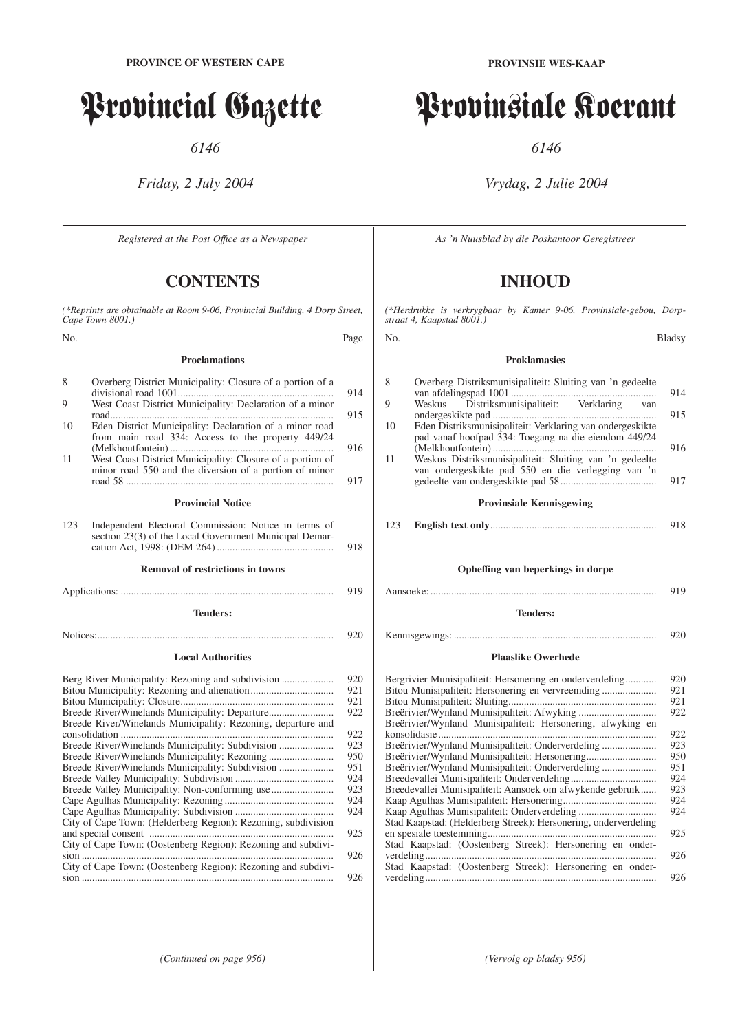**PROVINCE OF WESTERN CAPE**

# Provincial Gazette

*6146*

*Friday, 2 July 2004*

*Registered at the Post Office as a Newspaper*

## CONTENTS

*(\*Reprints are obtainable at Room 9-06, Provincial Building, 4 Dorp Street, Cape Town 8001.)*

| No. | | Page |
|---|---|---|
| | **Proclamations** | |
| 8 | Overberg District Municipality: Closure of a portion of a divisional road 1001 | 914 |
| 9 | West Coast District Municipality: Declaration of a minor road | 915 |
| 10 | Eden District Municipality: Declaration of a minor road from main road 334: Access to the property 449/24 (Melkhoutfontein) | 916 |
| 11 | West Coast District Municipality: Closure of a portion of minor road 550 and the diversion of a portion of minor road 58 | 917 |
| | **Provincial Notice** | |
| 123 | Independent Electoral Commission: Notice in terms of section 23(3) of the Local Government Municipal Demarcation Act, 1998: (DEM 264) | 918 |
| | **Removal of restrictions in towns** | |
| | Applications: | 919 |
| | **Tenders:** | |
| | Notices: | 920 |
| | **Local Authorities** | |
| | Berg River Municipality: Rezoning and subdivision | 920 |
| | Bitou Municipality: Rezoning and alienation | 921 |
| | Bitou Municipality: Closure | 921 |
| | Breede River/Winelands Municipality: Departure | 922 |
| | Breede River/Winelands Municipality: Rezoning, departure and consolidation | 922 |
| | Breede River/Winelands Municipality: Subdivision | 923 |
| | Breede River/Winelands Municipality: Rezoning | 950 |
| | Breede River/Winelands Municipality: Subdivision | 951 |
| | Breede Valley Municipality: Subdivision | 924 |
| | Breede Valley Municipality: Non-conforming use | 923 |
| | Cape Agulhas Municipality: Rezoning | 924 |
| | Cape Agulhas Municipality: Subdivision | 924 |
| | City of Cape Town: (Helderberg Region): Rezoning, subdivision and special consent | 925 |
| | City of Cape Town: (Oostenberg Region): Rezoning and subdivision | 926 |
| | City of Cape Town: (Oostenberg Region): Rezoning and subdivision | 926 |

*(Continued on page 956)*

**PROVINSIE WES-KAAP**

# Provinsiale Koerant

*6146*

*Vrydag, 2 Julie 2004*

*As 'n Nuusblad by die Poskantoor Geregistreer*

## INHOUD

*(\*Herdrukke is verkrygbaar by Kamer 9-06, Provinsiale-gebou, Dorpstraat 4, Kaapstad 8001.)*

| No. | | Bladsy |
|---|---|---|
| | **Proklamasies** | |
| 8 | Overberg Distriksmunisipaliteit: Sluiting van 'n gedeelte van afdelingspad 1001 | 914 |
| 9 | Weskus Distriksmunisipaliteit: Verklaring van ondergeskikte pad | 915 |
| 10 | Eden Distriksmunisipaliteit: Verklaring van ondergeskikte pad vanaf hoofpad 334: Toegang na die eiendom 449/24 (Melkhoutfontein) | 916 |
| 11 | Weskus Distriksmunisipaliteit: Sluiting van 'n gedeelte van ondergeskikte pad 550 en die verlegging van 'n gedeelte van ondergeskikte pad 58 | 917 |
| | **Provinsiale Kennisgewing** | |
| 123 | **English text only** | 918 |
| | **Opheffing van beperkings in dorpe** | |
| | Aansoeke: | 919 |
| | **Tenders:** | |
| | Kennisgewings: | 920 |
| | **Plaaslike Owerhede** | |
| | Bergrivier Munisipaliteit: Hersonering en onderverdeling | 920 |
| | Bitou Munisipaliteit: Hersonering en vervreemding | 921 |
| | Bitou Munisipaliteit: Sluiting | 921 |
| | Breërivier/Wynland Munisipaliteit: Afwyking | 922 |
| | Breërivier/Wynland Munisipaliteit: Hersonering, afwyking en konsolidasie | 922 |
| | Breërivier/Wynland Munisipaliteit: Onderverdeling | 923 |
| | Breërivier/Wynland Munisipaliteit: Hersonering | 950 |
| | Breërivier/Wynland Munisipaliteit: Onderverdeling | 951 |
| | Breedevallei Munisipaliteit: Onderverdeling | 924 |
| | Breedevallei Munisipaliteit: Aansoek om afwykende gebruik | 923 |
| | Kaap Agulhas Munisipaliteit: Hersonering | 924 |
| | Kaap Agulhas Munisipaliteit: Onderverdeling | 924 |
| | Stad Kaapstad: (Helderberg Streek): Hersonering, onderverdeling en spesiale toestemming | 925 |
| | Stad Kaapstad: (Oostenberg Streek): Hersonering en onderverdeling | 926 |
| | Stad Kaapstad: (Oostenberg Streek): Hersonering en onderverdeling | 926 |

*(Vervolg op bladsy 956)*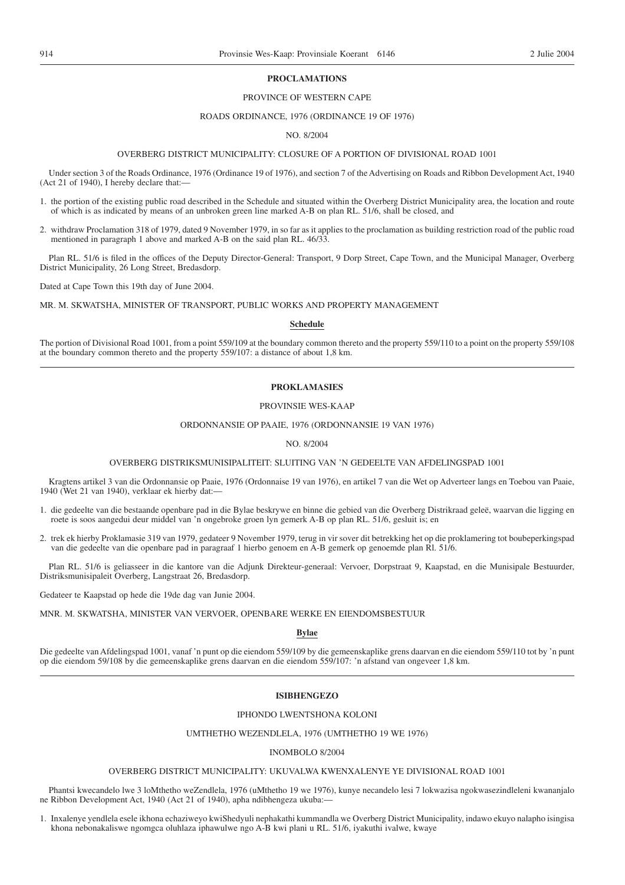## PROCLAMATIONS

PROVINCE OF WESTERN CAPE

ROADS ORDINANCE, 1976 (ORDINANCE 19 OF 1976)

NO. 8/2004

OVERBERG DISTRICT MUNICIPALITY: CLOSURE OF A PORTION OF DIVISIONAL ROAD 1001

Under section 3 of the Roads Ordinance, 1976 (Ordinance 19 of 1976), and section 7 of the Advertising on Roads and Ribbon Development Act, 1940 (Act 21 of 1940), I hereby declare that:—

1. the portion of the existing public road described in the Schedule and situated within the Overberg District Municipality area, the location and route of which is as indicated by means of an unbroken green line marked A-B on plan RL. 51/6, shall be closed, and

2. withdraw Proclamation 318 of 1979, dated 9 November 1979, in so far as it applies to the proclamation as building restriction road of the public road mentioned in paragraph 1 above and marked A-B on the said plan RL. 46/33.

Plan RL. 51/6 is filed in the offices of the Deputy Director-General: Transport, 9 Dorp Street, Cape Town, and the Municipal Manager, Overberg District Municipality, 26 Long Street, Bredasdorp.

Dated at Cape Town this 19th day of June 2004.

MR. M. SKWATSHA, MINISTER OF TRANSPORT, PUBLIC WORKS AND PROPERTY MANAGEMENT

**Schedule**

The portion of Divisional Road 1001, from a point 559/109 at the boundary common thereto and the property 559/110 to a point on the property 559/108 at the boundary common thereto and the property 559/107: a distance of about 1,8 km.

---

## PROKLAMASIES

PROVINSIE WES-KAAP

ORDONNANSIE OP PAAIE, 1976 (ORDONNANSIE 19 VAN 1976)

NO. 8/2004

OVERBERG DISTRIKSMUNISIPALITEIT: SLUITING VAN 'N GEDEELTE VAN AFDELINGSPAD 1001

Kragtens artikel 3 van die Ordonnansie op Paaie, 1976 (Ordonnaise 19 van 1976), en artikel 7 van die Wet op Adverteer langs en Toebou van Paaie, 1940 (Wet 21 van 1940), verklaar ek hierby dat:—

1. die gedeelte van die bestaande openbare pad in die Bylae beskrywe en binne die gebied van die Overberg Distrikraad geleë, waarvan die ligging en roete is soos aangedui deur middel van 'n ongebroke groen lyn gemerk A-B op plan RL. 51/6, gesluit is; en

2. trek ek hierby Proklamasie 319 van 1979, gedateer 9 November 1979, terug in vir sover dit betrekking het op die proklamering tot boubeperkingspad van die gedeelte van die openbare pad in paragraaf 1 hierbo genoem en A-B gemerk op genoemde plan Rl. 51/6.

Plan RL. 51/6 is geliasseer in die kantore van die Adjunk Direkteur-generaal: Vervoer, Dorpstraat 9, Kaapstad, en die Munisipale Bestuurder, Distriksmunisipaleit Overberg, Langstraat 26, Bredasdorp.

Gedateer te Kaapstad op hede die 19de dag van Junie 2004.

MNR. M. SKWATSHA, MINISTER VAN VERVOER, OPENBARE WERKE EN EIENDOMSBESTUUR

**Bylae**

Die gedeelte van Afdelingspad 1001, vanaf 'n punt op die eiendom 559/109 by die gemeenskaplike grens daarvan en die eiendom 559/110 tot by 'n punt op die eiendom 59/108 by die gemeenskaplike grens daarvan en die eiendom 559/107: 'n afstand van ongeveer 1,8 km.

---

## ISIBHENGEZO

IPHONDO LWENTSHONA KOLONI

UMTHETHO WEZENDLELA, 1976 (UMTHETHO 19 WE 1976)

INOMBOLO 8/2004

OVERBERG DISTRICT MUNICIPALITY: UKUVALWA KWENXALENYE YE DIVISIONAL ROAD 1001

Phantsi kwecandelo lwe 3 loMthetho weZendlela, 1976 (uMthetho 19 we 1976), kunye necandelo lesi 7 lokwazisa ngokwasezindleleni kwananjalo ne Ribbon Development Act, 1940 (Act 21 of 1940), apha ndibhengeza ukuba:—

1. Inxalenye yendlela esele ikhona echaziweyo kwiShedyuli nephakathi kummandla we Overberg District Municipality, indawo ekuyo nalapho isingisa khona nebonakaliswe ngomgca oluhlaza iphawulwe ngo A-B kwi plani u RL. 51/6, iyakuthi ivalwe, kwaye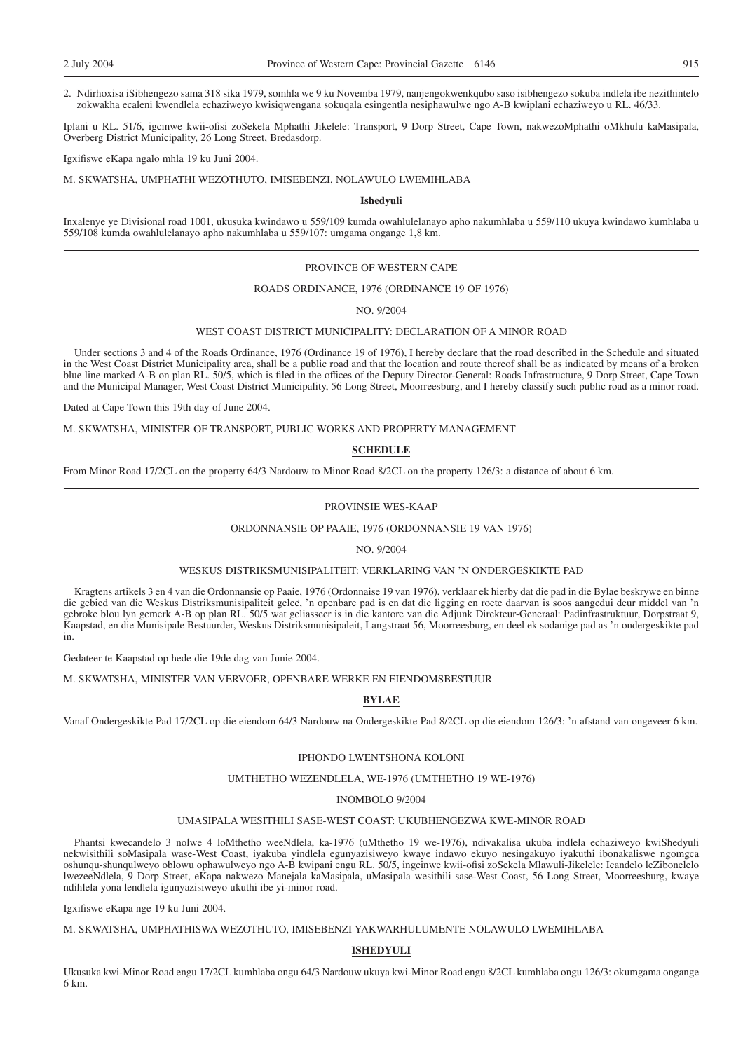2. Ndirhoxisa iSibhengezo sama 318 sika 1979, somhla we 9 ku Novemba 1979, nanjengokwenkqubo saso isibhengezo sokuba indlela ibe nezithintelo zokwakha ecaleni kwendlela echaziweyo kwisiqwengana sokuqala esingentla nesiphawulwe ngo A-B kwiplani echaziweyo u RL. 46/33.

Iplani u RL. 51/6, igcinwe kwii-ofisi zoSekela Mphathi Jikelele: Transport, 9 Dorp Street, Cape Town, nakwezoMphathi oMkhulu kaMasipala, Overberg District Municipality, 26 Long Street, Bredasdorp.

Igxifiswe eKapa ngalo mhla 19 ku Juni 2004.

M. SKWATSHA, UMPHATHI WEZOTHUTO, IMISEBENZI, NOLAWULO LWEMIHLABA

**Ishedyuli**

Inxalenye ye Divisional road 1001, ukusuka kwindawo u 559/109 kumda owahlulelanayo apho nakumhlaba u 559/110 ukuya kwindawo kumhlaba u 559/108 kumda owahlulelanayo apho nakumhlaba u 559/107: umgama ongange 1,8 km.

---

PROVINCE OF WESTERN CAPE

ROADS ORDINANCE, 1976 (ORDINANCE 19 OF 1976)

NO. 9/2004

WEST COAST DISTRICT MUNICIPALITY: DECLARATION OF A MINOR ROAD

Under sections 3 and 4 of the Roads Ordinance, 1976 (Ordinance 19 of 1976), I hereby declare that the road described in the Schedule and situated in the West Coast District Municipality area, shall be a public road and that the location and route thereof shall be as indicated by means of a broken blue line marked A-B on plan RL. 50/5, which is filed in the offices of the Deputy Director-General: Roads Infrastructure, 9 Dorp Street, Cape Town and the Municipal Manager, West Coast District Municipality, 56 Long Street, Moorreesburg, and I hereby classify such public road as a minor road.

Dated at Cape Town this 19th day of June 2004.

M. SKWATSHA, MINISTER OF TRANSPORT, PUBLIC WORKS AND PROPERTY MANAGEMENT

**SCHEDULE**

From Minor Road 17/2CL on the property 64/3 Nardouw to Minor Road 8/2CL on the property 126/3: a distance of about 6 km.

---

PROVINSIE WES-KAAP

ORDONNANSIE OP PAAIE, 1976 (ORDONNANSIE 19 VAN 1976)

NO. 9/2004

WESKUS DISTRIKSMUNISIPALITEIT: VERKLARING VAN 'N ONDERGESKIKTE PAD

Kragtens artikels 3 en 4 van die Ordonnansie op Paaie, 1976 (Ordonnaise 19 van 1976), verklaar ek hierby dat die pad in die Bylae beskrywe en binne die gebied van die Weskus Distriksmunisipaliteit geleë, 'n openbare pad is en dat die ligging en roete daarvan is soos aangedui deur middel van 'n gebroke blou lyn gemerk A-B op plan RL. 50/5 wat geliasseer is in die kantore van die Adjunk Direkteur-Generaal: Padinfrastruktuur, Dorpstraat 9, Kaapstad, en die Munisipale Bestuurder, Weskus Distriksmunisipaleit, Langstraat 56, Moorreesburg, en deel ek sodanige pad as 'n ondergeskikte pad in.

Gedateer te Kaapstad op hede die 19de dag van Junie 2004.

M. SKWATSHA, MINISTER VAN VERVOER, OPENBARE WERKE EN EIENDOMSBESTUUR

**BYLAE**

Vanaf Ondergeskikte Pad 17/2CL op die eiendom 64/3 Nardouw na Ondergeskikte Pad 8/2CL op die eiendom 126/3: 'n afstand van ongeveer 6 km.

---

IPHONDO LWENTSHONA KOLONI

UMTHETHO WEZENDLELA, WE-1976 (UMTHETHO 19 WE-1976)

INOMBOLO 9/2004

UMASIPALA WESITHILI SASE-WEST COAST: UKUBHENGEZWA KWE-MINOR ROAD

Phantsi kwecandelo 3 nolwe 4 loMthetho weeNdlela, ka-1976 (uMthetho 19 we-1976), ndivakalisa ukuba indlela echaziweyo kwiShedyuli nekwisithili soMasipala wase-West Coast, iyakuba yindlela egunyazisiweyo kwaye indawo ekuyo nesingakuyo iyakuthi ibonakaliswe ngomgca oshunqu-shunqulweyo oblowu ophawulweyo ngo A-B kwipani engu RL. 50/5, ingcinwe kwii-ofisi zoSekela Mlawuli-Jikelele: Icandelo leZibonelelo lwezeeNdlela, 9 Dorp Street, eKapa nakwezo Manejala kaMasipala, uMasipala wesithili sase-West Coast, 56 Long Street, Moorreesburg, kwaye ndihlela yona lendlela igunyazisiweyo ukuthi ibe yi-minor road.

Igxifiswe eKapa nge 19 ku Juni 2004.

M. SKWATSHA, UMPHATHISWA WEZOTHUTO, IMISEBENZI YAKWARHULUMENTE NOLAWULO LWEMIHLABA

**ISHEDYULI**

Ukusuka kwi-Minor Road engu 17/2CL kumhlaba ongu 64/3 Nardouw ukuya kwi-Minor Road engu 8/2CL kumhlaba ongu 126/3: okumgama ongange 6 km.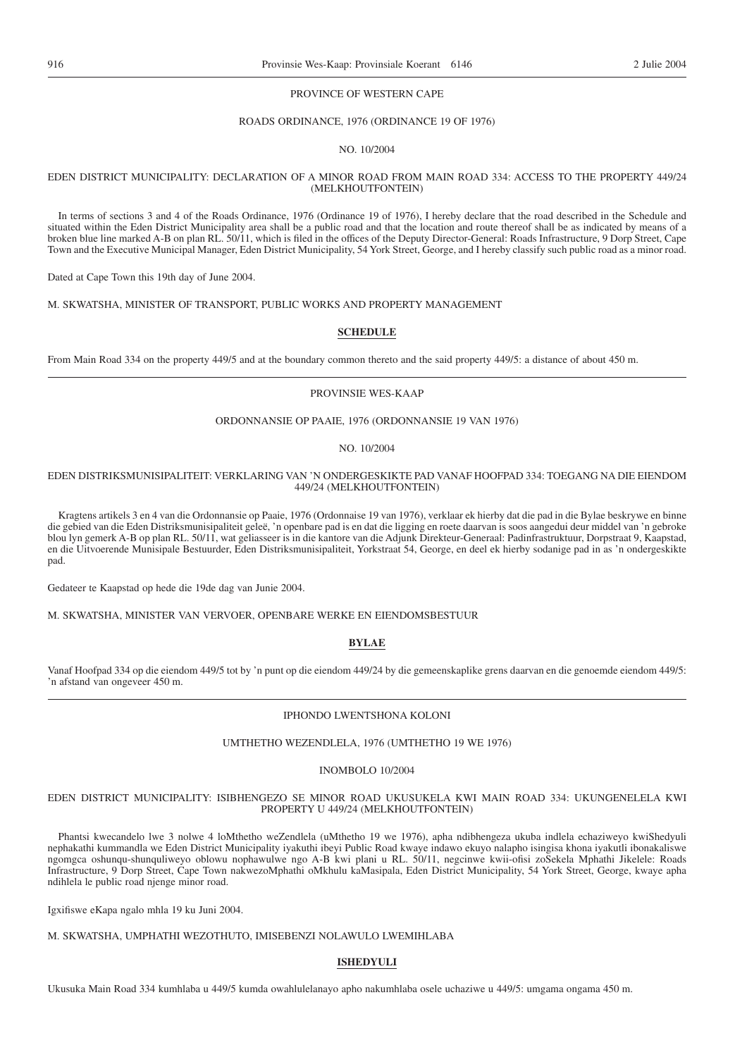PROVINCE OF WESTERN CAPE

ROADS ORDINANCE, 1976 (ORDINANCE 19 OF 1976)

NO. 10/2004

EDEN DISTRICT MUNICIPALITY: DECLARATION OF A MINOR ROAD FROM MAIN ROAD 334: ACCESS TO THE PROPERTY 449/24 (MELKHOUTFONTEIN)

In terms of sections 3 and 4 of the Roads Ordinance, 1976 (Ordinance 19 of 1976), I hereby declare that the road described in the Schedule and situated within the Eden District Municipality area shall be a public road and that the location and route thereof shall be as indicated by means of a broken blue line marked A-B on plan RL. 50/11, which is filed in the offices of the Deputy Director-General: Roads Infrastructure, 9 Dorp Street, Cape Town and the Executive Municipal Manager, Eden District Municipality, 54 York Street, George, and I hereby classify such public road as a minor road.

Dated at Cape Town this 19th day of June 2004.

M. SKWATSHA, MINISTER OF TRANSPORT, PUBLIC WORKS AND PROPERTY MANAGEMENT

**SCHEDULE**

From Main Road 334 on the property 449/5 and at the boundary common thereto and the said property 449/5: a distance of about 450 m.

---

PROVINSIE WES-KAAP

ORDONNANSIE OP PAAIE, 1976 (ORDONNANSIE 19 VAN 1976)

NO. 10/2004

EDEN DISTRIKSMUNISIPALITEIT: VERKLARING VAN 'N ONDERGESKIKTE PAD VANAF HOOFPAD 334: TOEGANG NA DIE EIENDOM 449/24 (MELKHOUTFONTEIN)

Kragtens artikels 3 en 4 van die Ordonnansie op Paaie, 1976 (Ordonnaise 19 van 1976), verklaar ek hierby dat die pad in die Bylae beskrywe en binne die gebied van die Eden Distriksmunisipaliteit geleë, 'n openbare pad is en dat die ligging en roete daarvan is soos aangedui deur middel van 'n gebroke blou lyn gemerk A-B op plan RL. 50/11, wat geliasseer is in die kantore van die Adjunk Direkteur-Generaal: Padinfrastruktuur, Dorpstraat 9, Kaapstad, en die Uitvoerende Munisipale Bestuurder, Eden Distriksmunisipaliteit, Yorkstraat 54, George, en deel ek hierby sodanige pad in as 'n ondergeskikte pad.

Gedateer te Kaapstad op hede die 19de dag van Junie 2004.

M. SKWATSHA, MINISTER VAN VERVOER, OPENBARE WERKE EN EIENDOMSBESTUUR

**BYLAE**

Vanaf Hoofpad 334 op die eiendom 449/5 tot by 'n punt op die eiendom 449/24 by die gemeenskaplike grens daarvan en die genoemde eiendom 449/5: 'n afstand van ongeveer 450 m.

---

IPHONDO LWENTSHONA KOLONI

UMTHETHO WEZENDLELA, 1976 (UMTHETHO 19 WE 1976)

INOMBOLO 10/2004

EDEN DISTRICT MUNICIPALITY: ISIBHENGEZO SE MINOR ROAD UKUSUKELA KWI MAIN ROAD 334: UKUNGENELELA KWI PROPERTY U 449/24 (MELKHOUTFONTEIN)

Phantsi kwecandelo lwe 3 nolwe 4 loMthetho weZendlela (uMthetho 19 we 1976), apha ndibhengeza ukuba indlela echaziweyo kwiShedyuli nephakathi kummandla we Eden District Municipality iyakuthi ibeyi Public Road kwaye indawo ekuyo nalapho isingisa khona iyakutli ibonakaliswe ngomgca oshunqu-shunquliweyo oblowu nophawulwe ngo A-B kwi plani u RL. 50/11, negcinwe kwii-ofisi zoSekela Mphathi Jikelele: Roads Infrastructure, 9 Dorp Street, Cape Town nakwezoMphathi oMkhulu kaMasipala, Eden District Municipality, 54 York Street, George, kwaye apha ndihlela le public road njenge minor road.

Igxifiswe eKapa ngalo mhla 19 ku Juni 2004.

M. SKWATSHA, UMPHATHI WEZOTHUTO, IMISEBENZI NOLAWULO LWEMIHLABA

**ISHEDYULI**

Ukusuka Main Road 334 kumhlaba u 449/5 kumda owahlulelanayo apho nakumhlaba osele uchaziwe u 449/5: umgama ongama 450 m.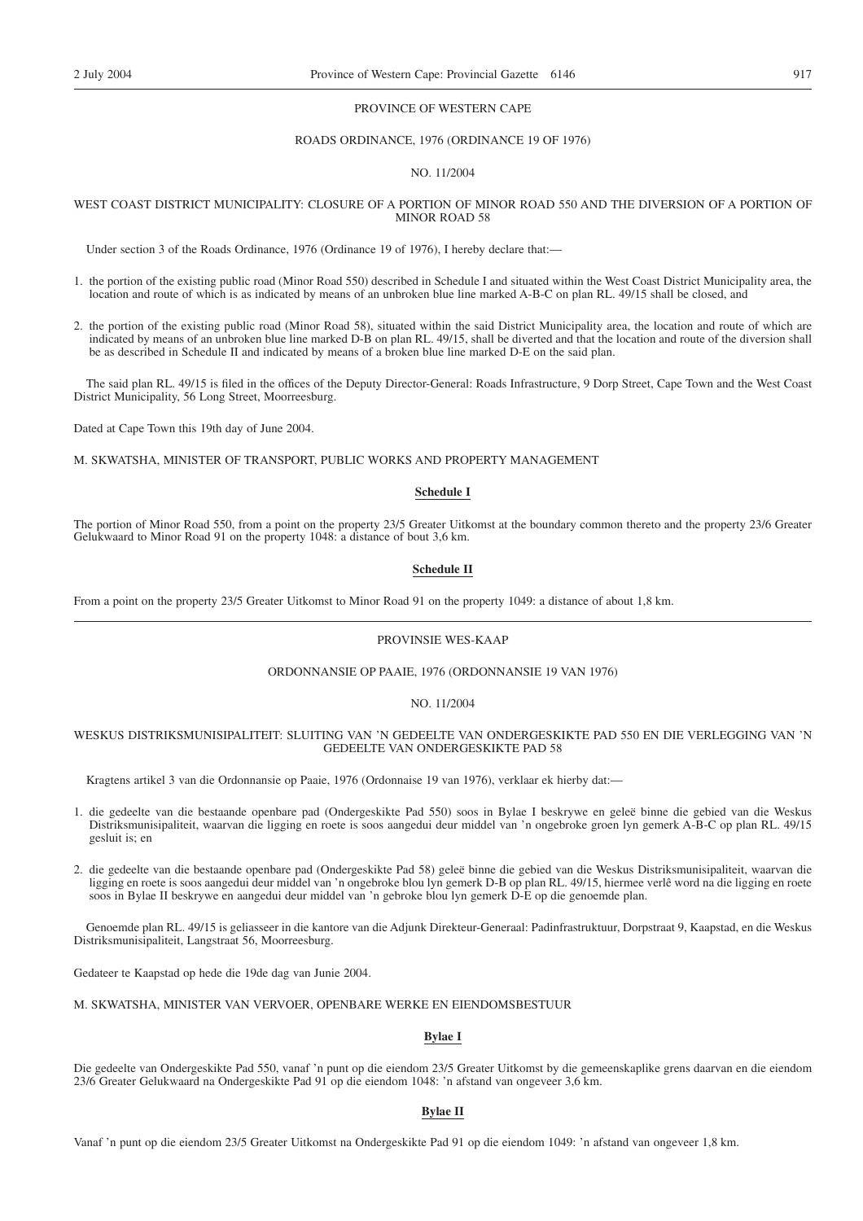PROVINCE OF WESTERN CAPE

ROADS ORDINANCE, 1976 (ORDINANCE 19 OF 1976)

NO. 11/2004

WEST COAST DISTRICT MUNICIPALITY: CLOSURE OF A PORTION OF MINOR ROAD 550 AND THE DIVERSION OF A PORTION OF MINOR ROAD 58

Under section 3 of the Roads Ordinance, 1976 (Ordinance 19 of 1976), I hereby declare that:—

1. the portion of the existing public road (Minor Road 550) described in Schedule I and situated within the West Coast District Municipality area, the location and route of which is as indicated by means of an unbroken blue line marked A-B-C on plan RL. 49/15 shall be closed, and

2. the portion of the existing public road (Minor Road 58), situated within the said District Municipality area, the location and route of which are indicated by means of an unbroken blue line marked D-B on plan RL. 49/15, shall be diverted and that the location and route of the diversion shall be as described in Schedule II and indicated by means of a broken blue line marked D-E on the said plan.

The said plan RL. 49/15 is filed in the offices of the Deputy Director-General: Roads Infrastructure, 9 Dorp Street, Cape Town and the West Coast District Municipality, 56 Long Street, Moorreesburg.

Dated at Cape Town this 19th day of June 2004.

M. SKWATSHA, MINISTER OF TRANSPORT, PUBLIC WORKS AND PROPERTY MANAGEMENT

**Schedule I**

The portion of Minor Road 550, from a point on the property 23/5 Greater Uitkomst at the boundary common thereto and the property 23/6 Greater Gelukwaard to Minor Road 91 on the property 1048: a distance of bout 3,6 km.

**Schedule II**

From a point on the property 23/5 Greater Uitkomst to Minor Road 91 on the property 1049: a distance of about 1,8 km.

---

PROVINSIE WES-KAAP

ORDONNANSIE OP PAAIE, 1976 (ORDONNANSIE 19 VAN 1976)

NO. 11/2004

WESKUS DISTRIKSMUNISIPALITEIT: SLUITING VAN ’N GEDEELTE VAN ONDERGESKIKTE PAD 550 EN DIE VERLEGGING VAN ’N GEDEELTE VAN ONDERGESKIKTE PAD 58

Kragtens artikel 3 van die Ordonnansie op Paaie, 1976 (Ordonnaise 19 van 1976), verklaar ek hierby dat:—

1. die gedeelte van die bestaande openbare pad (Ondergeskikte Pad 550) soos in Bylae I beskrywe en geleë binne die gebied van die Weskus Distriksmunisipaliteit, waarvan die ligging en roete is soos aangedui deur middel van ’n ongebroke groen lyn gemerk A-B-C op plan RL. 49/15 gesluit is; en

2. die gedeelte van die bestaande openbare pad (Ondergeskikte Pad 58) geleë binne die gebied van die Weskus Distriksmunisipaliteit, waarvan die ligging en roete is soos aangedui deur middel van ’n ongebroke blou lyn gemerk D-B op plan RL. 49/15, hiermee verlê word na die ligging en roete soos in Bylae II beskrywe en aangedui deur middel van ’n gebroke blou lyn gemerk D-E op die genoemde plan.

Genoemde plan RL. 49/15 is geliasseer in die kantore van die Adjunk Direkteur-Generaal: Padinfrastruktuur, Dorpstraat 9, Kaapstad, en die Weskus Distriksmunisipaliteit, Langstraat 56, Moorreesburg.

Gedateer te Kaapstad op hede die 19de dag van Junie 2004.

M. SKWATSHA, MINISTER VAN VERVOER, OPENBARE WERKE EN EIENDOMSBESTUUR

**Bylae I**

Die gedeelte van Ondergeskikte Pad 550, vanaf ’n punt op die eiendom 23/5 Greater Uitkomst by die gemeenskaplike grens daarvan en die eiendom 23/6 Greater Gelukwaard na Ondergeskikte Pad 91 op die eiendom 1048: ’n afstand van ongeveer 3,6 km.

**Bylae II**

Vanaf ’n punt op die eiendom 23/5 Greater Uitkomst na Ondergeskikte Pad 91 op die eiendom 1049: ’n afstand van ongeveer 1,8 km.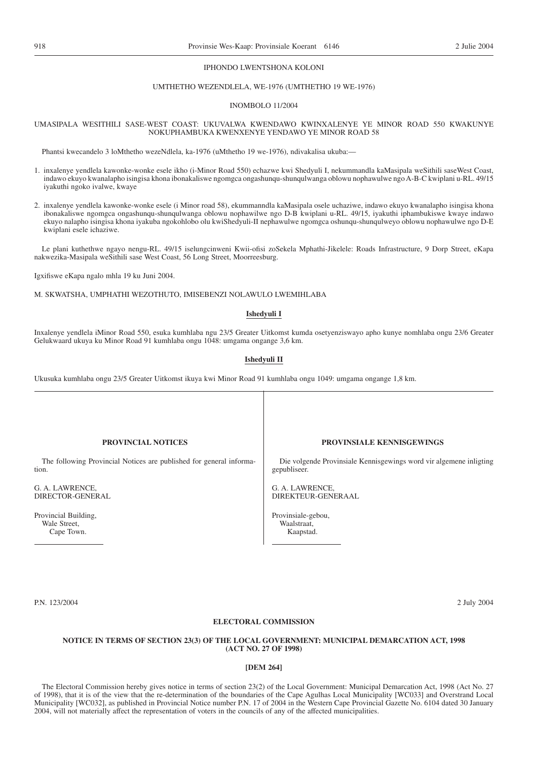IPHONDO LWENTSHONA KOLONI

UMTHETHO WEZENDLELA, WE-1976 (UMTHETHO 19 WE-1976)

INOMBOLO 11/2004

UMASIPALA WESITHILI SASE-WEST COAST: UKUVALWA KWENDAWO KWINXALENYE YE MINOR ROAD 550 KWAKUNYE NOKUPHAMBUKA KWENXENYE YENDAWO YE MINOR ROAD 58

Phantsi kwecandelo 3 loMthetho wezeNdlela, ka-1976 (uMthetho 19 we-1976), ndivakalisa ukuba:—

1. inxalenye yendlela kawonke-wonke esele ikho (i-Minor Road 550) echazwe kwi Shedyuli I, nekummandla kaMasipala weSithili saseWest Coast, indawo ekuyo kwanalapho isingisa khona ibonakaliswe ngomgca ongashunqu-shunqulwanga oblowu nophawulwe ngo A-B-C kwiplani u-RL. 49/15 iyakuthi ngoko ivalwe, kwaye

2. inxalenye yendlela kawonke-wonke esele (i Minor road 58), ekummanndla kaMasipala osele uchaziwe, indawo ekuyo kwanalapho isingisa khona ibonakaliswe ngomgca ongashunqu-shunqulwanga oblowu nophawilwe ngo D-B kwiplani u-RL. 49/15, iyakuthi iphambukiswe kwaye indawo ekuyo nalapho isingisa khona iyakuba ngokohlobo olu kwiShedyuli-II nephawulwe ngomgca oshunqu-shunqulweyo oblowu nophawulwe ngo D-E kwiplani esele ichaziwe.

Le plani kuthethwe ngayo nengu-RL. 49/15 iselungcinweni Kwii-ofisi zoSekela Mphathi-Jikelele: Roads Infrastructure, 9 Dorp Street, eKapa nakwezika-Masipala weSithili sase West Coast, 56 Long Street, Moorreesburg.

Igxifiswe eKapa ngalo mhla 19 ku Juni 2004.

M. SKWATSHA, UMPHATHI WEZOTHUTO, IMISEBENZI NOLAWULO LWEMIHLABA

**Ishedyuli I**

Inxalenye yendlela iMinor Road 550, esuka kumhlaba ngu 23/5 Greater Uitkomst kumda osetyenziswayo apho kunye nomhlaba ongu 23/6 Greater Gelukwaard ukuya ku Minor Road 91 kumhlaba ongu 1048: umgama ongange 3,6 km.

**Ishedyuli II**

Ukusuka kumhlaba ongu 23/5 Greater Uitkomst ikuya kwi Minor Road 91 kumhlaba ongu 1049: umgama ongange 1,8 km.

---

**PROVINCIAL NOTICES**

The following Provincial Notices are published for general information.

G. A. LAWRENCE,
DIRECTOR-GENERAL

Provincial Building,
Wale Street,
Cape Town.

**PROVINSIALE KENNISGEWINGS**

Die volgende Provinsiale Kennisgewings word vir algemene inligting gepubliseer.

G. A. LAWRENCE,
DIREKTEUR-GENERAAL

Provinsiale-gebou,
Waalstraat,
Kaapstad.

---

P.N. 123/2004 2 July 2004

**ELECTORAL COMMISSION**

**NOTICE IN TERMS OF SECTION 23(3) OF THE LOCAL GOVERNMENT: MUNICIPAL DEMARCATION ACT, 1998 (ACT NO. 27 OF 1998)**

**[DEM 264]**

The Electoral Commission hereby gives notice in terms of section 23(2) of the Local Government: Municipal Demarcation Act, 1998 (Act No. 27 of 1998), that it is of the view that the re-determination of the boundaries of the Cape Agulhas Local Municipality [WC033] and Overstrand Local Municipality [WC032], as published in Provincial Notice number P.N. 17 of 2004 in the Western Cape Provincial Gazette No. 6104 dated 30 January 2004, will not materially affect the representation of voters in the councils of any of the affected municipalities.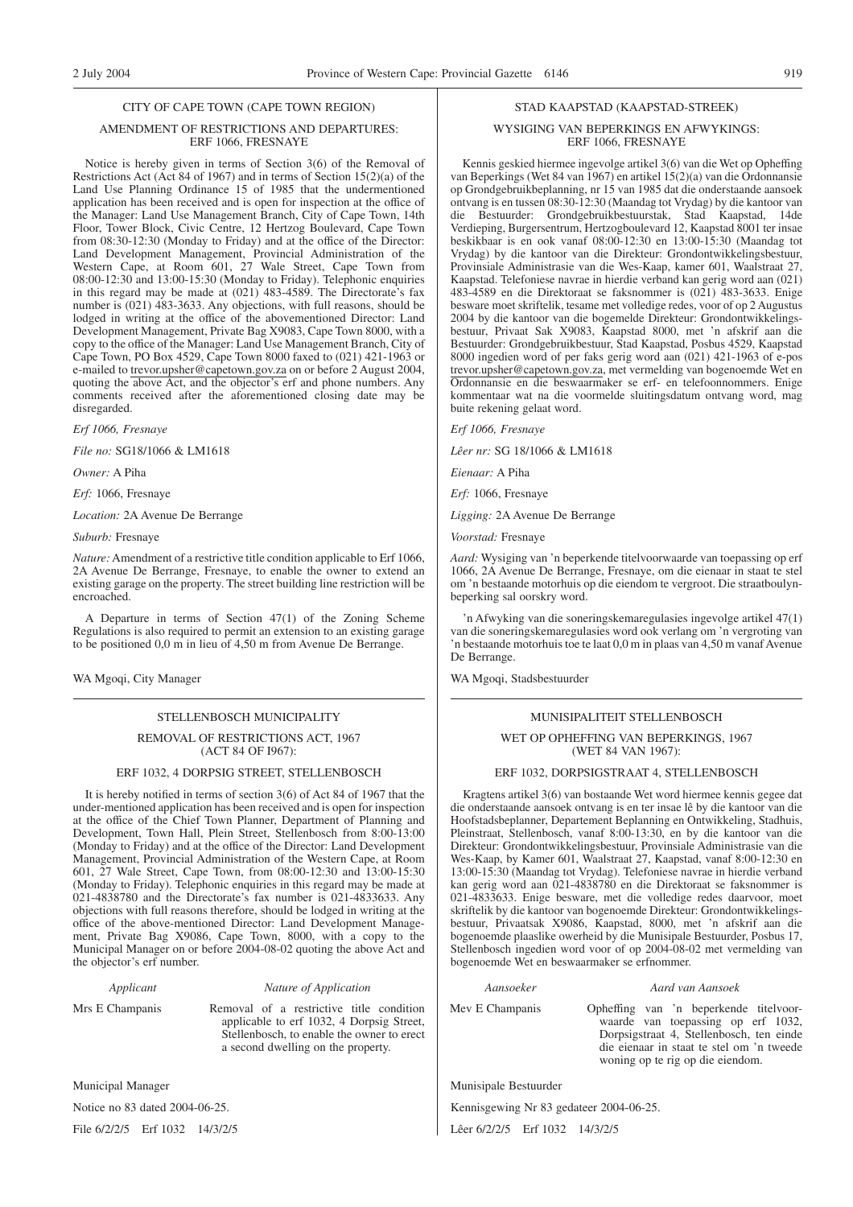## CITY OF CAPE TOWN (CAPE TOWN REGION)

### AMENDMENT OF RESTRICTIONS AND DEPARTURES: ERF 1066, FRESNAYE

Notice is hereby given in terms of Section 3(6) of the Removal of Restrictions Act (Act 84 of 1967) and in terms of Section 15(2)(a) of the Land Use Planning Ordinance 15 of 1985 that the undermentioned application has been received and is open for inspection at the office of the Manager: Land Use Management Branch, City of Cape Town, 14th Floor, Tower Block, Civic Centre, 12 Hertzog Boulevard, Cape Town from 08:30-12:30 (Monday to Friday) and at the office of the Director: Land Development Management, Provincial Administration of the Western Cape, at Room 601, 27 Wale Street, Cape Town from 08:00-12:30 and 13:00-15:30 (Monday to Friday). Telephonic enquiries in this regard may be made at (021) 483-4589. The Directorate's fax number is (021) 483-3633. Any objections, with full reasons, should be lodged in writing at the office of the abovementioned Director: Land Development Management, Private Bag X9083, Cape Town 8000, with a copy to the office of the Manager: Land Use Management Branch, City of Cape Town, PO Box 4529, Cape Town 8000 faxed to (021) 421-1963 or e-mailed to trevor.upsher@capetown.gov.za on or before 2 August 2004, quoting the above Act, and the objector's erf and phone numbers. Any comments received after the aforementioned closing date may be disregarded.

*Erf 1066, Fresnaye*

*File no:* SG18/1066 & LM1618

*Owner:* A Piha

*Erf:* 1066, Fresnaye

*Location:* 2A Avenue De Berrange

*Suburb:* Fresnaye

*Nature:* Amendment of a restrictive title condition applicable to Erf 1066, 2A Avenue De Berrange, Fresnaye, to enable the owner to extend an existing garage on the property. The street building line restriction will be encroached.

A Departure in terms of Section 47(1) of the Zoning Scheme Regulations is also required to permit an extension to an existing garage to be positioned 0,0 m in lieu of 4,50 m from Avenue De Berrange.

WA Mgoqi, City Manager

## STAD KAAPSTAD (KAAPSTAD-STREEK)

### WYSIGING VAN BEPERKINGS EN AFWYKINGS: ERF 1066, FRESNAYE

Kennis geskied hiermee ingevolge artikel 3(6) van die Wet op Opheffing van Beperkings (Wet 84 van 1967) en artikel 15(2)(a) van die Ordonnansie op Grondgebruikbeplanning, nr 15 van 1985 dat die onderstaande aansoek ontvang is en tussen 08:30-12:30 (Maandag tot Vrydag) by die kantoor van die Bestuurder: Grondgebruikbestuurstak, Stad Kaapstad, 14de Verdieping, Burgersentrum, Hertzogboulevard 12, Kaapstad 8001 ter insae beskikbaar is en ook vanaf 08:00-12:30 en 13:00-15:30 (Maandag tot Vrydag) by die kantoor van die Direkteur: Grondontwikkelingsbestuur, Provinsiale Administrasie van die Wes-Kaap, kamer 601, Waalstraat 27, Kaapstad. Telefoniese navrae in hierdie verband kan gerig word aan (021) 483-4589 en die Direktoraat se faksnommer is (021) 483-3633. Enige besware moet skriftelik, tesame met volledige redes, voor of op 2 Augustus 2004 by die kantoor van die bogemelde Direkteur: Grondontwikkelingsbestuur, Privaat Sak X9083, Kaapstad 8000, met 'n afskrif aan die Bestuurder: Grondgebruikbestuur, Stad Kaapstad, Posbus 4529, Kaapstad 8000 ingedien word of per faks gerig word aan (021) 421-1963 of e-pos trevor.upsher@capetown.gov.za, met vermelding van bogenoemde Wet en Ordonnansie en die beswaarmaker se erf- en telefoonnommers. Enige kommentaar wat na die voormelde sluitingsdatum ontvang word, mag buite rekening gelaat word.

*Erf 1066, Fresnaye*

*Lêer nr:* SG 18/1066 & LM1618

*Eienaar:* A Piha

*Erf:* 1066, Fresnaye

*Ligging:* 2A Avenue De Berrange

*Voorstad:* Fresnaye

*Aard:* Wysiging van 'n beperkende titelvoorwaarde van toepassing op erf 1066, 2A Avenue De Berrange, Fresnaye, om die eienaar in staat te stel om 'n bestaande motorhuis op die eiendom te vergroot. Die straatboulynbeperking sal oorskry word.

'n Afwyking van die soneringskemaregulasies ingevolge artikel 47(1) van die soneringskemaregulasies word ook verlang om 'n vergroting van 'n bestaande motorhuis toe te laat 0,0 m in plaas van 4,50 m vanaf Avenue De Berrange.

WA Mgoqi, Stadsbestuurder

## STELLENBOSCH MUNICIPALITY

### REMOVAL OF RESTRICTIONS ACT, 1967 (ACT 84 OF I967):

### ERF 1032, 4 DORPSIG STREET, STELLENBOSCH

It is hereby notified in terms of section 3(6) of Act 84 of 1967 that the under-mentioned application has been received and is open for inspection at the office of the Chief Town Planner, Department of Planning and Development, Town Hall, Plein Street, Stellenbosch from 8:00-13:00 (Monday to Friday) and at the office of the Director: Land Development Management, Provincial Administration of the Western Cape, at Room 601, 27 Wale Street, Cape Town, from 08:00-12:30 and 13:00-15:30 (Monday to Friday). Telephonic enquiries in this regard may be made at 021-4838780 and the Directorate's fax number is 021-4833633. Any objections with full reasons therefore, should be lodged in writing at the office of the above-mentioned Director: Land Development Management, Private Bag X9086, Cape Town, 8000, with a copy to the Municipal Manager on or before 2004-08-02 quoting the above Act and the objector's erf number.

| *Applicant* | *Nature of Application* |
|---|---|
| Mrs E Champanis | Removal of a restrictive title condition applicable to erf 1032, 4 Dorpsig Street, Stellenbosch, to enable the owner to erect a second dwelling on the property. |

Municipal Manager

Notice no 83 dated 2004-06-25.

File 6/2/2/5 Erf 1032 14/3/2/5

## MUNISIPALITEIT STELLENBOSCH

### WET OP OPHEFFING VAN BEPERKINGS, 1967 (WET 84 VAN 1967):

### ERF 1032, DORPSIGSTRAAT 4, STELLENBOSCH

Kragtens artikel 3(6) van bostaande Wet word hiermee kennis gegee dat die onderstaande aansoek ontvang is en ter insae lê by die kantoor van die Hoofstadsbeplanner, Departement Beplanning en Ontwikkeling, Stadhuis, Pleinstraat, Stellenbosch, vanaf 8:00-13:30, en by die kantoor van die Direkteur: Grondontwikkelingsbestuur, Provinsiale Administrasie van die Wes-Kaap, by Kamer 601, Waalstraat 27, Kaapstad, vanaf 8:00-12:30 en 13:00-15:30 (Maandag tot Vrydag). Telefoniese navrae in hierdie verband kan gerig word aan 021-4838780 en die Direktoraat se faksnommer is 021-4833633. Enige besware, met die volledige redes daarvoor, moet skriftelik by die kantoor van bogenoemde Direkteur: Grondontwikkelingsbestuur, Privaatsak X9086, Kaapstad, 8000, met 'n afskrif aan die bogenoemde plaaslike owerheid by die Munisipale Bestuurder, Posbus 17, Stellenbosch ingedien word voor of op 2004-08-02 met vermelding van bogenoemde Wet en beswaarmaker se erfnommer.

| *Aansoeker* | *Aard van Aansoek* |
|---|---|
| Mev E Champanis | Opheffing van 'n beperkende titelvoorwaarde van toepassing op erf 1032, Dorpsigstraat 4, Stellenbosch, ten einde die eienaar in staat te stel om 'n tweede woning op te rig op die eiendom. |

Munisipale Bestuurder

Kennisgewing Nr 83 gedateer 2004-06-25.

Lêer 6/2/2/5 Erf 1032 14/3/2/5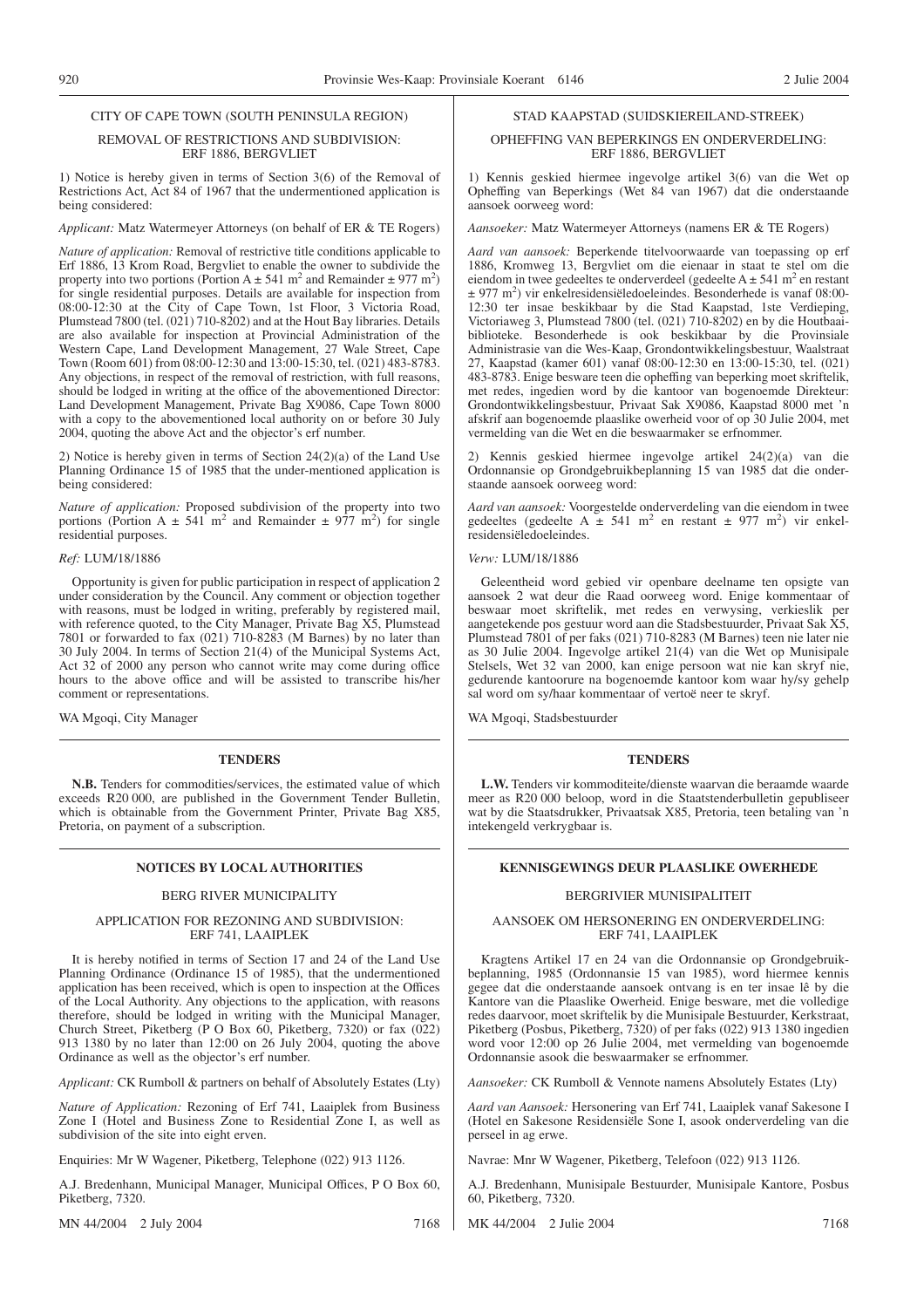CITY OF CAPE TOWN (SOUTH PENINSULA REGION)

REMOVAL OF RESTRICTIONS AND SUBDIVISION: ERF 1886, BERGVLIET

1) Notice is hereby given in terms of Section 3(6) of the Removal of Restrictions Act, Act 84 of 1967 that the undermentioned application is being considered:

*Applicant:* Matz Watermeyer Attorneys (on behalf of ER & TE Rogers)

*Nature of application:* Removal of restrictive title conditions applicable to Erf 1886, 13 Krom Road, Bergvliet to enable the owner to subdivide the property into two portions (Portion A ± 541 $m^2$ and Remainder ± 977 $m^2$) for single residential purposes. Details are available for inspection from 08:00-12:30 at the City of Cape Town, 1st Floor, 3 Victoria Road, Plumstead 7800 (tel. (021) 710-8202) and at the Hout Bay libraries. Details are also available for inspection at Provincial Administration of the Western Cape, Land Development Management, 27 Wale Street, Cape Town (Room 601) from 08:00-12:30 and 13:00-15:30, tel. (021) 483-8783. Any objections, in respect of the removal of restriction, with full reasons, should be lodged in writing at the office of the abovementioned Director: Land Development Management, Private Bag X9086, Cape Town 8000 with a copy to the abovementioned local authority on or before 30 July 2004, quoting the above Act and the objector's erf number.

2) Notice is hereby given in terms of Section 24(2)(a) of the Land Use Planning Ordinance 15 of 1985 that the under-mentioned application is being considered:

*Nature of application:* Proposed subdivision of the property into two portions (Portion A ± 541 $m^2$ and Remainder ± 977 $m^2$) for single residential purposes.

*Ref:* LUM/18/1886

Opportunity is given for public participation in respect of application 2 under consideration by the Council. Any comment or objection together with reasons, must be lodged in writing, preferably by registered mail, with reference quoted, to the City Manager, Private Bag X5, Plumstead 7801 or forwarded to fax (021) 710-8283 (M Barnes) by no later than 30 July 2004. In terms of Section 21(4) of the Municipal Systems Act, Act 32 of 2000 any person who cannot write may come during office hours to the above office and will be assisted to transcribe his/her comment or representations.

WA Mgoqi, City Manager

STAD KAAPSTAD (SUIDSKIEREILAND-STREEK)

OPHEFFING VAN BEPERKINGS EN ONDERVERDELING: ERF 1886, BERGVLIET

1) Kennis geskied hiermee ingevolge artikel 3(6) van die Wet op Opheffing van Beperkings (Wet 84 van 1967) dat die onderstaande aansoek oorweeg word:

*Aansoeker:* Matz Watermeyer Attorneys (namens ER & TE Rogers)

*Aard van aansoek:* Beperkende titelvoorwaarde van toepassing op erf 1886, Kromweg 13, Bergvliet om die eienaar in staat te stel om die eiendom in twee gedeeltes te onderverdeel (gedeelte A ± 541 $m^2$ en restant ± 977 $m^2$) vir enkelresidensiëledoeleindes. Besonderhede is vanaf 08:00-12:30 ter insae beskikbaar by die Stad Kaapstad, 1ste Verdieping, Victoriaweg 3, Plumstead 7800 (tel. (021) 710-8202) en by die Houtbaai-biblioteke. Besonderhede is ook beskikbaar by die Provinsiale Administrasie van die Wes-Kaap, Grondontwikkelingsbestuur, Waalstraat 27, Kaapstad (kamer 601) vanaf 08:00-12:30 en 13:00-15:30, tel. (021) 483-8783. Enige besware teen die opheffing van beperking moet skriftelik, met redes, ingedien word by die kantoor van bogenoemde Direkteur: Grondontwikkelingsbestuur, Privaat Sak X9086, Kaapstad 8000 met 'n afskrif aan bogenoemde plaaslike owerheid voor of op 30 Julie 2004, met vermelding van die Wet en die beswaarmaker se erfnommer.

2) Kennis geskied hiermee ingevolge artikel 24(2)(a) van die Ordonnansie op Grondgebruikbeplanning 15 van 1985 dat die onderstaande aansoek oorweeg word:

*Aard van aansoek:* Voorgestelde onderverdeling van die eiendom in twee gedeeltes (gedeelte A ± 541 $m^2$ en restant ± 977 $m^2$) vir enkelresidensiëledoeleindes.

*Verw:* LUM/18/1886

Geleentheid word gebied vir openbare deelname ten opsigte van aansoek 2 wat deur die Raad oorweeg word. Enige kommentaar of beswaar moet skriftelik, met redes en verwysing, verkieslik per aangetekende pos gestuur word aan die Stadsbestuurder, Privaat Sak X5, Plumstead 7801 of per faks (021) 710-8283 (M Barnes) teen nie later nie as 30 Julie 2004. Ingevolge artikel 21(4) van die Wet op Munisipale Stelsels, Wet 32 van 2000, kan enige persoon wat nie kan skryf nie, gedurende kantoorure na bogenoemde kantoor kom waar hy/sy gehelp sal word om sy/haar kommentaar of vertoë neer te skryf.

WA Mgoqi, Stadsbestuurder

## TENDERS

**N.B.** Tenders for commodities/services, the estimated value of which exceeds R20 000, are published in the Government Tender Bulletin, which is obtainable from the Government Printer, Private Bag X85, Pretoria, on payment of a subscription.

## TENDERS

**L.W.** Tenders vir kommoditeite/dienste waarvan die beraamde waarde meer as R20 000 beloop, word in die Staatstenderbulletin gepubliseer wat by die Staatsdrukker, Privaatsak X85, Pretoria, teen betaling van 'n intekengeld verkrygbaar is.

## NOTICES BY LOCAL AUTHORITIES

BERG RIVER MUNICIPALITY

APPLICATION FOR REZONING AND SUBDIVISION: ERF 741, LAAIPLEK

It is hereby notified in terms of Section 17 and 24 of the Land Use Planning Ordinance (Ordinance 15 of 1985), that the undermentioned application has been received, which is open to inspection at the Offices of the Local Authority. Any objections to the application, with reasons therefore, should be lodged in writing with the Municipal Manager, Church Street, Piketberg (P O Box 60, Piketberg, 7320) or fax (022) 913 1380 by no later than 12:00 on 26 July 2004, quoting the above Ordinance as well as the objector's erf number.

*Applicant:* CK Rumboll & partners on behalf of Absolutely Estates (Lty)

*Nature of Application:* Rezoning of Erf 741, Laaiplek from Business Zone I (Hotel and Business Zone to Residential Zone I, as well as subdivision of the site into eight erven.

Enquiries: Mr W Wagener, Piketberg, Telephone (022) 913 1126.

A.J. Bredenhann, Municipal Manager, Municipal Offices, P O Box 60, Piketberg, 7320.

MN 44/2004 2 July 2004 7168

## KENNISGEWINGS DEUR PLAASLIKE OWERHEDE

BERGRIVIER MUNISIPALITEIT

AANSOEK OM HERSONERING EN ONDERVERDELING: ERF 741, LAAIPLEK

Kragtens Artikel 17 en 24 van die Ordonnansie op Grondgebruikbeplanning, 1985 (Ordonnansie 15 van 1985), word hiermee kennis gegee dat die onderstaande aansoek ontvang is en ter insae lê by die Kantore van die Plaaslike Owerheid. Enige besware, met die volledige redes daarvoor, moet skriftelik by die Munisipale Bestuurder, Kerkstraat, Piketberg (Posbus, Piketberg, 7320) of per faks (022) 913 1380 ingedien word voor 12:00 op 26 Julie 2004, met vermelding van bogenoemde Ordonnansie asook die beswaarmaker se erfnommer.

*Aansoeker:* CK Rumboll & Vennote namens Absolutely Estates (Lty)

*Aard van Aansoek:* Hersonering van Erf 741, Laaiplek vanaf Sakesone I (Hotel en Sakesone Residensiële Sone I, asook onderverdeling van die perseel in ag erwe.

Navrae: Mnr W Wagener, Piketberg, Telefoon (022) 913 1126.

A.J. Bredenhann, Munisipale Bestuurder, Munisipale Kantore, Posbus 60, Piketberg, 7320.

MK 44/2004 2 Julie 2004 7168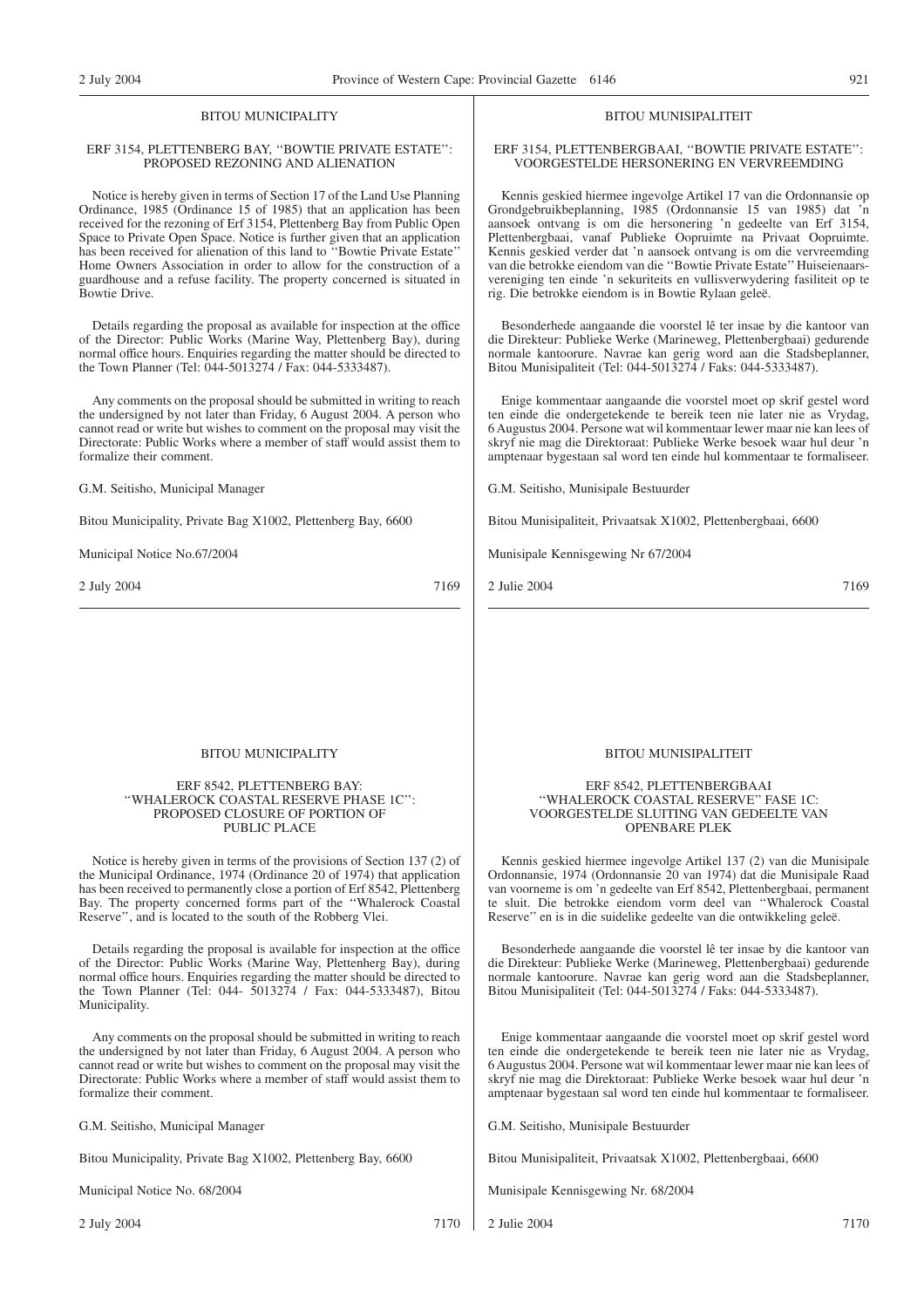BITOU MUNICIPALITY

ERF 3154, PLETTENBERG BAY, ''BOWTIE PRIVATE ESTATE'': PROPOSED REZONING AND ALIENATION

Notice is hereby given in terms of Section 17 of the Land Use Planning Ordinance, 1985 (Ordinance 15 of 1985) that an application has been received for the rezoning of Erf 3154, Plettenberg Bay from Public Open Space to Private Open Space. Notice is further given that an application has been received for alienation of this land to ''Bowtie Private Estate'' Home Owners Association in order to allow for the construction of a guardhouse and a refuse facility. The property concerned is situated in Bowtie Drive.

Details regarding the proposal as available for inspection at the office of the Director: Public Works (Marine Way, Plettenberg Bay), during normal office hours. Enquiries regarding the matter should be directed to the Town Planner (Tel: 044-5013274 / Fax: 044-5333487).

Any comments on the proposal should be submitted in writing to reach the undersigned by not later than Friday, 6 August 2004. A person who cannot read or write but wishes to comment on the proposal may visit the Directorate: Public Works where a member of staff would assist them to formalize their comment.

G.M. Seitisho, Municipal Manager

Bitou Municipality, Private Bag X1002, Plettenberg Bay, 6600

Municipal Notice No.67/2004

2 July 2004 7169

---

BITOU MUNISIPALITEIT

ERF 3154, PLETTENBERGBAAI, ''BOWTIE PRIVATE ESTATE'': VOORGESTELDE HERSONERING EN VERVREEMDING

Kennis geskied hiermee ingevolge Artikel 17 van die Ordonnansie op Grondgebruikbeplanning, 1985 (Ordonnansie 15 van 1985) dat 'n aansoek ontvang is om die hersonering 'n gedeelte van Erf 3154, Plettenbergbaai, vanaf Publieke Oopruimte na Privaat Oopruimte. Kennis geskied verder dat 'n aansoek ontvang is om die vervreemding van die betrokke eiendom van die ''Bowtie Private Estate'' Huiseienaarsvereniging ten einde 'n sekuriteits en vullisverwydering fasiliteit op te rig. Die betrokke eiendom is in Bowtie Rylaan geleë.

Besonderhede aangaande die voorstel lê ter insae by die kantoor van die Direkteur: Publieke Werke (Marineweg, Plettenbergbaai) gedurende normale kantoorure. Navrae kan gerig word aan die Stadsbeplanner, Bitou Munisipaliteit (Tel: 044-5013274 / Faks: 044-5333487).

Enige kommentaar aangaande die voorstel moet op skrif gestel word ten einde die ondergetekende te bereik teen nie later nie as Vrydag, 6 Augustus 2004. Persone wat wil kommentaar lewer maar nie kan lees of skryf nie mag die Direktoraat: Publieke Werke besoek waar hul deur 'n amptenaar bygestaan sal word ten einde hul kommentaar te formaliseer.

G.M. Seitisho, Munisipale Bestuurder

Bitou Munisipaliteit, Privaatsak X1002, Plettenbergbaai, 6600

Munisipale Kennisgewing Nr 67/2004

2 Julie 2004 7169

---

BITOU MUNICIPALITY

ERF 8542, PLETTENBERG BAY: ''WHALEROCK COASTAL RESERVE PHASE 1C'': PROPOSED CLOSURE OF PORTION OF PUBLIC PLACE

Notice is hereby given in terms of the provisions of Section 137 (2) of the Municipal Ordinance, 1974 (Ordinance 20 of 1974) that application has been received to permanently close a portion of Erf 8542, Plettenberg Bay. The property concerned forms part of the ''Whalerock Coastal Reserve'', and is located to the south of the Robberg Vlei.

Details regarding the proposal is available for inspection at the office of the Director: Public Works (Marine Way, Plettenberg Bay), during normal office hours. Enquiries regarding the matter should be directed to the Town Planner (Tel: 044- 5013274 / Fax: 044-5333487), Bitou Municipality.

Any comments on the proposal should be submitted in writing to reach the undersigned by not later than Friday, 6 August 2004. A person who cannot read or write but wishes to comment on the proposal may visit the Directorate: Public Works where a member of staff would assist them to formalize their comment.

G.M. Seitisho, Municipal Manager

Bitou Municipality, Private Bag X1002, Plettenberg Bay, 6600

Municipal Notice No. 68/2004

2 July 2004 7170

---

BITOU MUNISIPALITEIT

ERF 8542, PLETTENBERGBAAI ''WHALEROCK COASTAL RESERVE'' FASE 1C: VOORGESTELDE SLUITING VAN GEDEELTE VAN OPENBARE PLEK

Kennis geskied hiermee ingevolge Artikel 137 (2) van die Munisipale Ordonnansie, 1974 (Ordonnansie 20 van 1974) dat die Munisipale Raad van voorneme is om 'n gedeelte van Erf 8542, Plettenbergbaai, permanent te sluit. Die betrokke eiendom vorm deel van ''Whalerock Coastal Reserve'' en is in die suidelike gedeelte van die ontwikkeling geleë.

Besonderhede aangaande die voorstel lê ter insae by die kantoor van die Direkteur: Publieke Werke (Marineweg, Plettenbergbaai) gedurende normale kantoorure. Navrae kan gerig word aan die Stadsbeplanner, Bitou Munisipaliteit (Tel: 044-5013274 / Faks: 044-5333487).

Enige kommentaar aangaande die voorstel moet op skrif gestel word ten einde die ondergetekende te bereik teen nie later nie as Vrydag, 6 Augustus 2004. Persone wat wil kommentaar lewer maar nie kan lees of skryf nie mag die Direktoraat: Publieke Werke besoek waar hul deur 'n amptenaar bygestaan sal word ten einde hul kommentaar te formaliseer.

G.M. Seitisho, Munisipale Bestuurder

Bitou Munisipaliteit, Privaatsak X1002, Plettenbergbaai, 6600

Munisipale Kennisgewing Nr. 68/2004

2 Julie 2004 7170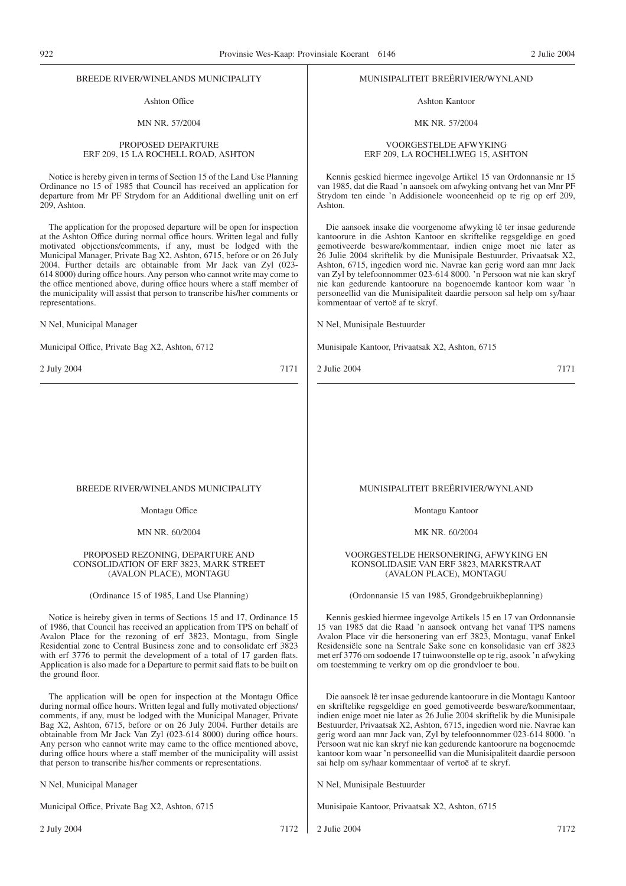BREEDE RIVER/WINELANDS MUNICIPALITY

Ashton Office

MN NR. 57/2004

PROPOSED DEPARTURE
ERF 209, 15 LA ROCHELL ROAD, ASHTON

Notice is hereby given in terms of Section 15 of the Land Use Planning Ordinance no 15 of 1985 that Council has received an application for departure from Mr PF Strydom for an Additional dwelling unit on erf 209, Ashton.

The application for the proposed departure will be open for inspection at the Ashton Office during normal office hours. Written legal and fully motivated objections/comments, if any, must be lodged with the Municipal Manager, Private Bag X2, Ashton, 6715, before or on 26 July 2004. Further details are obtainable from Mr Jack van Zyl (023-614 8000) during office hours. Any person who cannot write may come to the office mentioned above, during office hours where a staff member of the municipality will assist that person to transcribe his/her comments or representations.

N Nel, Municipal Manager

Municipal Office, Private Bag X2, Ashton, 6712

2 July 2004 7171

---

MUNISIPALITEIT BREËRIVIER/WYNLAND

Ashton Kantoor

MK NR. 57/2004

VOORGESTELDE AFWYKING
ERF 209, LA ROCHELLWEG 15, ASHTON

Kennis geskied hiermee ingevolge Artikel 15 van Ordonnansie nr 15 van 1985, dat die Raad 'n aansoek om afwyking ontvang het van Mnr PF Strydom ten einde 'n Addisionele wooneenheid op te rig op erf 209, Ashton.

Die aansoek insake die voorgenome afwyking lê ter insae gedurende kantoorure in die Ashton Kantoor en skriftelike regsgeldige en goed gemotiveerde besware/kommentaar, indien enige moet nie later as 26 Julie 2004 skriftelik by die Munisipale Bestuurder, Privaatsak X2, Ashton, 6715, ingedien word nie. Navrae kan gerig word aan mnr Jack van Zyl by telefoonnommer 023-614 8000. 'n Persoon wat nie kan skryf nie kan gedurende kantoorure na bogenoemde kantoor kom waar 'n personeellid van die Munisipaliteit daardie persoon sal help om sy/haar kommentaar of vertoë af te skryf.

N Nel, Munisipale Bestuurder

Munisipale Kantoor, Privaatsak X2, Ashton, 6715

2 Julie 2004 7171

---

BREEDE RIVER/WINELANDS MUNICIPALITY

Montagu Office

MN NR. 60/2004

PROPOSED REZONING, DEPARTURE AND
CONSOLIDATION OF ERF 3823, MARK STREET
(AVALON PLACE), MONTAGU

(Ordinance 15 of 1985, Land Use Planning)

Notice is heireby given in terms of Sections 15 and 17, Ordinance 15 of 1986, that Council has received an application from TPS on behalf of Avalon Place for the rezoning of erf 3823, Montagu, from Single Residential zone to Central Business zone and to consolidate erf 3823 with erf 3776 to permit the development of a total of 17 garden flats. Application is also made for a Departure to permit said flats to be built on the ground floor.

The application will be open for inspection at the Montagu Office during normal office hours. Written legal and fully motivated objections/comments, if any, must be lodged with the Municipal Manager, Private Bag X2, Ashton, 6715, before or on 26 July 2004. Further details are obtainable from Mr Jack Van Zyl (023-614 8000) during office hours. Any person who cannot write may came to the office mentioned above, during office hours where a staff member of the municipality will assist that person to transcribe his/her comments or representations.

N Nel, Municipal Manager

Municipal Office, Private Bag X2, Ashton, 6715

2 July 2004 7172

---

MUNISIPALITEIT BREËRIVIER/WYNLAND

Montagu Kantoor

MK NR. 60/2004

VOORGESTELDE HERSONERING, AFWYKING EN
KONSOLIDASlE VAN ERF 3823, MARKSTRAAT
(AVALON PLACE), MONTAGU

(Ordonnansie 15 van 1985, Grondgebruikbeplanning)

Kennis geskied hiermee ingevolge Artikels 15 en 17 van Ordonnansie 15 van 1985 dat die Raad 'n aansoek ontvang het vanaf TPS namens Avalon Place vir die hersonering van erf 3823, Montagu, vanaf Enkel Residensiële sone na Sentrale Sake sone en konsolidasie van erf 3823 met erf 3776 om sodoende 17 tuinwoonstelle op te rig, asook 'n afwyking om toestemming te verkry om op die grondvloer te bou.

Die aansoek lê ter insae gedurende kantoorure in die Montagu Kantoor en skriftelike regsgeldige en goed gemotiveerde besware/kommentaar, indien enige moet nie later as 26 Julie 2004 skriftelik by die Munisipale Bestuurder, Privaatsak X2, Ashton, 6715, ingedien word nie. Navrae kan gerig word aan mnr Jack van, Zyl by telefoonnommer 023-614 8000. 'n Persoon wat nie kan skryf nie kan gedurende kantoorure na bogenoemde kantoor kom waar 'n personeellid van die Munisipaliteit daardie persoon sai help om sy/haar kommentaar of vertoë af te skryf.

N Nel, Munisipale Bestuurder

Munisipaie Kantoor, Privaatsak X2, Ashton, 6715

2 Julie 2004 7172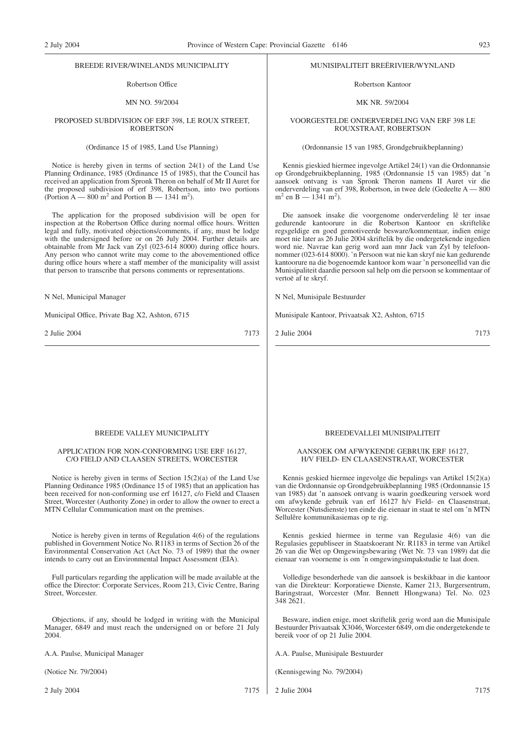BREEDE RIVER/WINELANDS MUNICIPALITY

Robertson Office

MN NO. 59/2004

PROPOSED SUBDIVISION OF ERF 398, LE ROUX STREET, ROBERTSON

(Ordinance 15 of 1985, Land Use Planning)

Notice is hereby given in terms of section 24(1) of the Land Use Planning Ordinance, 1985 (Ordinance 15 of 1985), that the Council has received an application from Spronk Theron on behalf of Mr II Auret for the proposed subdivision of erf 398, Robertson, into two portions (Portion A — 800 $m^2$ and Portion B — 1341 $m^2$).

The application for the proposed subdivision will be open for inspection at the Robertson Office during normal office hours. Written legal and fully, motivated objections/comments, if any, must be lodge with the undersigned before or on 26 July 2004. Further details are obtainable from Mr Jack van Zyl (023-614 8000) during office hours. Any person who cannot write may come to the abovementioned office during office hours where a staff member of the municipality will assist that person to transcribe that persons comments or representations.

N Nel, Municipal Manager

Municipal Office, Private Bag X2, Ashton, 6715

2 Julie 2004 7173

MUNISIPALITEIT BREËRIVIER/WYNLAND

Robertson Kantoor

MK NR. 59/2004

VOORGESTELDE ONDERVERDELING VAN ERF 398 LE ROUXSTRAAT, ROBERTSON

(Ordonnansie 15 van 1985, Grondgebruikbeplanning)

Kennis gieskied hiermee ingevolge Artikel 24(1) van die Ordonnansie op Grondgebruikbeplanning, 1985 (Ordonnansie 15 van 1985) dat 'n aansoek ontvang is van Spronk Theron namens II Auret vir die onderverdeling van erf 398, Robertson, in twee dele (Gedeelte A — 800 $m^2$ en B — 1341 $m^2$).

Die aansoek insake die voorgenome onderverdeling lê ter insae gedurende kantoorure in die Robertson Kantoor en skriftelike regsgeldige en goed gemotiveerde besware/kommentaar, indien enige moet nie later as 26 Julie 2004 skriftelik by die ondergetekende ingedien word nie. Navrae kan gerig word aan mnr Jack van Zyl by telefoonnommer (023-614 8000). 'n Persoon wat nie kan skryf nie kan gedurende kantoorure na die bogenoemde kantoor kom waar 'n personeellid van die Munisipaliteit daardie persoon sal help om die persoon se kommentaar of vertoë af te skryf.

N Nel, Munisipale Bestuurder

Munisipale Kantoor, Privaatsak X2, Ashton, 6715

2 Julie 2004 7173

BREEDE VALLEY MUNICIPALITY

APPLICATION FOR NON-CONFORMING USE ERF 16127, C/O FIELD AND CLAASEN STREETS, WORCESTER

Notice is hereby given in terms of Section 15(2)(a) of the Land Use Planning Ordinance 1985 (Ordinance 15 of 1985) that an application has been received for non-conforming use erf 16127, c/o Field and Claasen Street, Worcester (Authority Zone) in order to allow the owner to erect a MTN Cellular Communication mast on the premises.

Notice is hereby given in terms of Regulation 4(6) of the regulations published in Government Notice No. R1183 in terms of Section 26 of the Environmental Conservation Act (Act No. 73 of 1989) that the owner intends to carry out an Environmental Impact Assessment (EIA).

Full particulars regarding the application will be made available at the office the Director: Corporate Services, Room 213, Civic Centre, Baring Street, Worcester.

Objections, if any, should be lodged in writing with the Municipal Manager, 6849 and must reach the undersigned on or before 21 July 2004.

A.A. Paulse, Municipal Manager

(Notice Nr. 79/2004)

2 July 2004 7175

BREEDEVALLEI MUNISIPALITEIT

AANSOEK OM AFWYKENDE GEBRUIK ERF 16127, H/V FIELD- EN CLAASENSTRAAT, WORCESTER

Kennis geskied hiermee ingevolge die bepalings van Artikel 15(2)(a) van die Ordonnansie op Grondgebruikbeplanning 1985 (Ordonnansie 15 van 1985) dat 'n aansoek ontvang is waarin goedkeuring versoek word om afwykende gebruik van erf 16127 h/v Field- en Claasenstraat, Worcester (Nutsdienste) ten einde die eienaar in staat te stel om 'n MTN Sellulêre kommunikasiemas op te rig.

Kennis geskied hiermee in terme van Regulasie 4(6) van die Regulasies gepubliseer in Staatskoerant Nr. R1183 in terme van Artikel 26 van die Wet op Omgewingsbewaring (Wet Nr. 73 van 1989) dat die eienaar van voorneme is om 'n omgewingsimpakstudie te laat doen.

Volledige besonderhede van die aansoek is beskikbaar in die kantoor van die Direkteur: Korporatiewe Dienste, Kamer 213, Burgersentrum, Baringstraat, Worcester (Mnr. Bennett Hlongwana) Tel. No. 023 348 2621.

Besware, indien enige, moet skriftelik gerig word aan die Munisipale Bestuurder Privaatsak X3046, Worcester 6849, om die ondergetekende te bereik voor of op 21 Julie 2004.

A.A. Paulse, Munisipale Bestuurder

(Kennisgewing No. 79/2004)

2 Julie 2004 7175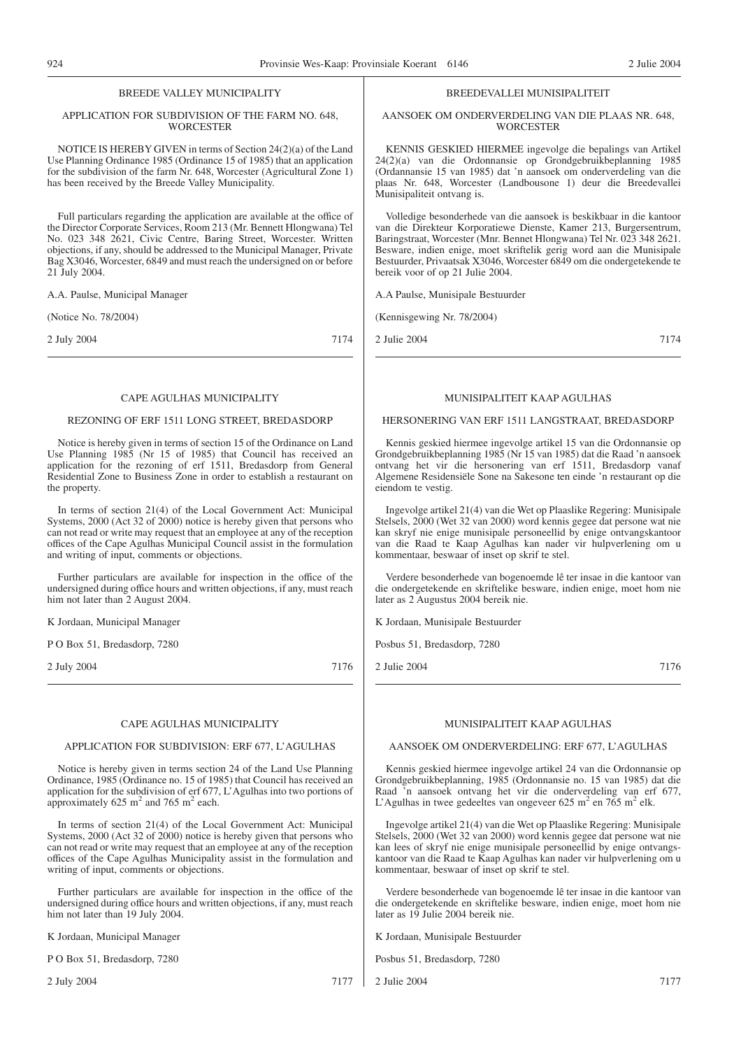## BREEDE VALLEY MUNICIPALITY

### APPLICATION FOR SUBDIVISION OF THE FARM NO. 648, WORCESTER

NOTICE IS HEREBY GIVEN in terms of Section 24(2)(a) of the Land Use Planning Ordinance 1985 (Ordinance 15 of 1985) that an application for the subdivision of the farm Nr. 648, Worcester (Agricultural Zone 1) has been received by the Breede Valley Municipality.

Full particulars regarding the application are available at the office of the Director Corporate Services, Room 213 (Mr. Bennett Hlongwana) Tel No. 023 348 2621, Civic Centre, Baring Street, Worcester. Written objections, if any, should be addressed to the Municipal Manager, Private Bag X3046, Worcester, 6849 and must reach the undersigned on or before 21 July 2004.

A.A. Paulse, Municipal Manager

(Notice No. 78/2004)

2 July 2004 7174

## BREEDEVALLEI MUNISIPALITEIT

### AANSOEK OM ONDERVERDELING VAN DIE PLAAS NR. 648, WORCESTER

KENNIS GESKIED HIERMEE ingevolge die bepalings van Artikel 24(2)(a) van die Ordonnansie op Grondgebruikbeplanning 1985 (Ordannansie 15 van 1985) dat 'n aansoek om onderverdeling van die plaas Nr. 648, Worcester (Landbousone 1) deur die Breedevallei Munisipaliteit ontvang is.

Volledige besonderhede van die aansoek is beskikbaar in die kantoor van die Direkteur Korporatiewe Dienste, Kamer 213, Burgersentrum, Baringstraat, Worcester (Mnr. Bennet Hlongwana) Tel Nr. 023 348 2621. Besware, indien enige, moet skriftelik gerig word aan die Munisipale Bestuurder, Privaatsak X3046, Worcester 6849 om die ondergetekende te bereik voor of op 21 Julie 2004.

A.A Paulse, Munisipale Bestuurder

(Kennisgewing Nr. 78/2004)

2 Julie 2004 7174

## CAPE AGULHAS MUNICIPALITY

### REZONING OF ERF 1511 LONG STREET, BREDASDORP

Notice is hereby given in terms of section 15 of the Ordinance on Land Use Planning 1985 (Nr 15 of 1985) that Council has received an application for the rezoning of erf 1511, Bredasdorp from General Residential Zone to Business Zone in order to establish a restaurant on the property.

In terms of section 21(4) of the Local Government Act: Municipal Systems, 2000 (Act 32 of 2000) notice is hereby given that persons who can not read or write may request that an employee at any of the reception offices of the Cape Agulhas Municipal Council assist in the formulation and writing of input, comments or objections.

Further particulars are available for inspection in the office of the undersigned during office hours and written objections, if any, must reach him not later than 2 August 2004.

K Jordaan, Municipal Manager

P O Box 51, Bredasdorp, 7280

2 July 2004 7176

## MUNISIPALITEIT KAAP AGULHAS

### HERSONERING VAN ERF 1511 LANGSTRAAT, BREDASDORP

Kennis geskied hiermee ingevolge artikel 15 van die Ordonnansie op Grondgebruikbeplanning 1985 (Nr 15 van 1985) dat die Raad 'n aansoek ontvang het vir die hersonering van erf 1511, Bredasdorp vanaf Algemene Residensiële Sone na Sakesone ten einde 'n restaurant op die eiendom te vestig.

Ingevolge artikel 21(4) van die Wet op Plaaslike Regering: Munisipale Stelsels, 2000 (Wet 32 van 2000) word kennis gegee dat persone wat nie kan skryf nie enige munisipale personeellid by enige ontvangskantoor van die Raad te Kaap Agulhas kan nader vir hulpverlening om u kommentaar, beswaar of inset op skrif te stel.

Verdere besonderhede van bogenoemde lê ter insae in die kantoor van die ondergetekende en skriftelike besware, indien enige, moet hom nie later as 2 Augustus 2004 bereik nie.

K Jordaan, Munisipale Bestuurder

Posbus 51, Bredasdorp, 7280

2 Julie 2004 7176

## CAPE AGULHAS MUNICIPALITY

### APPLICATION FOR SUBDIVISION: ERF 677, L'AGULHAS

Notice is hereby given in terms section 24 of the Land Use Planning Ordinance, 1985 (Ordinance no. 15 of 1985) that Council has received an application for the subdivision of erf 677, L'Agulhas into two portions of approximately 625 $m^2$ and 765 $m^2$ each.

In terms of section 21(4) of the Local Government Act: Municipal Systems, 2000 (Act 32 of 2000) notice is hereby given that persons who can not read or write may request that an employee at any of the reception offices of the Cape Agulhas Municipality assist in the formulation and writing of input, comments or objections.

Further particulars are available for inspection in the office of the undersigned during office hours and written objections, if any, must reach him not later than 19 July 2004.

K Jordaan, Municipal Manager

P O Box 51, Bredasdorp, 7280

2 July 2004 7177

## MUNISIPALITEIT KAAP AGULHAS

### AANSOEK OM ONDERVERDELING: ERF 677, L'AGULHAS

Kennis geskied hiermee ingevolge artikel 24 van die Ordonnansie op Grondgebruikbeplanning, 1985 (Ordonnansie no. 15 van 1985) dat die Raad 'n aansoek ontvang het vir die onderverdeling van erf 677, L'Agulhas in twee gedeeltes van ongeveer 625 $m^2$ en 765 $m^2$ elk.

Ingevolge artikel 21(4) van die Wet op Plaaslike Regering: Munisipale Stelsels, 2000 (Wet 32 van 2000) word kennis gegee dat persone wat nie kan lees of skryf nie enige munisipale personeellid by enige ontvangskantoor van die Raad te Kaap Agulhas kan nader vir hulpverlening om u kommentaar, beswaar of inset op skrif te stel.

Verdere besonderhede van bogenoemde lê ter insae in die kantoor van die ondergetekende en skriftelike besware, indien enige, moet hom nie later as 19 Julie 2004 bereik nie.

K Jordaan, Munisipale Bestuurder

Posbus 51, Bredasdorp, 7280

2 Julie 2004 7177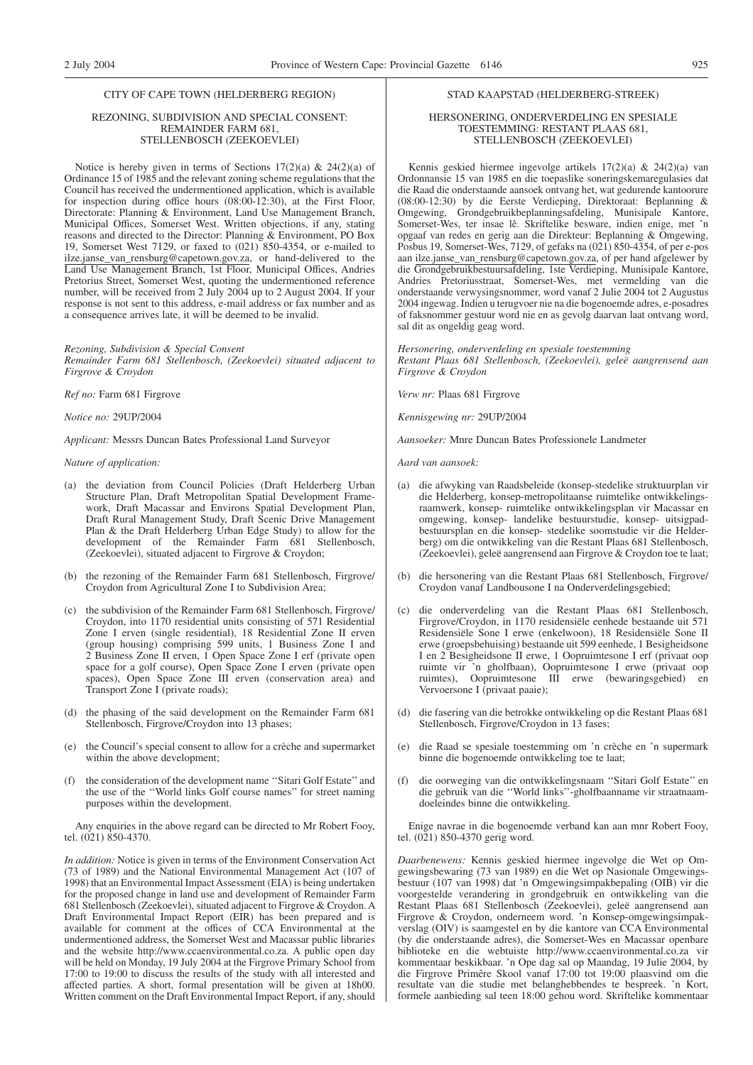CITY OF CAPE TOWN (HELDERBERG REGION)

REZONING, SUBDIVISION AND SPECIAL CONSENT: REMAINDER FARM 681, STELLENBOSCH (ZEEKOEVLEI)

Notice is hereby given in terms of Sections 17(2)(a) & 24(2)(a) of Ordinance 15 of 1985 and the relevant zoning scheme regulations that the Council has received the undermentioned application, which is available for inspection during office hours (08:00-12:30), at the First Floor, Directorate: Planning & Environment, Land Use Management Branch, Municipal Offices, Somerset West. Written objections, if any, stating reasons and directed to the Director: Planning & Environment, PO Box 19, Somerset West 7129, or faxed to (021) 850-4354, or e-mailed to ilze.janse_van_rensburg@capetown.gov.za, or hand-delivered to the Land Use Management Branch, 1st Floor, Municipal Offices, Andries Pretorius Street, Somerset West, quoting the undermentioned reference number, will be received from 2 July 2004 up to 2 August 2004. If your response is not sent to this address, e-mail address or fax number and as a consequence arrives late, it will be deemed to be invalid.

*Rezoning, Subdivision & Special Consent*
*Remainder Farm 681 Stellenbosch, (Zeekoevlei) situated adjacent to Firgrove & Croydon*

*Ref no:* Farm 681 Firgrove

*Notice no:* 29UP/2004

*Applicant:* Messrs Duncan Bates Professional Land Surveyor

*Nature of application:*

(a) the deviation from Council Policies (Draft Helderberg Urban Structure Plan, Draft Metropolitan Spatial Development Framework, Draft Macassar and Environs Spatial Development Plan, Draft Rural Management Study, Draft Scenic Drive Management Plan & the Draft Helderberg Urban Edge Study) to allow for the development of the Remainder Farm 681 Stellenbosch, (Zeekoevlei), situated adjacent to Firgrove & Croydon;

(b) the rezoning of the Remainder Farm 681 Stellenbosch, Firgrove/Croydon from Agricultural Zone I to Subdivision Area;

(c) the subdivision of the Remainder Farm 681 Stellenbosch, Firgrove/Croydon, into 1170 residential units consisting of 571 Residential Zone I erven (single residential), 18 Residential Zone II erven (group housing) comprising 599 units, 1 Business Zone I and 2 Business Zone II erven, 1 Open Space Zone I erf (private open space for a golf course), Open Space Zone I erven (private open spaces), Open Space Zone III erven (conservation area) and Transport Zone I (private roads);

(d) the phasing of the said development on the Remainder Farm 681 Stellenbosch, Firgrove/Croydon into 13 phases;

(e) the Council's special consent to allow for a crèche and supermarket within the above development;

(f) the consideration of the development name ''Sitari Golf Estate'' and the use of the ''World links Golf course names'' for street naming purposes within the development.

Any enquiries in the above regard can be directed to Mr Robert Fooy, tel. (021) 850-4370.

*In addition:* Notice is given in terms of the Environment Conservation Act (73 of 1989) and the National Environmental Management Act (107 of 1998) that an Environmental Impact Assessment (EIA) has been undertaken for the proposed change in land use and development of Remainder Farm 681 Stellenbosch (Zeekoevlei), situated adjacent to Firgrove & Croydon. A Draft Environmental Impact Report (EIR) has been prepared and is available for comment at the offices of CCA Environmental at the undermentioned address, the Somerset West and Macassar public libraries and the website http://www.ccaenvironmental.co.za. A public open day will be held on Monday, 19 July 2004 at the Firgrove Primary School from 17:00 to 19:00 to discuss the results of the study with all interested and affected parties. A short, formal presentation will be given at 18h00. Written comment on the Draft Environmental Impact Report, if any, should

STAD KAAPSTAD (HELDERBERG-STREEK)

HERSONERING, ONDERVERDELING EN SPESIALE TOESTEMMING: RESTANT PLAAS 681, STELLENBOSCH (ZEEKOEVLEI)

Kennis geskied hiermee ingevolge artikels 17(2)(a) & 24(2)(a) van Ordonnansie 15 van 1985 en die toepaslike soneringskemaregulasies dat die Raad die onderstaande aansoek ontvang het, wat gedurende kantoorure (08:00-12:30) by die Eerste Verdieping, Direktoraat: Beplanning & Omgewing, Grondgebruikbeplanningsafdeling, Munisipale Kantore, Somerset-Wes, ter insae lê. Skriftelike besware, indien enige, met 'n opgaaf van redes en gerig aan die Direkteur: Beplanning & Omgewing, Posbus 19, Somerset-Wes, 7129, of gefaks na (021) 850-4354, of per e-pos aan ilze.janse_van_rensburg@capetown.gov.za, of per hand afgelewer by die Grondgebruikbestuursafdeling, 1ste Verdieping, Munisipale Kantore, Andries Pretoriusstraat, Somerset-Wes, met vermelding van die onderstaande verwysingsnommer, word vanaf 2 Julie 2004 tot 2 Augustus 2004 ingewag. Indien u terugvoer nie na die bogenoemde adres, e-posadres of faksnommer gestuur word nie en as gevolg daarvan laat ontvang word, sal dit as ongeldig geag word.

*Hersonering, onderverdeling en spesiale toestemming*
*Restant Plaas 681 Stellenbosch, (Zeekoevlei), geleë aangrensend aan Firgrove & Croydon*

*Verw nr:* Plaas 681 Firgrove

*Kennisgewing nr:* 29UP/2004

*Aansoeker:* Mnre Duncan Bates Professionele Landmeter

*Aard van aansoek:*

(a) die afwyking van Raadsbeleide (konsep-stedelike struktuurplan vir die Helderberg, konsep-metropolitaanse ruimtelike ontwikkelingsraamwerk, konsep- ruimtelike ontwikkelingsplan vir Macassar en omgewing, konsep- landelike bestuurstudie, konsep- uitsigpadbestuursplan en die konsep- stedelike soomstudie vir die Helderberg) om die ontwikkeling van die Restant Plaas 681 Stellenbosch, (Zeekoevlei), geleë aangrensend aan Firgrove & Croydon toe te laat;

(b) die hersonering van die Restant Plaas 681 Stellenbosch, Firgrove/Croydon vanaf Landbousone I na Onderverdelingsgebied;

(c) die onderverdeling van die Restant Plaas 681 Stellenbosch, Firgrove/Croydon, in 1170 residensiële eenhede bestaande uit 571 Residensiële Sone I erwe (enkelwoon), 18 Residensiële Sone II erwe (groepsbehuising) bestaande uit 599 eenhede, 1 Besigheidsone I en 2 Besigheidsone II erwe, 1 Oopruimtesone I erf (privaat oop ruimte vir 'n gholfbaan), Oopruimtesone I erwe (privaat oop ruimtes), Oopruimtesone III erwe (bewaringsgebied) en Vervoersone I (privaat paaie);

(d) die fasering van die betrokke ontwikkeling op die Restant Plaas 681 Stellenbosch, Firgrove/Croydon in 13 fases;

(e) die Raad se spesiale toestemming om 'n crèche en 'n supermark binne die bogenoemde ontwikkeling toe te laat;

(f) die oorweging van die ontwikkelingsnaam ''Sitari Golf Estate'' en die gebruik van die ''World links''-gholfbaanname vir straatnaamdoeleindes binne die ontwikkeling.

Enige navrae in die bogenoemde verband kan aan mnr Robert Fooy, tel. (021) 850-4370 gerig word.

*Daarbenewens:* Kennis geskied hiermee ingevolge die Wet op Omgewingsbewaring (73 van 1989) en die Wet op Nasionale Omgewingsbestuur (107 van 1998) dat 'n Omgewingsimpakbepaling (OIB) vir die voorgestelde verandering in grondgebruik en ontwikkeling van die Restant Plaas 681 Stellenbosch (Zeekoevlei), geleë aangrensend aan Firgrove & Croydon, onderneem word. 'n Konsep-omgewingsimpakverslag (OIV) is saamgestel en by die kantore van CCA Environmental (by die onderstaande adres), die Somerset-Wes en Macassar openbare biblioteke en die webtuiste http://www.ccaenvironmental.co.za vir kommentaar beskikbaar. 'n Ope dag sal op Maandag, 19 Julie 2004, by die Firgrove Primêre Skool vanaf 17:00 tot 19:00 plaasvind om die resultate van die studie met belanghebbendes te bespreek. 'n Kort, formele aanbieding sal teen 18:00 gehou word. Skriftelike kommentaar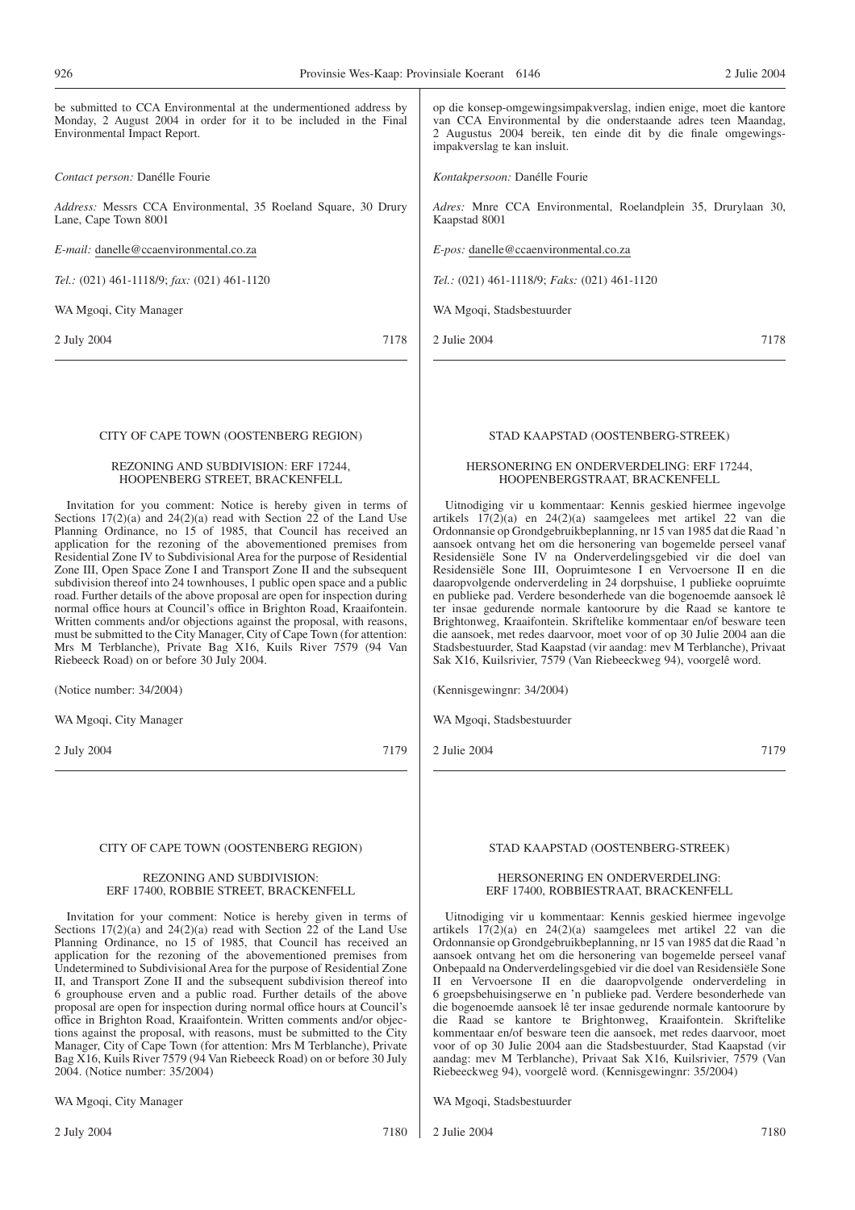be submitted to CCA Environmental at the undermentioned address by Monday, 2 August 2004 in order for it to be included in the Final Environmental Impact Report.

*Contact person:* Danélle Fourie

*Address:* Messrs CCA Environmental, 35 Roeland Square, 30 Drury Lane, Cape Town 8001

*E-mail:* danelle@ccaenvironmental.co.za

*Tel.:* (021) 461-1118/9; *fax:* (021) 461-1120

WA Mgoqi, City Manager

2 July 2004 7178

op die konsep-omgewingsimpakverslag, indien enige, moet die kantore van CCA Environmental by die onderstaande adres teen Maandag, 2 Augustus 2004 bereik, ten einde dit by die finale omgewingsimpakverslag te kan insluit.

*Kontakpersoon:* Danélle Fourie

*Adres:* Mnre CCA Environmental, Roelandplein 35, Drurylaan 30, Kaapstad 8001

*E-pos:* danelle@ccaenvironmental.co.za

*Tel.:* (021) 461-1118/9; *Faks:* (021) 461-1120

WA Mgoqi, Stadsbestuurder

2 Julie 2004 7178

---

CITY OF CAPE TOWN (OOSTENBERG REGION)

REZONING AND SUBDIVISION: ERF 17244, HOOPENBERG STREET, BRACKENFELL

Invitation for you comment: Notice is hereby given in terms of Sections 17(2)(a) and 24(2)(a) read with Section 22 of the Land Use Planning Ordinance, no 15 of 1985, that Council has received an application for the rezoning of the abovementioned premises from Residential Zone IV to Subdivisional Area for the purpose of Residential Zone III, Open Space Zone I and Transport Zone II and the subsequent subdivision thereof into 24 townhouses, 1 public open space and a public road. Further details of the above proposal are open for inspection during normal office hours at Council's office in Brighton Road, Kraaifontein. Written comments and/or objections against the proposal, with reasons, must be submitted to the City Manager, City of Cape Town (for attention: Mrs M Terblanche), Private Bag X16, Kuils River 7579 (94 Van Riebeeck Road) on or before 30 July 2004.

(Notice number: 34/2004)

WA Mgoqi, City Manager

2 July 2004 7179

STAD KAAPSTAD (OOSTENBERG-STREEK)

HERSONERING EN ONDERVERDELING: ERF 17244, HOOPENBERGSTRAAT, BRACKENFELL

Uitnodiging vir u kommentaar: Kennis geskied hiermee ingevolge artikels 17(2)(a) en 24(2)(a) saamgelees met artikel 22 van die Ordonnansie op Grondgebruikbeplanning, nr 15 van 1985 dat die Raad 'n aansoek ontvang het om die hersonering van bogemelde perseel vanaf Residensiële Sone IV na Onderverdelingsgebied vir die doel van Residensiële Sone III, Oopruimtesone I en Vervoersone II en die daaropvolgende onderverdeling in 24 dorpshuise, 1 publieke oopruimte en publieke pad. Verdere besonderhede van die bogenoemde aansoek lê ter insae gedurende normale kantoorure by die Raad se kantore te Brightonweg, Kraaifontein. Skriftelike kommentaar en/of besware teen die aansoek, met redes daarvoor, moet voor of op 30 Julie 2004 aan die Stadsbestuurder, Stad Kaapstad (vir aandag: mev M Terblanche), Privaat Sak X16, Kuilsrivier, 7579 (Van Riebeeckweg 94), voorgelê word.

(Kennisgewingnr: 34/2004)

WA Mgoqi, Stadsbestuurder

2 Julie 2004 7179

---

CITY OF CAPE TOWN (OOSTENBERG REGION)

REZONING AND SUBDIVISION: ERF 17400, ROBBIE STREET, BRACKENFELL

Invitation for your comment: Notice is hereby given in terms of Sections 17(2)(a) and 24(2)(a) read with Section 22 of the Land Use Planning Ordinance, no 15 of 1985, that Council has received an application for the rezoning of the abovementioned premises from Undetermined to Subdivisional Area for the purpose of Residential Zone II, and Transport Zone II and the subsequent subdivision thereof into 6 grouphouse erven and a public road. Further details of the above proposal are open for inspection during normal office hours at Council's office in Brighton Road, Kraaifontein. Written comments and/or objections against the proposal, with reasons, must be submitted to the City Manager, City of Cape Town (for attention: Mrs M Terblanche), Private Bag X16, Kuils River 7579 (94 Van Riebeeck Road) on or before 30 July 2004. (Notice number: 35/2004)

WA Mgoqi, City Manager

2 July 2004 7180

STAD KAAPSTAD (OOSTENBERG-STREEK)

HERSONERING EN ONDERVERDELING: ERF 17400, ROBBIESTRAAT, BRACKENFELL

Uitnodiging vir u kommentaar: Kennis geskied hiermee ingevolge artikels 17(2)(a) en 24(2)(a) saamgelees met artikel 22 van die Ordonnansie op Grondgebruikbeplanning, nr 15 van 1985 dat die Raad 'n aansoek ontvang het om die hersonering van bogemelde perseel vanaf Onbepaald na Onderverdelingsgebied vir die doel van Residensiële Sone II en Vervoersone II en die daaropvolgende onderverdeling in 6 groepsbehuisingserwe en 'n publieke pad. Verdere besonderhede van die bogenoemde aansoek lê ter insae gedurende normale kantoorure by die Raad se kantore te Brightonweg, Kraaifontein. Skriftelike kommentaar en/of besware teen die aansoek, met redes daarvoor, moet voor of op 30 Julie 2004 aan die Stadsbestuurder, Stad Kaapstad (vir aandag: mev M Terblanche), Privaat Sak X16, Kuilsrivier, 7579 (Van Riebeeckweg 94), voorgelê word. (Kennisgewingnr: 35/2004)

WA Mgoqi, Stadsbestuurder

2 Julie 2004 7180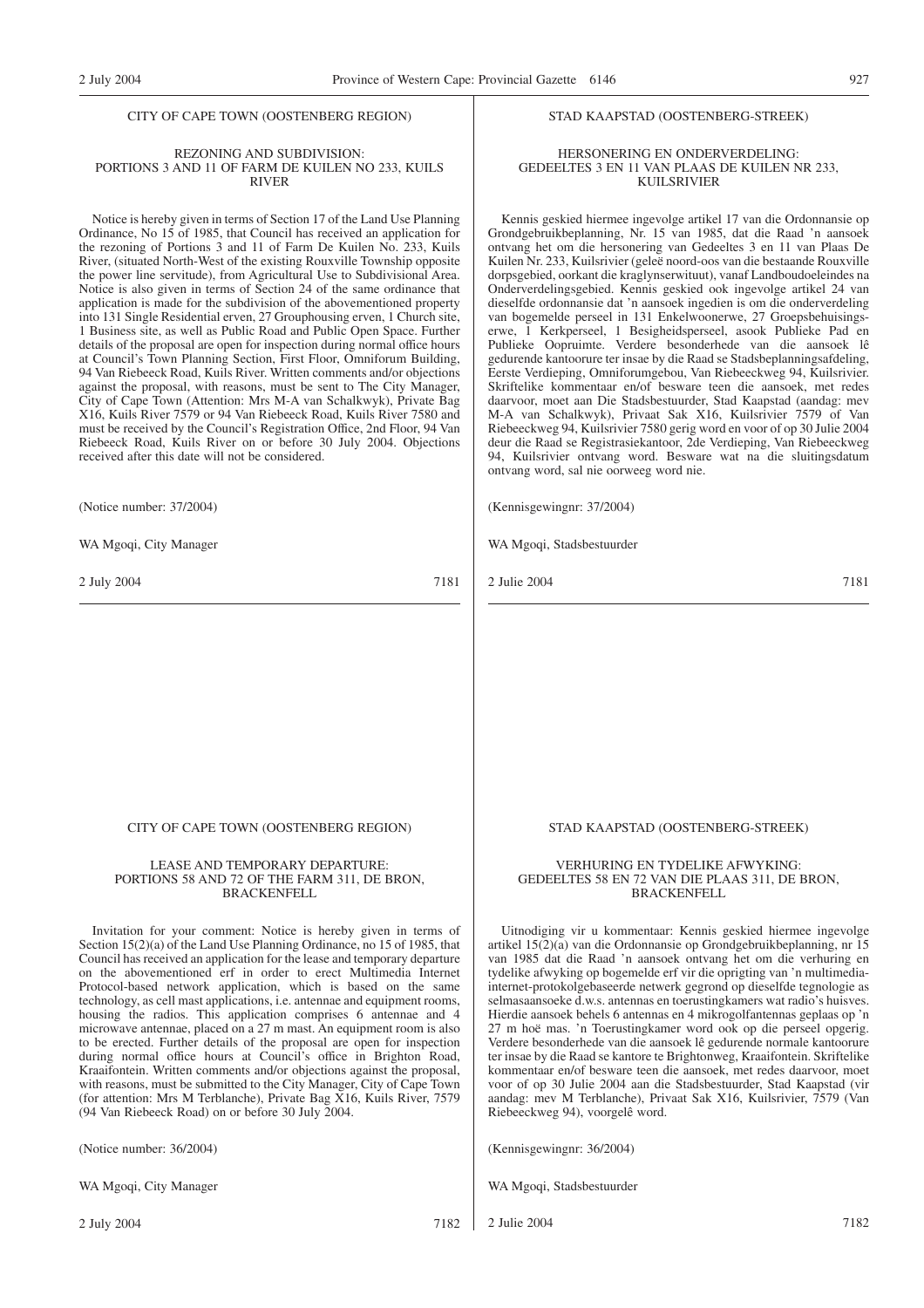CITY OF CAPE TOWN (OOSTENBERG REGION)

REZONING AND SUBDIVISION:
PORTIONS 3 AND 11 OF FARM DE KUILEN NO 233, KUILS RIVER

Notice is hereby given in terms of Section 17 of the Land Use Planning Ordinance, No 15 of 1985, that Council has received an application for the rezoning of Portions 3 and 11 of Farm De Kuilen No. 233, Kuils River, (situated North-West of the existing Rouxville Township opposite the power line servitude), from Agricultural Use to Subdivisional Area. Notice is also given in terms of Section 24 of the same ordinance that application is made for the subdivision of the abovementioned property into 131 Single Residential erven, 27 Grouphousing erven, 1 Church site, 1 Business site, as well as Public Road and Public Open Space. Further details of the proposal are open for inspection during normal office hours at Council's Town Planning Section, First Floor, Omniforum Building, 94 Van Riebeeck Road, Kuils River. Written comments and/or objections against the proposal, with reasons, must be sent to The City Manager, City of Cape Town (Attention: Mrs M-A van Schalkwyk), Private Bag X16, Kuils River 7579 or 94 Van Riebeeck Road, Kuils River 7580 and must be received by the Council's Registration Office, 2nd Floor, 94 Van Riebeeck Road, Kuils River on or before 30 July 2004. Objections received after this date will not be considered.

(Notice number: 37/2004)

WA Mgoqi, City Manager

2 July 2004 7181

STAD KAAPSTAD (OOSTENBERG-STREEK)

HERSONERING EN ONDERVERDELING:
GEDEELTES 3 EN 11 VAN PLAAS DE KUILEN NR 233, KUILSRIVIER

Kennis geskied hiermee ingevolge artikel 17 van die Ordonnansie op Grondgebruikbeplanning, Nr. 15 van 1985, dat die Raad 'n aansoek ontvang het om die hersonering van Gedeeltes 3 en 11 van Plaas De Kuilen Nr. 233, Kuilsrivier (geleë noord-oos van die bestaande Rouxville dorpsgebied, oorkant die kraglynserwituut), vanaf Landboudoeleindes na Onderverdelingsgebied. Kennis geskied ook ingevolge artikel 24 van dieselfde ordonnansie dat 'n aansoek ingedien is om die onderverdeling van bogemelde perseel in 131 Enkelwoonerwe, 27 Groepsbehuisingserwe, 1 Kerkperseel, 1 Besigheidsperseel, asook Publieke Pad en Publieke Oopruimte. Verdere besonderhede van die aansoek lê gedurende kantoorure ter insae by die Raad se Stadsbeplanningsafdeling, Eerste Verdieping, Omniforumgebou, Van Riebeeckweg 94, Kuilsrivier. Skriftelike kommentaar en/of besware teen die aansoek, met redes daarvoor, moet aan Die Stadsbestuurder, Stad Kaapstad (aandag: mev M-A van Schalkwyk), Privaat Sak X16, Kuilsrivier 7579 of Van Riebeeckweg 94, Kuilsrivier 7580 gerig word en voor of op 30 Julie 2004 deur die Raad se Registrasiekantoor, 2de Verdieping, Van Riebeeckweg 94, Kuilsrivier ontvang word. Besware wat na die sluitingsdatum ontvang word, sal nie oorweeg word nie.

(Kennisgewingnr: 37/2004)

WA Mgoqi, Stadsbestuurder

2 Julie 2004 7181

CITY OF CAPE TOWN (OOSTENBERG REGION)

LEASE AND TEMPORARY DEPARTURE:
PORTIONS 58 AND 72 OF THE FARM 311, DE BRON, BRACKENFELL

Invitation for your comment: Notice is hereby given in terms of Section 15(2)(a) of the Land Use Planning Ordinance, no 15 of 1985, that Council has received an application for the lease and temporary departure on the abovementioned erf in order to erect Multimedia Internet Protocol-based network application, which is based on the same technology, as cell mast applications, i.e. antennae and equipment rooms, housing the radios. This application comprises 6 antennae and 4 microwave antennae, placed on a 27 m mast. An equipment room is also to be erected. Further details of the proposal are open for inspection during normal office hours at Council's office in Brighton Road, Kraaifontein. Written comments and/or objections against the proposal, with reasons, must be submitted to the City Manager, City of Cape Town (for attention: Mrs M Terblanche), Private Bag X16, Kuils River, 7579 (94 Van Riebeeck Road) on or before 30 July 2004.

(Notice number: 36/2004)

WA Mgoqi, City Manager

2 July 2004 7182

STAD KAAPSTAD (OOSTENBERG-STREEK)

VERHURING EN TYDELIKE AFWYKING:
GEDEELTES 58 EN 72 VAN DIE PLAAS 311, DE BRON, BRACKENFELL

Uitnodiging vir u kommentaar: Kennis geskied hiermee ingevolge artikel 15(2)(a) van die Ordonnansie op Grondgebruikbeplanning, nr 15 van 1985 dat die Raad 'n aansoek ontvang het om die verhuring en tydelike afwyking op bogemelde erf vir die oprigting van 'n multimedia-internet-protokolgebaseerde netwerk gegrond op dieselfde tegnologie as selmasaansoeke d.w.s. antennas en toerustingkamers wat radio's huisves. Hierdie aansoek behels 6 antennas en 4 mikrogolfantennas geplaas op 'n 27 m hoë mas. 'n Toerustingkamer word ook op die perseel opgerig. Verdere besonderhede van die aansoek lê gedurende normale kantoorure ter insae by die Raad se kantore te Brightonweg, Kraaifontein. Skriftelike kommentaar en/of besware teen die aansoek, met redes daarvoor, moet voor of op 30 Julie 2004 aan die Stadsbestuurder, Stad Kaapstad (vir aandag: mev M Terblanche), Privaat Sak X16, Kuilsrivier, 7579 (Van Riebeeckweg 94), voorgelê word.

(Kennisgewingnr: 36/2004)

WA Mgoqi, Stadsbestuurder

2 Julie 2004 7182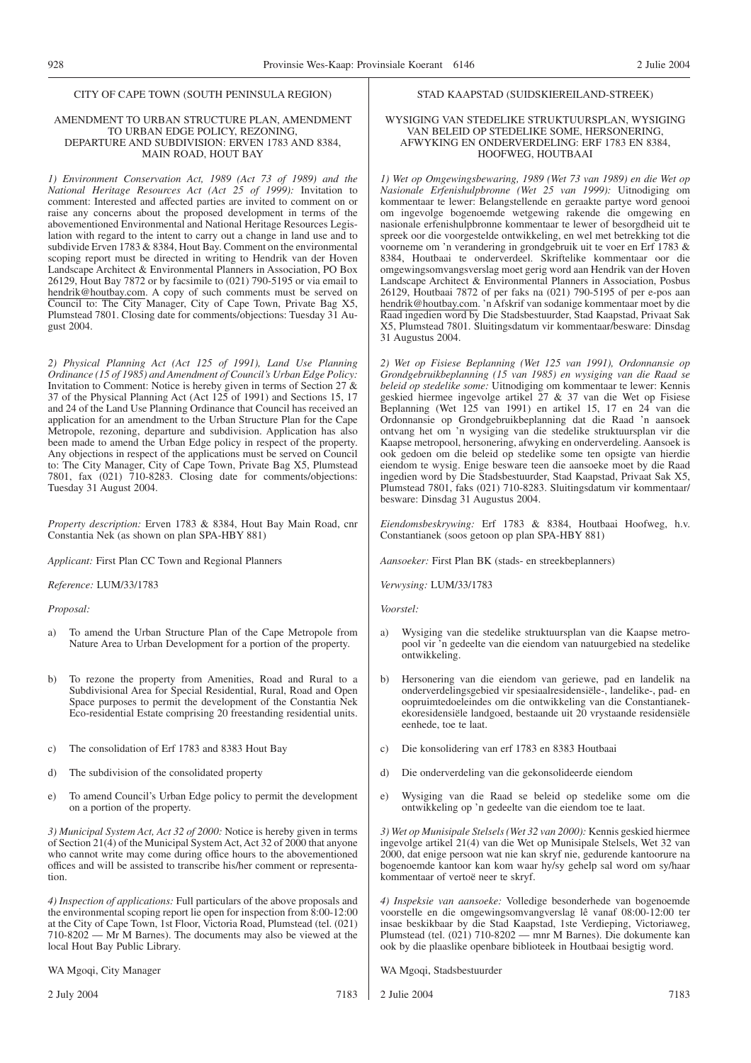## CITY OF CAPE TOWN (SOUTH PENINSULA REGION)

### AMENDMENT TO URBAN STRUCTURE PLAN, AMENDMENT TO URBAN EDGE POLICY, REZONING, DEPARTURE AND SUBDIVISION: ERVEN 1783 AND 8384, MAIN ROAD, HOUT BAY

*1) Environment Conservation Act, 1989 (Act 73 of 1989) and the National Heritage Resources Act (Act 25 of 1999):* Invitation to comment: Interested and affected parties are invited to comment on or raise any concerns about the proposed development in terms of the abovementioned Environmental and National Heritage Resources Legislation with regard to the intent to carry out a change in land use and to subdivide Erven 1783 & 8384, Hout Bay. Comment on the environmental scoping report must be directed in writing to Hendrik van der Hoven Landscape Architect & Environmental Planners in Association, PO Box 26129, Hout Bay 7872 or by facsimile to (021) 790-5195 or via email to hendrik@houtbay.com. A copy of such comments must be served on Council to: The City Manager, City of Cape Town, Private Bag X5, Plumstead 7801. Closing date for comments/objections: Tuesday 31 August 2004.

*2) Physical Planning Act (Act 125 of 1991), Land Use Planning Ordinance (15 of 1985) and Amendment of Council's Urban Edge Policy:* Invitation to Comment: Notice is hereby given in terms of Section 27 & 37 of the Physical Planning Act (Act 125 of 1991) and Sections 15, 17 and 24 of the Land Use Planning Ordinance that Council has received an application for an amendment to the Urban Structure Plan for the Cape Metropole, rezoning, departure and subdivision. Application has also been made to amend the Urban Edge policy in respect of the property. Any objections in respect of the applications must be served on Council to: The City Manager, City of Cape Town, Private Bag X5, Plumstead 7801, fax (021) 710-8283. Closing date for comments/objections: Tuesday 31 August 2004.

*Property description:* Erven 1783 & 8384, Hout Bay Main Road, cnr Constantia Nek (as shown on plan SPA-HBY 881)

*Applicant:* First Plan CC Town and Regional Planners

*Reference:* LUM/33/1783

*Proposal:*

a) To amend the Urban Structure Plan of the Cape Metropole from Nature Area to Urban Development for a portion of the property.

b) To rezone the property from Amenities, Road and Rural to a Subdivisional Area for Special Residential, Rural, Road and Open Space purposes to permit the development of the Constantia Nek Eco-residential Estate comprising 20 freestanding residential units.

c) The consolidation of Erf 1783 and 8383 Hout Bay

d) The subdivision of the consolidated property

e) To amend Council's Urban Edge policy to permit the development on a portion of the property.

*3) Municipal System Act, Act 32 of 2000:* Notice is hereby given in terms of Section 21(4) of the Municipal System Act, Act 32 of 2000 that anyone who cannot write may come during office hours to the abovementioned offices and will be assisted to transcribe his/her comment or representation.

*4) Inspection of applications:* Full particulars of the above proposals and the environmental scoping report lie open for inspection from 8:00-12:00 at the City of Cape Town, 1st Floor, Victoria Road, Plumstead (tel. (021) 710-8202 — Mr M Barnes). The documents may also be viewed at the local Hout Bay Public Library.

WA Mgoqi, City Manager

2 July 2004 7183

## STAD KAAPSTAD (SUIDSKIEREILAND-STREEK)

### WYSIGING VAN STEDELIKE STRUKTUURSPLAN, WYSIGING VAN BELEID OP STEDELIKE SOME, HERSONERING, AFWYKING EN ONDERVERDELING: ERF 1783 EN 8384, HOOFWEG, HOUTBAAI

*1) Wet op Omgewingsbewaring, 1989 (Wet 73 van 1989) en die Wet op Nasionale Erfenishulpbronne (Wet 25 van 1999):* Uitnodiging om kommentaar te lewer: Belangstellende en geraakte partye word genooi om ingevolge bogenoemde wetgewing rakende die omgewing en nasionale erfenishulpbronne kommentaar te lewer of besorgdheid uit te spreek oor die voorgestelde ontwikkeling, en wel met betrekking tot die voorneme om 'n verandering in grondgebruik uit te voer en Erf 1783 & 8384, Houtbaai te onderverdeel. Skriftelike kommentaar oor die omgewingsomvangsverslag moet gerig word aan Hendrik van der Hoven Landscape Architect & Environmental Planners in Association, Posbus 26129, Houtbaai 7872 of per faks na (021) 790-5195 of per e-pos aan hendrik@houtbay.com. 'n Afskrif van sodanige kommentaar moet by die Raad ingedien word by Die Stadsbestuurder, Stad Kaapstad, Privaat Sak X5, Plumstead 7801. Sluitingsdatum vir kommentaar/besware: Dinsdag 31 Augustus 2004.

*2) Wet op Fisiese Beplanning (Wet 125 van 1991), Ordonnansie op Grondgebruikbeplanning (15 van 1985) en wysiging van die Raad se beleid op stedelike some:* Uitnodiging om kommentaar te lewer: Kennis geskied hiermee ingevolge artikel 27 & 37 van die Wet op Fisiese Beplanning (Wet 125 van 1991) en artikel 15, 17 en 24 van die Ordonnansie op Grondgebruikbeplanning dat die Raad 'n aansoek ontvang het om 'n wysiging van die stedelike struktuursplan vir die Kaapse metropool, hersonering, afwyking en onderverdeling. Aansoek is ook gedoen om die beleid op stedelike some ten opsigte van hierdie eiendom te wysig. Enige besware teen die aansoeke moet by die Raad ingedien word by Die Stadsbestuurder, Stad Kaapstad, Privaat Sak X5, Plumstead 7801, faks (021) 710-8283. Sluitingsdatum vir kommentaar/besware: Dinsdag 31 Augustus 2004.

*Eiendomsbeskrywing:* Erf 1783 & 8384, Houtbaai Hoofweg, h.v. Constantianek (soos getoon op plan SPA-HBY 881)

*Aansoeker:* First Plan BK (stads- en streekbeplanners)

*Verwysing:* LUM/33/1783

*Voorstel:*

a) Wysiging van die stedelike struktuursplan van die Kaapse metropool vir 'n gedeelte van die eiendom van natuurgebied na stedelike ontwikkeling.

b) Hersonering van die eiendom van geriewe, pad en landelik na onderverdelingsgebied vir spesiaalresidensiële-, landelike-, pad- en oopruimtedoeleindes om die ontwikkeling van die Constantianek-ekoresidensiële landgoed, bestaande uit 20 vrystaande residensiële eenhede, toe te laat.

c) Die konsolidering van erf 1783 en 8383 Houtbaai

d) Die onderverdeling van die gekonsolideerde eiendom

e) Wysiging van die Raad se beleid op stedelike some om die ontwikkeling op 'n gedeelte van die eiendom toe te laat.

*3) Wet op Munisipale Stelsels (Wet 32 van 2000):* Kennis geskied hiermee ingevolge artikel 21(4) van die Wet op Munisipale Stelsels, Wet 32 van 2000, dat enige persoon wat nie kan skryf nie, gedurende kantoorure na bogenoemde kantoor kan kom waar hy/sy gehelp sal word om sy/haar kommentaar of vertoë neer te skryf.

*4) Inspeksie van aansoeke:* Volledige besonderhede van bogenoemde voorstelle en die omgewingsomvangverslag lê vanaf 08:00-12:00 ter insae beskikbaar by die Stad Kaapstad, 1ste Verdieping, Victoriaweg, Plumstead (tel. (021) 710-8202 — mnr M Barnes). Die dokumente kan ook by die plaaslike openbare biblioteek in Houtbaai besigtig word.

WA Mgoqi, Stadsbestuurder

2 Julie 2004 7183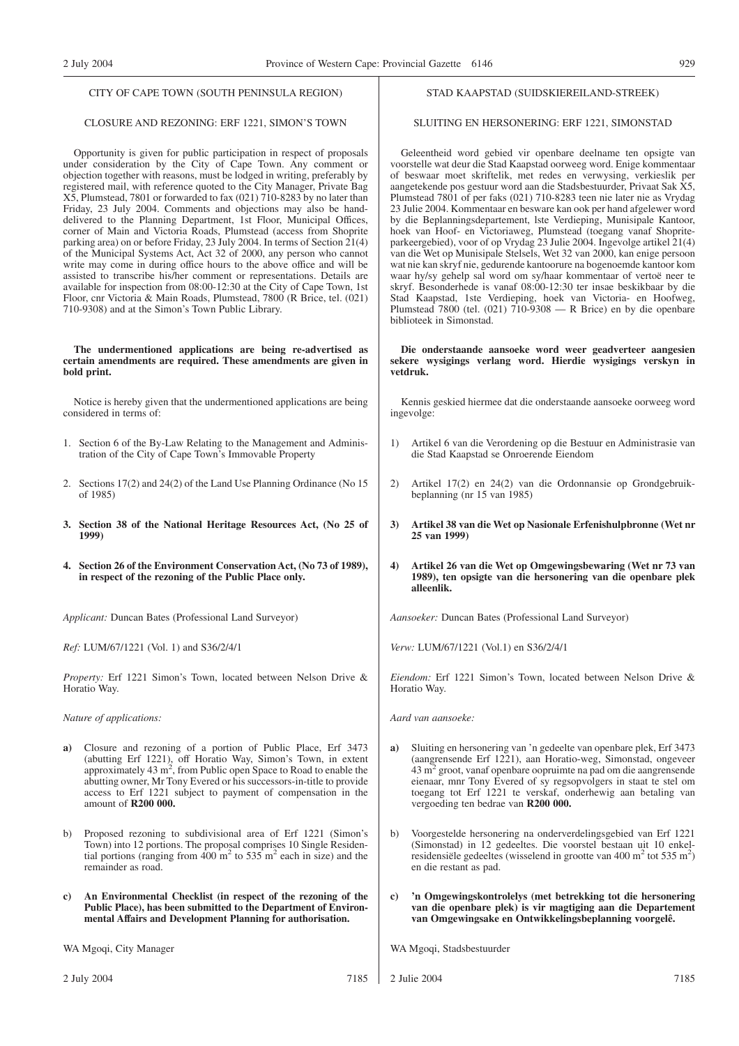CITY OF CAPE TOWN (SOUTH PENINSULA REGION)

CLOSURE AND REZONING: ERF 1221, SIMON'S TOWN

Opportunity is given for public participation in respect of proposals under consideration by the City of Cape Town. Any comment or objection together with reasons, must be lodged in writing, preferably by registered mail, with reference quoted to the City Manager, Private Bag X5, Plumstead, 7801 or forwarded to fax (021) 710-8283 by no later than Friday, 23 July 2004. Comments and objections may also be hand-delivered to the Planning Department, 1st Floor, Municipal Offices, corner of Main and Victoria Roads, Plumstead (access from Shoprite parking area) on or before Friday, 23 July 2004. In terms of Section 21(4) of the Municipal Systems Act, Act 32 of 2000, any person who cannot write may come in during office hours to the above office and will be assisted to transcribe his/her comment or representations. Details are available for inspection from 08:00-12:30 at the City of Cape Town, 1st Floor, cnr Victoria & Main Roads, Plumstead, 7800 (R Brice, tel. (021) 710-9308) and at the Simon's Town Public Library.

**The undermentioned applications are being re-advertised as certain amendments are required. These amendments are given in bold print.**

Notice is hereby given that the undermentioned applications are being considered in terms of:

1. Section 6 of the By-Law Relating to the Management and Administration of the City of Cape Town's Immovable Property
2. Sections 17(2) and 24(2) of the Land Use Planning Ordinance (No 15 of 1985)
3. **Section 38 of the National Heritage Resources Act, (No 25 of 1999)**
4. **Section 26 of the Environment Conservation Act, (No 73 of 1989), in respect of the rezoning of the Public Place only.**

*Applicant:* Duncan Bates (Professional Land Surveyor)

*Ref:* LUM/67/1221 (Vol. 1) and S36/2/4/1

*Property:* Erf 1221 Simon's Town, located between Nelson Drive & Horatio Way.

*Nature of applications:*

**a)** Closure and rezoning of a portion of Public Place, Erf 3473 (abutting Erf 1221), off Horatio Way, Simon's Town, in extent approximately 43 m$^2$, from Public open Space to Road to enable the abutting owner, Mr Tony Evered or his successors-in-title to provide access to Erf 1221 subject to payment of compensation in the amount of **R200 000.**

b) Proposed rezoning to subdivisional area of Erf 1221 (Simon's Town) into 12 portions. The proposal comprises 10 Single Residential portions (ranging from 400 m$^2$ to 535 m$^2$ each in size) and the remainder as road.

**c) An Environmental Checklist (in respect of the rezoning of the Public Place), has been submitted to the Department of Environmental Affairs and Development Planning for authorisation.**

WA Mgoqi, City Manager

2 July 2004 7185

STAD KAAPSTAD (SUIDSKIEREILAND-STREEK)

SLUITING EN HERSONERING: ERF 1221, SIMONSTAD

Geleentheid word gebied vir openbare deelname ten opsigte van voorstelle wat deur die Stad Kaapstad oorweeg word. Enige kommentaar of beswaar moet skriftelik, met redes en verwysing, verkieslik per aangetekende pos gestuur word aan die Stadsbestuurder, Privaat Sak X5, Plumstead 7801 of per faks (021) 710-8283 teen nie later nie as Vrydag 23 Julie 2004. Kommentaar en besware kan ook per hand afgelewer word by die Beplanningsdepartement, lste Verdieping, Munisipale Kantoor, hoek van Hoof- en Victoriaweg, Plumstead (toegang vanaf Shoprite-parkeergebied), voor of op Vrydag 23 Julie 2004. Ingevolge artikel 21(4) van die Wet op Munisipale Stelsels, Wet 32 van 2000, kan enige persoon wat nie kan skryf nie, gedurende kantoorure na bogenoemde kantoor kom waar hy/sy gehelp sal word om sy/haar kommentaar of vertoë neer te skryf. Besonderhede is vanaf 08:00-12:30 ter insae beskikbaar by die Stad Kaapstad, 1ste Verdieping, hoek van Victoria- en Hoofweg, Plumstead 7800 (tel. (021) 710-9308 — R Brice) en by die openbare biblioteek in Simonstad.

**Die onderstaande aansoeke word weer geadverteer aangesien sekere wysigings verlang word. Hierdie wysigings verskyn in vetdruk.**

Kennis geskied hiermee dat die onderstaande aansoeke oorweeg word ingevolge:

1) Artikel 6 van die Verordening op die Bestuur en Administrasie van die Stad Kaapstad se Onroerende Eiendom
2) Artikel 17(2) en 24(2) van die Ordonnansie op Grondgebruikbeplanning (nr 15 van 1985)
3) **Artikel 38 van die Wet op Nasionale Erfenishulpbronne (Wet nr 25 van 1999)**
4) **Artikel 26 van die Wet op Omgewingsbewaring (Wet nr 73 van 1989), ten opsigte van die hersonering van die openbare plek alleenlik.**

*Aansoeker:* Duncan Bates (Professional Land Surveyor)

*Verw:* LUM/67/1221 (Vol.1) en S36/2/4/1

*Eiendom:* Erf 1221 Simon's Town, located between Nelson Drive & Horatio Way.

*Aard van aansoeke:*

**a)** Sluiting en hersonering van 'n gedeelte van openbare plek, Erf 3473 (aangrensende Erf 1221), aan Horatio-weg, Simonstad, ongeveer 43 m$^2$ groot, vanaf openbare oopruimte na pad om die aangrensende eienaar, mnr Tony Evered of sy regsopvolgers in staat te stel om toegang tot Erf 1221 te verskaf, onderhewig aan betaling van vergoeding ten bedrae van **R200 000.**

b) Voorgestelde hersonering na onderverdelingsgebied van Erf 1221 (Simonstad) in 12 gedeeltes. Die voorstel bestaan uit 10 enkelresidensiële gedeeltes (wisselend in grootte van 400 m$^2$ tot 535 m$^2$) en die restant as pad.

**c) 'n Omgewingskontrolelys (met betrekking tot die hersonering van die openbare plek) is vir magtiging aan die Departement van Omgewingsake en Ontwikkelingsbeplanning voorgelê.**

WA Mgoqi, Stadsbestuurder

2 Julie 2004 7185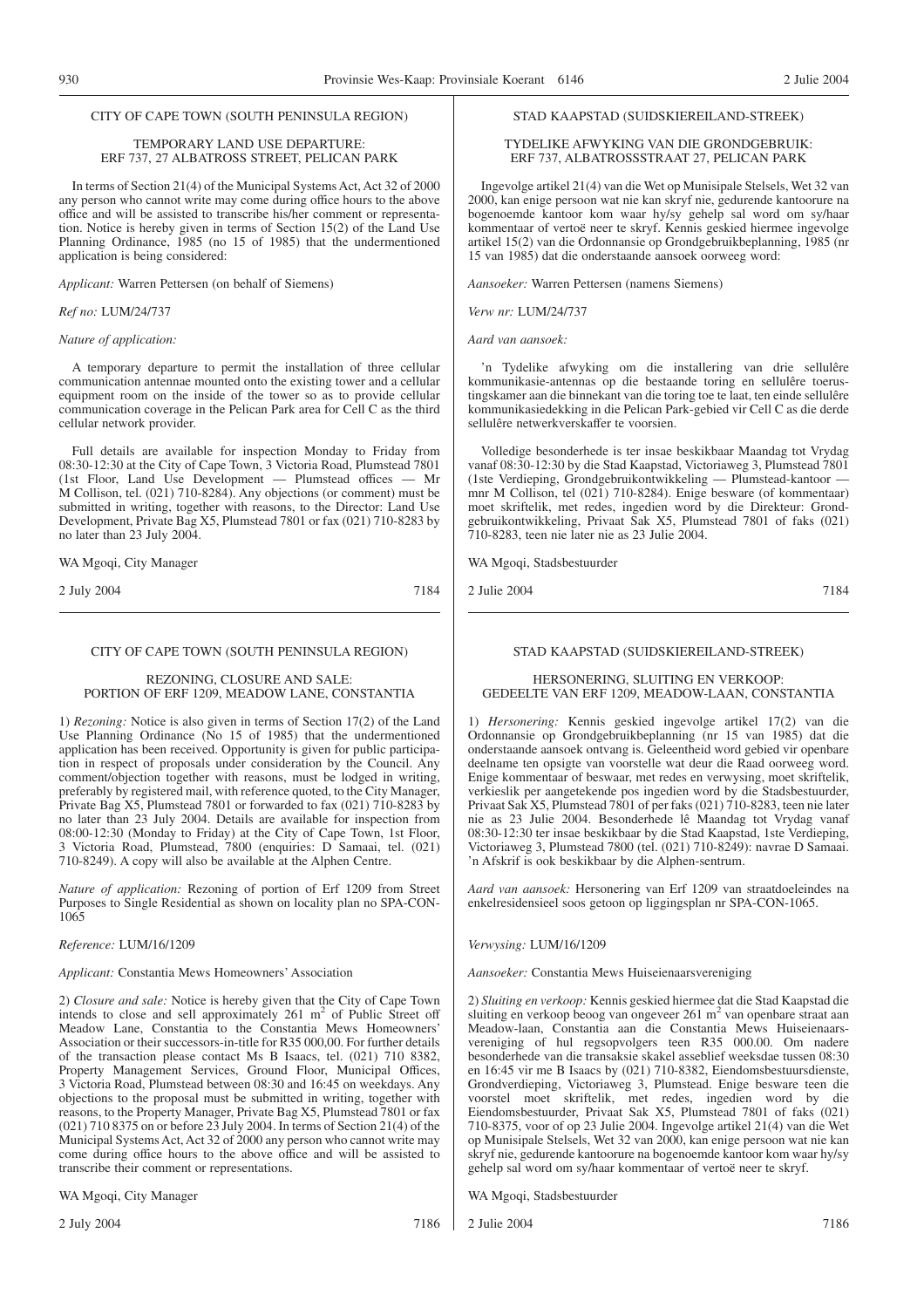CITY OF CAPE TOWN (SOUTH PENINSULA REGION)

TEMPORARY LAND USE DEPARTURE:
ERF 737, 27 ALBATROSS STREET, PELICAN PARK

In terms of Section 21(4) of the Municipal Systems Act, Act 32 of 2000 any person who cannot write may come during office hours to the above office and will be assisted to transcribe his/her comment or representation. Notice is hereby given in terms of Section 15(2) of the Land Use Planning Ordinance, 1985 (no 15 of 1985) that the undermentioned application is being considered:

*Applicant:* Warren Pettersen (on behalf of Siemens)

*Ref no:* LUM/24/737

*Nature of application:*

A temporary departure to permit the installation of three cellular communication antennae mounted onto the existing tower and a cellular equipment room on the inside of the tower so as to provide cellular communication coverage in the Pelican Park area for Cell C as the third cellular network provider.

Full details are available for inspection Monday to Friday from 08:30-12:30 at the City of Cape Town, 3 Victoria Road, Plumstead 7801 (1st Floor, Land Use Development — Plumstead offices — Mr M Collison, tel. (021) 710-8284). Any objections (or comment) must be submitted in writing, together with reasons, to the Director: Land Use Development, Private Bag X5, Plumstead 7801 or fax (021) 710-8283 by no later than 23 July 2004.

WA Mgoqi, City Manager

2 July 2004 7184

STAD KAAPSTAD (SUIDSKIEREILAND-STREEK)

TYDELIKE AFWYKING VAN DIE GRONDGEBRUIK:
ERF 737, ALBATROSSSTRAAT 27, PELICAN PARK

Ingevolge artikel 21(4) van die Wet op Munisipale Stelsels, Wet 32 van 2000, kan enige persoon wat nie kan skryf nie, gedurende kantoorure na bogenoemde kantoor kom waar hy/sy gehelp sal word om sy/haar kommentaar of vertoë neer te skryf. Kennis geskied hiermee ingevolge artikel 15(2) van die Ordonnansie op Grondgebruikbeplanning, 1985 (nr 15 van 1985) dat die onderstaande aansoek oorweeg word:

*Aansoeker:* Warren Pettersen (namens Siemens)

*Verw nr:* LUM/24/737

*Aard van aansoek:*

'n Tydelike afwyking om die installering van drie sellulêre kommunikasie-antennas op die bestaande toring en sellulêre toerustingskamer aan die binnekant van die toring toe te laat, ten einde sellulêre kommunikasiedekking in die Pelican Park-gebied vir Cell C as die derde sellulêre netwerkverskaffer te voorsien.

Volledige besonderhede is ter insae beskikbaar Maandag tot Vrydag vanaf 08:30-12:30 by die Stad Kaapstad, Victoriaweg 3, Plumstead 7801 (1ste Verdieping, Grondgebruikontwikkeling — Plumstead-kantoor — mnr M Collison, tel (021) 710-8284). Enige besware (of kommentaar) moet skriftelik, met redes, ingedien word by die Direkteur: Grondgebruikontwikkeling, Privaat Sak X5, Plumstead 7801 of faks (021) 710-8283, teen nie later nie as 23 Julie 2004.

WA Mgoqi, Stadsbestuurder

2 Julie 2004 7184

---

CITY OF CAPE TOWN (SOUTH PENINSULA REGION)

REZONING, CLOSURE AND SALE:
PORTION OF ERF 1209, MEADOW LANE, CONSTANTIA

1) *Rezoning:* Notice is also given in terms of Section 17(2) of the Land Use Planning Ordinance (No 15 of 1985) that the undermentioned application has been received. Opportunity is given for public participation in respect of proposals under consideration by the Council. Any comment/objection together with reasons, must be lodged in writing, preferably by registered mail, with reference quoted, to the City Manager, Private Bag X5, Plumstead 7801 or forwarded to fax (021) 710-8283 by no later than 23 July 2004. Details are available for inspection from 08:00-12:30 (Monday to Friday) at the City of Cape Town, 1st Floor, 3 Victoria Road, Plumstead, 7800 (enquiries: D Samaai, tel. (021) 710-8249). A copy will also be available at the Alphen Centre.

*Nature of application:* Rezoning of portion of Erf 1209 from Street Purposes to Single Residential as shown on locality plan no SPA-CON-1065

*Reference:* LUM/16/1209

*Applicant:* Constantia Mews Homeowners' Association

2) *Closure and sale:* Notice is hereby given that the City of Cape Town intends to close and sell approximately 261 m$^2$ of Public Street off Meadow Lane, Constantia to the Constantia Mews Homeowners' Association or their successors-in-title for R35 000,00. For further details of the transaction please contact Ms B Isaacs, tel. (021) 710 8382, Property Management Services, Ground Floor, Municipal Offices, 3 Victoria Road, Plumstead between 08:30 and 16:45 on weekdays. Any objections to the proposal must be submitted in writing, together with reasons, to the Property Manager, Private Bag X5, Plumstead 7801 or fax (021) 710 8375 on or before 23 July 2004. In terms of Section 21(4) of the Municipal Systems Act, Act 32 of 2000 any person who cannot write may come during office hours to the above office and will be assisted to transcribe their comment or representations.

WA Mgoqi, City Manager

2 July 2004 7186

STAD KAAPSTAD (SUIDSKIEREILAND-STREEK)

HERSONERING, SLUITING EN VERKOOP:
GEDEELTE VAN ERF 1209, MEADOW-LAAN, CONSTANTIA

1) *Hersonering:* Kennis geskied ingevolge artikel 17(2) van die Ordonnansie op Grondgebruikbeplanning (nr 15 van 1985) dat die onderstaande aansoek ontvang is. Geleentheid word gebied vir openbare deelname ten opsigte van voorstelle wat deur die Raad oorweeg word. Enige kommentaar of beswaar, met redes en verwysing, moet skriftelik, verkieslik per aangetekende pos ingedien word by die Stadsbestuurder, Privaat Sak X5, Plumstead 7801 of per faks (021) 710-8283, teen nie later nie as 23 Julie 2004. Besonderhede lê Maandag tot Vrydag vanaf 08:30-12:30 ter insae beskikbaar by die Stad Kaapstad, 1ste Verdieping, Victoriaweg 3, Plumstead 7800 (tel. (021) 710-8249): navrae D Samaai. 'n Afskrif is ook beskikbaar by die Alphen-sentrum.

*Aard van aansoek:* Hersonering van Erf 1209 van straatdoeleindes na enkelresidensieel soos getoon op liggingsplan nr SPA-CON-1065.

*Verwysing:* LUM/16/1209

*Aansoeker:* Constantia Mews Huiseienaarsvereniging

2) *Sluiting en verkoop:* Kennis geskied hiermee dat die Stad Kaapstad die sluiting en verkoop beoog van ongeveer 261 m$^2$ van openbare straat aan Meadow-laan, Constantia aan die Constantia Mews Huiseienaarsvereniging of hul regsopvolgers teen R35 000.00. Om nadere besonderhede van die transaksie skakel asseblief weeksdae tussen 08:30 en 16:45 vir me B Isaacs by (021) 710-8382, Eiendomsbestuursdienste, Grondverdieping, Victoriaweg 3, Plumstead. Enige besware teen die voorstel moet skriftelik, met redes, ingedien word by die Eiendomsbestuurder, Privaat Sak X5, Plumstead 7801 of faks (021) 710-8375, voor of op 23 Julie 2004. Ingevolge artikel 21(4) van die Wet op Munisipale Stelsels, Wet 32 van 2000, kan enige persoon wat nie kan skryf nie, gedurende kantoorure na bogenoemde kantoor kom waar hy/sy gehelp sal word om sy/haar kommentaar of vertoë neer te skryf.

WA Mgoqi, Stadsbestuurder

2 Julie 2004 7186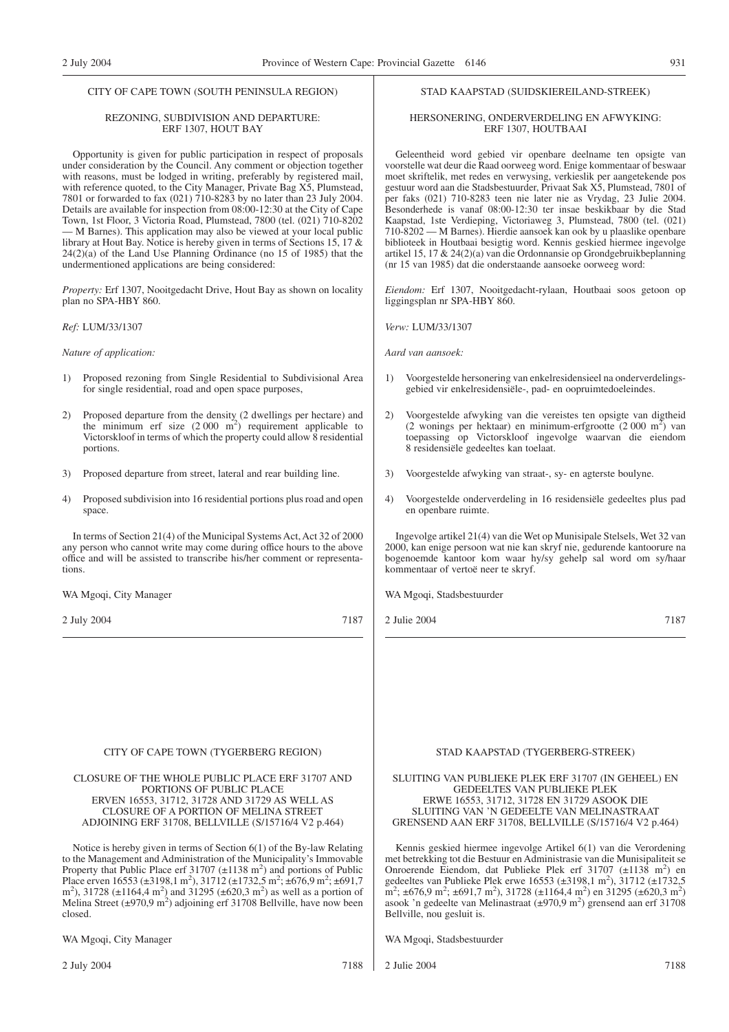CITY OF CAPE TOWN (SOUTH PENINSULA REGION)

REZONING, SUBDIVISION AND DEPARTURE: ERF 1307, HOUT BAY

Opportunity is given for public participation in respect of proposals under consideration by the Council. Any comment or objection together with reasons, must be lodged in writing, preferably by registered mail, with reference quoted, to the City Manager, Private Bag X5, Plumstead, 7801 or forwarded to fax (021) 710-8283 by no later than 23 July 2004. Details are available for inspection from 08:00-12:30 at the City of Cape Town, 1st Floor, 3 Victoria Road, Plumstead, 7800 (tel. (021) 710-8202 — M Barnes). This application may also be viewed at your local public library at Hout Bay. Notice is hereby given in terms of Sections 15, 17 & 24(2)(a) of the Land Use Planning Ordinance (no 15 of 1985) that the undermentioned applications are being considered:

*Property:* Erf 1307, Nooitgedacht Drive, Hout Bay as shown on locality plan no SPA-HBY 860.

*Ref:* LUM/33/1307

*Nature of application:*

1) Proposed rezoning from Single Residential to Subdivisional Area for single residential, road and open space purposes,
2) Proposed departure from the density (2 dwellings per hectare) and the minimum erf size (2 000 $m^2$) requirement applicable to Victorskloof in terms of which the property could allow 8 residential portions.
3) Proposed departure from street, lateral and rear building line.
4) Proposed subdivision into 16 residential portions plus road and open space.

In terms of Section 21(4) of the Municipal Systems Act, Act 32 of 2000 any person who cannot write may come during office hours to the above office and will be assisted to transcribe his/her comment or representations.

WA Mgoqi, City Manager

2 July 2004 7187

STAD KAAPSTAD (SUIDSKIEREILAND-STREEK)

HERSONERING, ONDERVERDELING EN AFWYKING: ERF 1307, HOUTBAAI

Geleentheid word gebied vir openbare deelname ten opsigte van voorstelle wat deur die Raad oorweeg word. Enige kommentaar of beswaar moet skriftelik, met redes en verwysing, verkieslik per aangetekende pos gestuur word aan die Stadsbestuurder, Privaat Sak X5, Plumstead, 7801 of per faks (021) 710-8283 teen nie later nie as Vrydag, 23 Julie 2004. Besonderhede is vanaf 08:00-12:30 ter insae beskikbaar by die Stad Kaapstad, 1ste Verdieping, Victoriaweg 3, Plumstead, 7800 (tel. (021) 710-8202 — M Barnes). Hierdie aansoek kan ook by u plaaslike openbare biblioteek in Houtbaai besigtig word. Kennis geskied hiermee ingevolge artikel 15, 17 & 24(2)(a) van die Ordonnansie op Grondgebruikbeplanning (nr 15 van 1985) dat die onderstaande aansoeke oorweeg word:

*Eiendom:* Erf 1307, Nooitgedacht-rylaan, Houtbaai soos getoon op liggingsplan nr SPA-HBY 860.

*Verw:* LUM/33/1307

*Aard van aansoek:*

1) Voorgestelde hersonering van enkelresidensieel na onderverdelingsgebied vir enkelresidensiële-, pad- en oopruimtedoeleindes.
2) Voorgestelde afwyking van die vereistes ten opsigte van digtheid (2 wonings per hektaar) en minimum-erfgrootte (2 000 $m^2$) van toepassing op Victorskloof ingevolge waarvan die eiendom 8 residensiële gedeeltes kan toelaat.
3) Voorgestelde afwyking van straat-, sy- en agterste boulyne.
4) Voorgestelde onderverdeling in 16 residensiële gedeeltes plus pad en openbare ruimte.

Ingevolge artikel 21(4) van die Wet op Munisipale Stelsels, Wet 32 van 2000, kan enige persoon wat nie kan skryf nie, gedurende kantoorure na bogenoemde kantoor kom waar hy/sy gehelp sal word om sy/haar kommentaar of vertoë neer te skryf.

WA Mgoqi, Stadsbestuurder

2 Julie 2004 7187

CITY OF CAPE TOWN (TYGERBERG REGION)

CLOSURE OF THE WHOLE PUBLIC PLACE ERF 31707 AND PORTIONS OF PUBLIC PLACE ERVEN 16553, 31712, 31728 AND 31729 AS WELL AS CLOSURE OF A PORTION OF MELINA STREET ADJOINING ERF 31708, BELLVILLE (S/15716/4 V2 p.464)

Notice is hereby given in terms of Section 6(1) of the By-law Relating to the Management and Administration of the Municipality's Immovable Property that Public Place erf 31707 (±1138 $m^2$) and portions of Public Place erven 16553 (±3198,1 $m^2$), 31712 (±1732,5 $m^2$; ±676,9 $m^2$; ±691,7 $m^2$), 31728 (±1164,4 $m^2$) and 31295 (±620,3 $m^2$) as well as a portion of Melina Street (±970,9 $m^2$) adjoining erf 31708 Bellville, have now been closed.

WA Mgoqi, City Manager

2 July 2004 7188

STAD KAAPSTAD (TYGERBERG-STREEK)

SLUITING VAN PUBLIEKE PLEK ERF 31707 (IN GEHEEL) EN GEDEELTES VAN PUBLIEKE PLEK ERWE 16553, 31712, 31728 EN 31729 ASOOK DIE SLUITING VAN 'N GEDEELTE VAN MELINASTRAAT GRENSEND AAN ERF 31708, BELLVILLE (S/15716/4 V2 p.464)

Kennis geskied hiermee ingevolge Artikel 6(1) van die Verordening met betrekking tot die Bestuur en Administrasie van die Munisipaliteit se Onroerende Eiendom, dat Publieke Plek erf 31707 (±1138 $m^2$) en gedeeltes van Publieke Plek erwe 16553 (±3198,1 $m^2$), 31712 (±1732,5 $m^2$; ±676,9 $m^2$; ±691,7 $m^2$), 31728 (±1164,4 $m^2$) en 31295 (±620,3 $m^2$) asook 'n gedeelte van Melinastraat (±970,9 $m^2$) grensend aan erf 31708 Bellville, nou gesluit is.

WA Mgoqi, Stadsbestuurder

2 Julie 2004 7188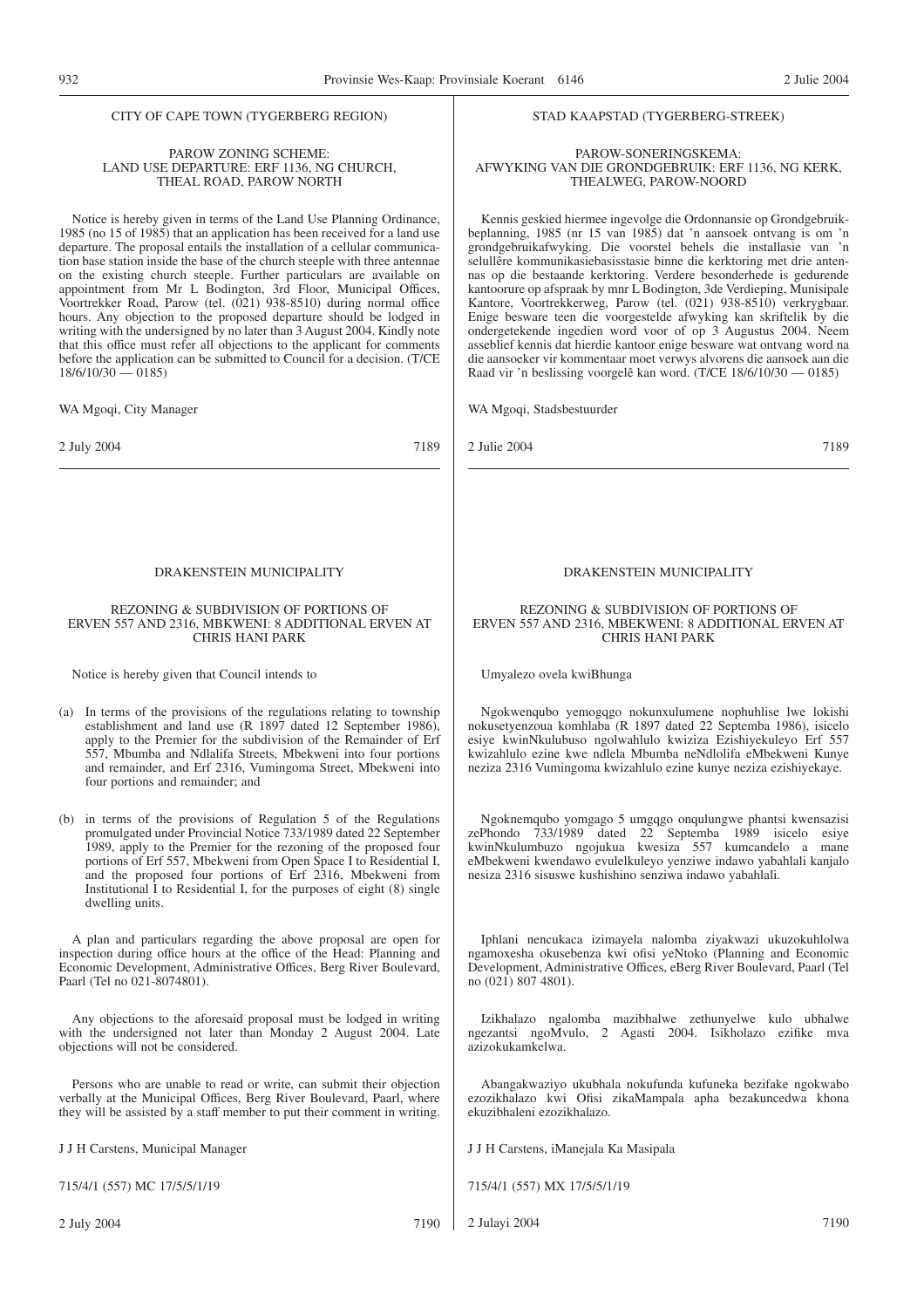CITY OF CAPE TOWN (TYGERBERG REGION)

PAROW ZONING SCHEME:
LAND USE DEPARTURE: ERF 1136, NG CHURCH, THEAL ROAD, PAROW NORTH

Notice is hereby given in terms of the Land Use Planning Ordinance, 1985 (no 15 of 1985) that an application has been received for a land use departure. The proposal entails the installation of a cellular communication base station inside the base of the church steeple with three antennae on the existing church steeple. Further particulars are available on appointment from Mr L Bodington, 3rd Floor, Municipal Offices, Voortrekker Road, Parow (tel. (021) 938-8510) during normal office hours. Any objection to the proposed departure should be lodged in writing with the undersigned by no later than 3 August 2004. Kindly note that this office must refer all objections to the applicant for comments before the application can be submitted to Council for a decision. (T/CE 18/6/10/30 — 0185)

WA Mgoqi, City Manager

2 July 2004 7189

STAD KAAPSTAD (TYGERBERG-STREEK)

PAROW-SONERINGSKEMA:
AFWYKING VAN DIE GRONDGEBRUIK: ERF 1136, NG KERK, THEALWEG, PAROW-NOORD

Kennis geskied hiermee ingevolge die Ordonnansie op Grondgebruikbeplanning, 1985 (nr 15 van 1985) dat 'n aansoek ontvang is om 'n grondgebruikafwyking. Die voorstel behels die installasie van 'n selullêre kommunikasiebasisstasie binne die kerktoring met drie antennas op die bestaande kerktoring. Verdere besonderhede is gedurende kantoorure op afspraak by mnr L Bodington, 3de Verdieping, Munisipale Kantore, Voortrekkerweg, Parow (tel. (021) 938-8510) verkrygbaar. Enige besware teen die voorgestelde afwyking kan skriftelik by die ondergetekende ingedien word voor of op 3 Augustus 2004. Neem asseblief kennis dat hierdie kantoor enige besware wat ontvang word na die aansoeker vir kommentaar moet verwys alvorens die aansoek aan die Raad vir 'n beslissing voorgelê kan word. (T/CE 18/6/10/30 — 0185)

WA Mgoqi, Stadsbestuurder

2 Julie 2004 7189

DRAKENSTEIN MUNICIPALITY

REZONING & SUBDIVISION OF PORTIONS OF ERVEN 557 AND 2316, MBKWENI: 8 ADDITIONAL ERVEN AT CHRIS HANI PARK

Notice is hereby given that Council intends to

(a) In terms of the provisions of the regulations relating to township establishment and land use (R 1897 dated 12 September 1986), apply to the Premier for the subdivision of the Remainder of Erf 557, Mbumba and Ndlalifa Streets, Mbekweni into four portions and remainder, and Erf 2316, Vumingoma Street, Mbekweni into four portions and remainder; and

(b) in terms of the provisions of Regulation 5 of the Regulations promulgated under Provincial Notice 733/1989 dated 22 September 1989, apply to the Premier for the rezoning of the proposed four portions of Erf 557, Mbekweni from Open Space I to Residential I, and the proposed four portions of Erf 2316, Mbekweni from Institutional I to Residential I, for the purposes of eight (8) single dwelling units.

A plan and particulars regarding the above proposal are open for inspection during office hours at the office of the Head: Planning and Economic Development, Administrative Offices, Berg River Boulevard, Paarl (Tel no 021-8074801).

Any objections to the aforesaid proposal must be lodged in writing with the undersigned not later than Monday 2 August 2004. Late objections will not be considered.

Persons who are unable to read or write, can submit their objection verbally at the Municipal Offices, Berg River Boulevard, Paarl, where they will be assisted by a staff member to put their comment in writing.

J J H Carstens, Municipal Manager

715/4/1 (557) MC 17/5/5/1/19

2 July 2004 7190

DRAKENSTEIN MUNICIPALITY

REZONING & SUBDIVISION OF PORTIONS OF ERVEN 557 AND 2316, MBEKWENI: 8 ADDITIONAL ERVEN AT CHRIS HANI PARK

Umyalezo ovela kwiBhunga

Ngokwenqubo yemogqgo nokunxulumene nophuhlise lwe lokishi nokusetyenzoua komhlaba (R 1897 dated 22 Septemba 1986), isicelo esiye kwinNkulubuso ngolwahlulo kwiziza Ezishiyekuleyo Erf 557 kwizahlulo ezine kwe ndlela Mbumba neNdlolifa eMbekweni Kunye neziza 2316 Vumingoma kwizahlulo ezine kunye neziza ezishiyekaye.

Ngoknemqubo yomgago 5 umgqgo onqulungwe phantsi kwensazisi zePhondo 733/1989 dated 22 Septemba 1989 isicelo esiye kwinNkulumbuzo ngojukua kwesiza 557 kumcandelo a mane eMbekweni kwendawo evulelkuleyo yenziwe indawo yabahlali kanjalo nesiza 2316 sisuswe kushishino senziwa indawo yabahlali.

Iphlani nencukaca izimayela nalomba ziyakwazi ukuzokuhlolwa ngamoxesha okusebenza kwi ofisi yeNtoko (Planning and Economic Development, Administrative Offices, eBerg River Boulevard, Paarl (Tel no (021) 807 4801).

Izikhalazo ngalomba mazibhalwe zethunyelwe kulo ubhalwe ngezantsi ngoMvulo, 2 Agasti 2004. Isikholazo ezifike mva azizokukamkelwa.

Abangakwaziyo ukubhala nokufunda kufuneka bezifake ngokwabo ezozikhalazo kwi Ofisi zikaMampala apha bezakuncedwa khona ekuzibhaleni ezozikhalazo.

J J H Carstens, iManejala Ka Masipala

715/4/1 (557) MX 17/5/5/1/19

2 Julayi 2004 7190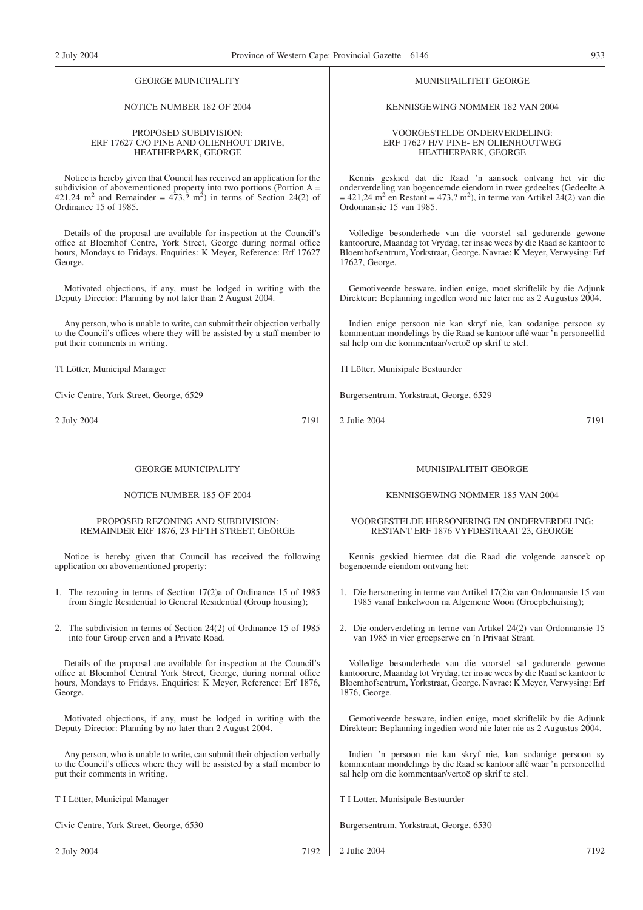GEORGE MUNICIPALITY

NOTICE NUMBER 182 OF 2004

PROPOSED SUBDIVISION:
ERF 17627 C/O PINE AND OLIENHOUT DRIVE,
HEATHERPARK, GEORGE

Notice is hereby given that Council has received an application for the subdivision of abovementioned property into two portions (Portion A = 421,24 $m^2$ and Remainder = 473,? $m^2$) in terms of Section 24(2) of Ordinance 15 of 1985.

Details of the proposal are available for inspection at the Council's office at Bloemhof Centre, York Street, George during normal office hours, Mondays to Fridays. Enquiries: K Meyer, Reference: Erf 17627 George.

Motivated objections, if any, must be lodged in writing with the Deputy Director: Planning by not later than 2 August 2004.

Any person, who is unable to write, can submit their objection verbally to the Council's offices where they will be assisted by a staff member to put their comments in writing.

TI Lötter, Municipal Manager

Civic Centre, York Street, George, 6529

2 July 2004 7191

MUNISIPAILITEIT GEORGE

KENNISGEWING NOMMER 182 VAN 2004

VOORGESTELDE ONDERVERDELING:
ERF 17627 H/V PINE- EN OLIENHOUTWEG
HEATHERPARK, GEORGE

Kennis geskied dat die Raad 'n aansoek ontvang het vir die onderverdeling van bogenoemde eiendom in twee gedeeltes (Gedeelte A = 421,24 $m^2$ en Restant = 473,? $m^2$), in terme van Artikel 24(2) van die Ordonnansie 15 van 1985.

Volledige besonderhede van die voorstel sal gedurende gewone kantoorure, Maandag tot Vrydag, ter insae wees by die Raad se kantoor te Bloemhofsentrum, Yorkstraat, George. Navrae: K Meyer, Verwysing: Erf 17627, George.

Gemotiveerde besware, indien enige, moet skriftelik by die Adjunk Direkteur: Beplanning ingedien word nie later nie as 2 Augustus 2004.

Indien enige persoon nie kan skryf nie, kan sodanige persoon sy kommentaar mondelings by die Raad se kantoor aflê waar 'n personeellid sal help om die kommentaar/vertoë op skrif te stel.

TI Lötter, Munisipale Bestuurder

Burgersentrum, Yorkstraat, George, 6529

2 Julie 2004 7191

---

GEORGE MUNICIPALITY

NOTICE NUMBER 185 OF 2004

PROPOSED REZONING AND SUBDIVISION:
REMAINDER ERF 1876, 23 FIFTH STREET, GEORGE

Notice is hereby given that Council has received the following application on abovementioned property:

1. The rezoning in terms of Section 17(2)a of Ordinance 15 of 1985 from Single Residential to General Residential (Group housing);
2. The subdivision in terms of Section 24(2) of Ordinance 15 of 1985 into four Group erven and a Private Road.

Details of the proposal are available for inspection at the Council's office at Bloemhof Central York Street, George, during normal office hours, Mondays to Fridays. Enquiries: K Meyer, Reference: Erf 1876, George.

Motivated objections, if any, must be lodged in writing with the Deputy Director: Planning by no later than 2 August 2004.

Any person, who is unable to write, can submit their objection verbally to the Council's offices where they will be assisted by a staff member to put their comments in writing.

T I Lötter, Municipal Manager

Civic Centre, York Street, George, 6530

2 July 2004 7192

MUNISIPALITEIT GEORGE

KENNISGEWING NOMMER 185 VAN 2004

VOORGESTELDE HERSONERING EN ONDERVERDELING:
RESTANT ERF 1876 VYFDESTRAAT 23, GEORGE

Kennis geskied hiermee dat die Raad die volgende aansoek op bogenoemde eiendom ontvang het:

1. Die hersonering in terme van Artikel 17(2)a van Ordonnansie 15 van 1985 vanaf Enkelwoon na Algemene Woon (Groepbehuising);
2. Die onderverdeling in terme van Artikel 24(2) van Ordonnansie 15 van 1985 in vier groepserwe en 'n Privaat Straat.

Volledige besonderhede van die voorstel sal gedurende gewone kantoorure, Maandag tot Vrydag, ter insae wees by die Raad se kantoor te Bloemhofsentrum, Yorkstraat, George. Navrae: K Meyer, Verwysing: Erf 1876, George.

Gemotiveerde besware, indien enige, moet skriftelik by die Adjunk Direkteur: Beplanning ingedien word nie later nie as 2 Augustus 2004.

Indien 'n persoon nie kan skryf nie, kan sodanige persoon sy kommentaar mondelings by die Raad se kantoor aflê waar 'n personeellid sal help om die kommentaar/vertoë op skrif te stel.

T I Lötter, Munisipale Bestuurder

Burgersentrum, Yorkstraat, George, 6530

2 Julie 2004 7192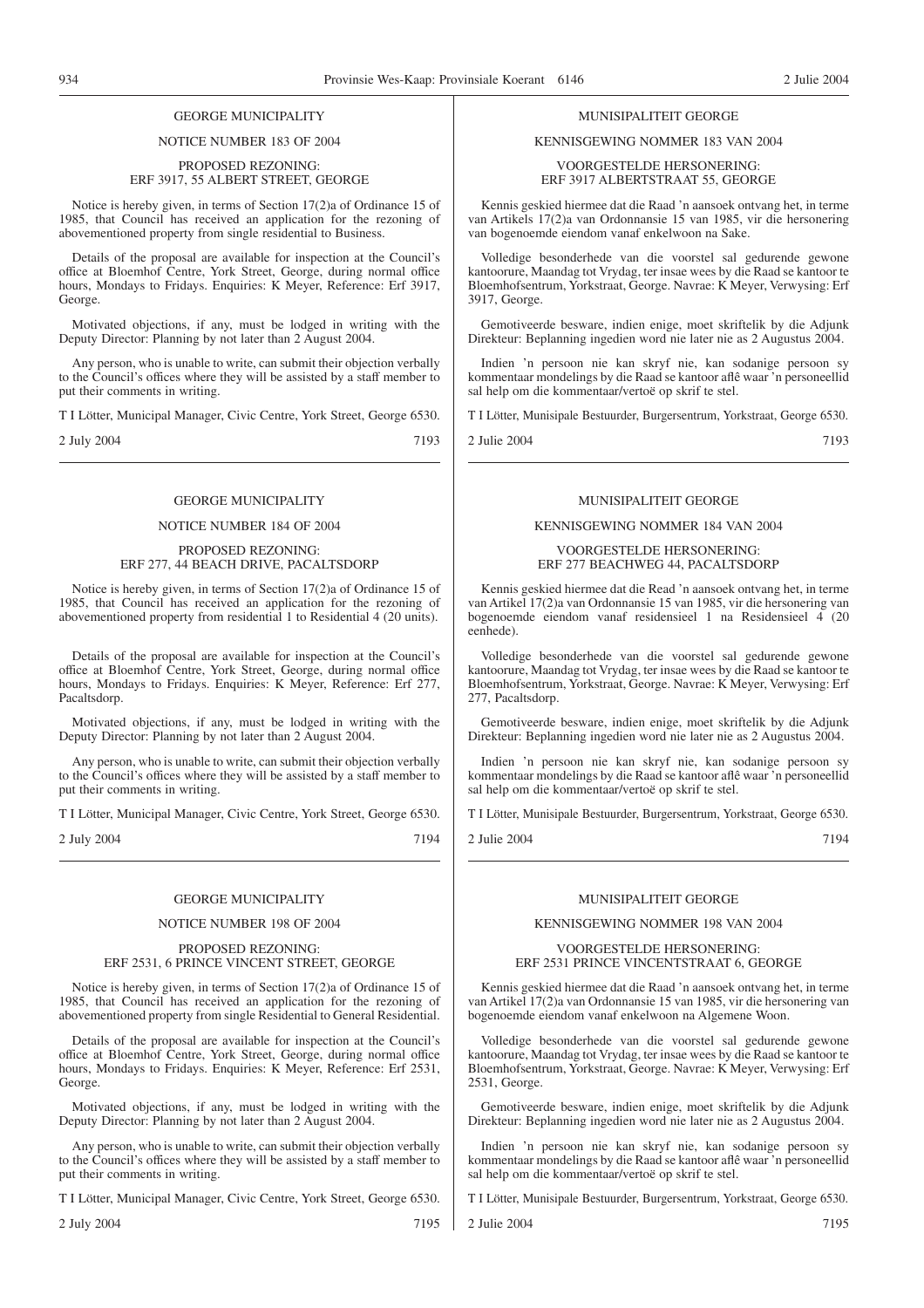GEORGE MUNICIPALITY

NOTICE NUMBER 183 OF 2004

PROPOSED REZONING:
ERF 3917, 55 ALBERT STREET, GEORGE

Notice is hereby given, in terms of Section 17(2)a of Ordinance 15 of 1985, that Council has received an application for the rezoning of abovementioned property from single residential to Business.

Details of the proposal are available for inspection at the Council's office at Bloemhof Centre, York Street, George, during normal office hours, Mondays to Fridays. Enquiries: K Meyer, Reference: Erf 3917, George.

Motivated objections, if any, must be lodged in writing with the Deputy Director: Planning by not later than 2 August 2004.

Any person, who is unable to write, can submit their objection verbally to the Council's offices where they will be assisted by a staff member to put their comments in writing.

T I Lötter, Municipal Manager, Civic Centre, York Street, George 6530.

2 July 2004 7193

---

MUNISIPALITEIT GEORGE

KENNISGEWING NOMMER 183 VAN 2004

VOORGESTELDE HERSONERING:
ERF 3917 ALBERTSTRAAT 55, GEORGE

Kennis geskied hiermee dat die Raad 'n aansoek ontvang het, in terme van Artikels 17(2)a van Ordonnansie 15 van 1985, vir die hersonering van bogenoemde eiendom vanaf enkelwoon na Sake.

Volledige besonderhede van die voorstel sal gedurende gewone kantoorure, Maandag tot Vrydag, ter insae wees by die Raad se kantoor te Bloemhofsentrum, Yorkstraat, George. Navrae: K Meyer, Verwysing: Erf 3917, George.

Gemotiveerde besware, indien enige, moet skriftelik by die Adjunk Direkteur: Beplanning ingedien word nie later nie as 2 Augustus 2004.

Indien 'n persoon nie kan skryf nie, kan sodanige persoon sy kommentaar mondelings by die Raad se kantoor aflê waar 'n personeellid sal help om die kommentaar/vertoë op skrif te stel.

T I Lötter, Munisipale Bestuurder, Burgersentrum, Yorkstraat, George 6530.

2 Julie 2004 7193

---

GEORGE MUNICIPALITY

NOTICE NUMBER 184 OF 2004

PROPOSED REZONING:
ERF 277, 44 BEACH DRIVE, PACALTSDORP

Notice is hereby given, in terms of Section 17(2)a of Ordinance 15 of 1985, that Council has received an application for the rezoning of abovementioned property from residential 1 to Residential 4 (20 units).

Details of the proposal are available for inspection at the Council's office at Bloemhof Centre, York Street, George, during normal office hours, Mondays to Fridays. Enquiries: K Meyer, Reference: Erf 277, Pacaltsdorp.

Motivated objections, if any, must be lodged in writing with the Deputy Director: Planning by not later than 2 August 2004.

Any person, who is unable to write, can submit their objection verbally to the Council's offices where they will be assisted by a staff member to put their comments in writing.

T I Lötter, Municipal Manager, Civic Centre, York Street, George 6530.

2 July 2004 7194

---

MUNISIPALITEIT GEORGE

KENNISGEWING NOMMER 184 VAN 2004

VOORGESTELDE HERSONERING:
ERF 277 BEACHWEG 44, PACALTSDORP

Kennis geskied hiermee dat die Read 'n aansoek ontvang het, in terme van Artikel 17(2)a van Ordonnansie 15 van 1985, vir die hersonering van bogenoemde eiendom vanaf residensieel 1 na Residensieel 4 (20 eenhede).

Volledige besonderhede van die voorstel sal gedurende gewone kantoorure, Maandag tot Vrydag, ter insae wees by die Raad se kantoor te Bloemhofsentrum, Yorkstraat, George. Navrae: K Meyer, Verwysing: Erf 277, Pacaltsdorp.

Gemotiveerde besware, indien enige, moet skriftelik by die Adjunk Direkteur: Beplanning ingedien word nie later nie as 2 Augustus 2004.

Indien 'n persoon nie kan skryf nie, kan sodanige persoon sy kommentaar mondelings by die Raad se kantoor aflê waar 'n personeellid sal help om die kommentaar/vertoë op skrif te stel.

T I Lötter, Munisipale Bestuurder, Burgersentrum, Yorkstraat, George 6530.

2 Julie 2004 7194

---

GEORGE MUNICIPALITY

NOTICE NUMBER 198 OF 2004

PROPOSED REZONING:
ERF 2531, 6 PRINCE VINCENT STREET, GEORGE

Notice is hereby given, in terms of Section 17(2)a of Ordinance 15 of 1985, that Council has received an application for the rezoning of abovementioned property from single Residential to General Residential.

Details of the proposal are available for inspection at the Council's office at Bloemhof Centre, York Street, George, during normal office hours, Mondays to Fridays. Enquiries: K Meyer, Reference: Erf 2531, George.

Motivated objections, if any, must be lodged in writing with the Deputy Director: Planning by not later than 2 August 2004.

Any person, who is unable to write, can submit their objection verbally to the Council's offices where they will be assisted by a staff member to put their comments in writing.

T I Lötter, Municipal Manager, Civic Centre, York Street, George 6530.

2 July 2004 7195

---

MUNISIPALITEIT GEORGE

KENNISGEWING NOMMER 198 VAN 2004

VOORGESTELDE HERSONERING:
ERF 2531 PRINCE VINCENTSTRAAT 6, GEORGE

Kennis geskied hiermee dat die Raad 'n aansoek ontvang het, in terme van Artikel 17(2)a van Ordonnansie 15 van 1985, vir die hersonering van bogenoemde eiendom vanaf enkelwoon na Algemene Woon.

Volledige besonderhede van die voorstel sal gedurende gewone kantoorure, Maandag tot Vrydag, ter insae wees by die Raad se kantoor te Bloemhofsentrum, Yorkstraat, George. Navrae: K Meyer, Verwysing: Erf 2531, George.

Gemotiveerde besware, indien enige, moet skriftelik by die Adjunk Direkteur: Beplanning ingedien word nie later nie as 2 Augustus 2004.

Indien 'n persoon nie kan skryf nie, kan sodanige persoon sy kommentaar mondelings by die Raad se kantoor aflê waar 'n personeellid sal help om die kommentaar/vertoë op skrif te stel.

T I Lötter, Munisipale Bestuurder, Burgersentrum, Yorkstraat, George 6530.

2 Julie 2004 7195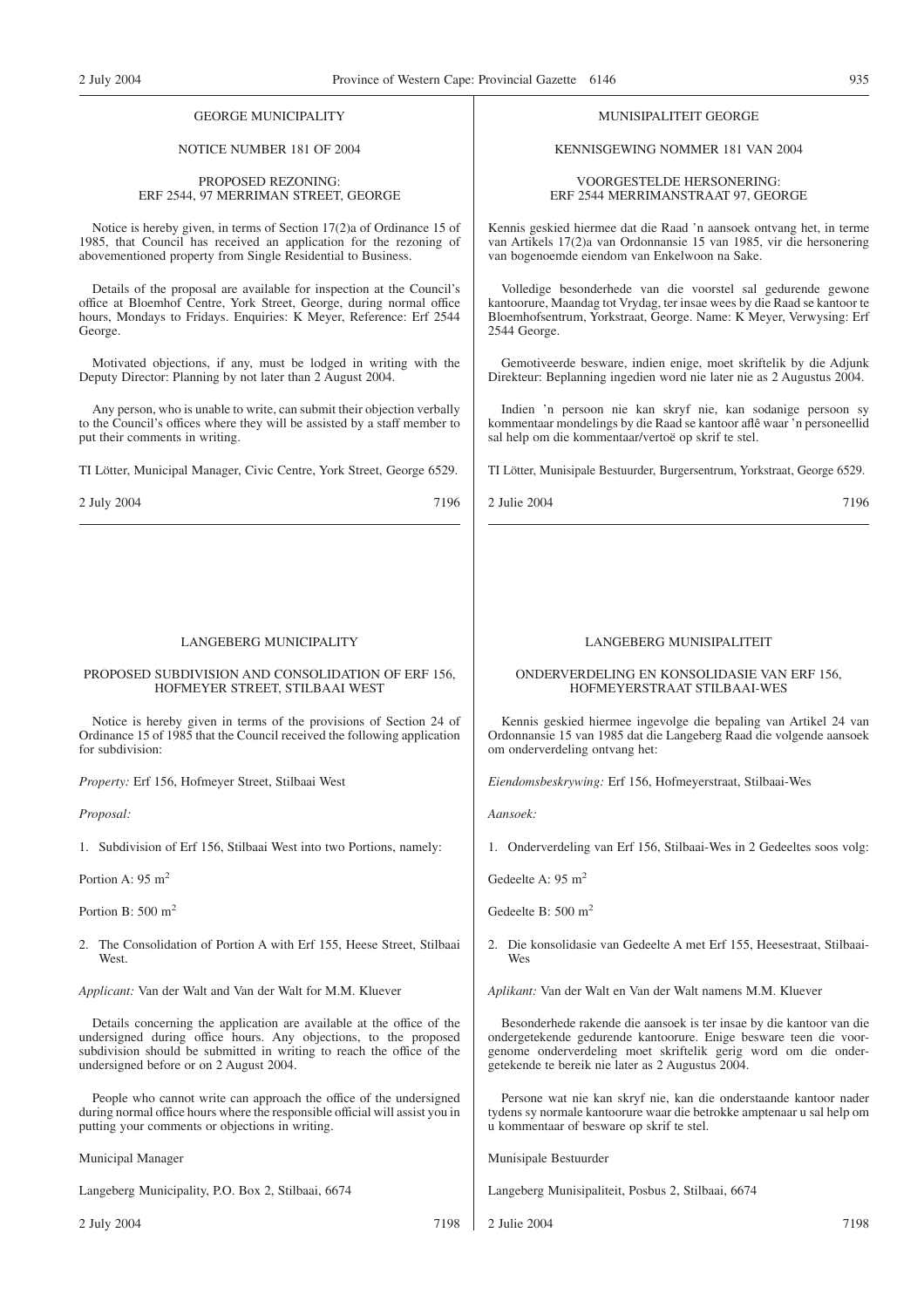GEORGE MUNICIPALITY

NOTICE NUMBER 181 OF 2004

PROPOSED REZONING:
ERF 2544, 97 MERRIMAN STREET, GEORGE

Notice is hereby given, in terms of Section 17(2)a of Ordinance 15 of 1985, that Council has received an application for the rezoning of abovementioned property from Single Residential to Business.

Details of the proposal are available for inspection at the Council's office at Bloemhof Centre, York Street, George, during normal office hours, Mondays to Fridays. Enquiries: K Meyer, Reference: Erf 2544 George.

Motivated objections, if any, must be lodged in writing with the Deputy Director: Planning by not later than 2 August 2004.

Any person, who is unable to write, can submit their objection verbally to the Council's offices where they will be assisted by a staff member to put their comments in writing.

TI Lötter, Municipal Manager, Civic Centre, York Street, George 6529.

2 July 2004 7196

---

MUNISIPALITEIT GEORGE

KENNISGEWING NOMMER 181 VAN 2004

VOORGESTELDE HERSONERING:
ERF 2544 MERRIMANSTRAAT 97, GEORGE

Kennis geskied hiermee dat die Raad 'n aansoek ontvang het, in terme van Artikels 17(2)a van Ordonnansie 15 van 1985, vir die hersonering van bogenoemde eiendom van Enkelwoon na Sake.

Volledige besonderhede van die voorstel sal gedurende gewone kantoorure, Maandag tot Vrydag, ter insae wees by die Raad se kantoor te Bloemhofsentrum, Yorkstraat, George. Name: K Meyer, Verwysing: Erf 2544 George.

Gemotiveerde besware, indien enige, moet skriftelik by die Adjunk Direkteur: Beplanning ingedien word nie later nie as 2 Augustus 2004.

Indien 'n persoon nie kan skryf nie, kan sodanige persoon sy kommentaar mondelings by die Raad se kantoor aflê waar 'n personeellid sal help om die kommentaar/vertoë op skrif te stel.

TI Lötter, Munisipale Bestuurder, Burgersentrum, Yorkstraat, George 6529.

2 Julie 2004 7196

---

LANGEBERG MUNICIPALITY

PROPOSED SUBDIVISION AND CONSOLIDATION OF ERF 156,
HOFMEYER STREET, STILBAAI WEST

Notice is hereby given in terms of the provisions of Section 24 of Ordinance 15 of 1985 that the Council received the following application for subdivision:

*Property:* Erf 156, Hofmeyer Street, Stilbaai West

*Proposal:*

1. Subdivision of Erf 156, Stilbaai West into two Portions, namely:

Portion A: 95 $m^2$

Portion B: 500 $m^2$

2. The Consolidation of Portion A with Erf 155, Heese Street, Stilbaai West.

*Applicant:* Van der Walt and Van der Walt for M.M. Kluever

Details concerning the application are available at the office of the undersigned during office hours. Any objections, to the proposed subdivision should be submitted in writing to reach the office of the undersigned before or on 2 August 2004.

People who cannot write can approach the office of the undersigned during normal office hours where the responsible official will assist you in putting your comments or objections in writing.

Municipal Manager

Langeberg Municipality, P.O. Box 2, Stilbaai, 6674

2 July 2004 7198

---

LANGEBERG MUNISIPALITEIT

ONDERVERDELING EN KONSOLIDASIE VAN ERF 156,
HOFMEYERSTRAAT STILBAAI-WES

Kennis geskied hiermee ingevolge die bepaling van Artikel 24 van Ordonnansie 15 van 1985 dat die Langeberg Raad die volgende aansoek om onderverdeling ontvang het:

*Eiendomsbeskrywing:* Erf 156, Hofmeyerstraat, Stilbaai-Wes

*Aansoek:*

1. Onderverdeling van Erf 156, Stilbaai-Wes in 2 Gedeeltes soos volg:

Gedeelte A: 95 $m^2$

Gedeelte B: 500 $m^2$

2. Die konsolidasie van Gedeelte A met Erf 155, Heesestraat, Stilbaai-Wes

*Aplikant:* Van der Walt en Van der Walt namens M.M. Kluever

Besonderhede rakende die aansoek is ter insae by die kantoor van die ondergetekende gedurende kantoorure. Enige besware teen die voorgenome onderverdeling moet skriftelik gerig word om die ondergetekende te bereik nie later as 2 Augustus 2004.

Persone wat nie kan skryf nie, kan die onderstaande kantoor nader tydens sy normale kantoorure waar die betrokke amptenaar u sal help om u kommentaar of besware op skrif te stel.

Munisipale Bestuurder

Langeberg Munisipaliteit, Posbus 2, Stilbaai, 6674

2 Julie 2004 7198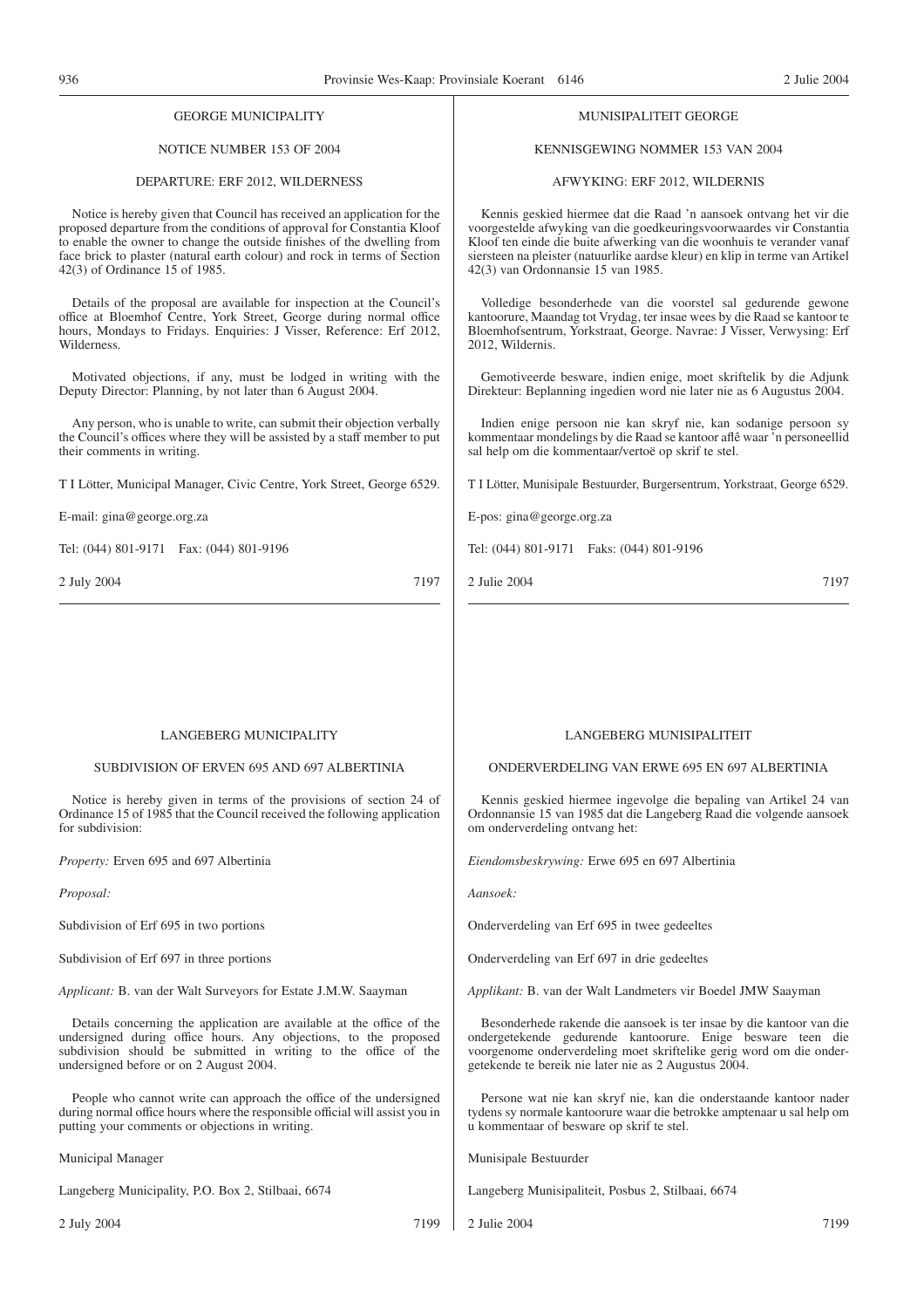GEORGE MUNICIPALITY

NOTICE NUMBER 153 OF 2004

DEPARTURE: ERF 2012, WILDERNESS

Notice is hereby given that Council has received an application for the proposed departure from the conditions of approval for Constantia Kloof to enable the owner to change the outside finishes of the dwelling from face brick to plaster (natural earth colour) and rock in terms of Section 42(3) of Ordinance 15 of 1985.

Details of the proposal are available for inspection at the Council's office at Bloemhof Centre, York Street, George during normal office hours, Mondays to Fridays. Enquiries: J Visser, Reference: Erf 2012, Wilderness.

Motivated objections, if any, must be lodged in writing with the Deputy Director: Planning, by not later than 6 August 2004.

Any person, who is unable to write, can submit their objection verbally the Council's offices where they will be assisted by a staff member to put their comments in writing.

T I Lötter, Municipal Manager, Civic Centre, York Street, George 6529.

E-mail: gina@george.org.za

Tel: (044) 801-9171 Fax: (044) 801-9196

2 July 2004 7197

---

MUNISIPALITEIT GEORGE

KENNISGEWING NOMMER 153 VAN 2004

AFWYKING: ERF 2012, WILDERNIS

Kennis geskied hiermee dat die Raad 'n aansoek ontvang het vir die voorgestelde afwyking van die goedkeuringsvoorwaardes vir Constantia Kloof ten einde die buite afwerking van die woonhuis te verander vanaf siersteen na pleister (natuurlike aardse kleur) en klip in terme van Artikel 42(3) van Ordonnansie 15 van 1985.

Volledige besonderhede van die voorstel sal gedurende gewone kantoorure, Maandag tot Vrydag, ter insae wees by die Raad se kantoor te Bloemhofsentrum, Yorkstraat, George. Navrae: J Visser, Verwysing: Erf 2012, Wildernis.

Gemotiveerde besware, indien enige, moet skriftelik by die Adjunk Direkteur: Beplanning ingedien word nie later nie as 6 Augustus 2004.

Indien enige persoon nie kan skryf nie, kan sodanige persoon sy kommentaar mondelings by die Raad se kantoor aflê waar 'n personeellid sal help om die kommentaar/vertoë op skrif te stel.

T I Lötter, Munisipale Bestuurder, Burgersentrum, Yorkstraat, George 6529.

E-pos: gina@george.org.za

Tel: (044) 801-9171 Faks: (044) 801-9196

2 Julie 2004 7197

---

LANGEBERG MUNICIPALITY

SUBDIVISION OF ERVEN 695 AND 697 ALBERTINIA

Notice is hereby given in terms of the provisions of section 24 of Ordinance 15 of 1985 that the Council received the following application for subdivision:

*Property:* Erven 695 and 697 Albertinia

*Proposal:*

Subdivision of Erf 695 in two portions

Subdivision of Erf 697 in three portions

*Applicant:* B. van der Walt Surveyors for Estate J.M.W. Saayman

Details concerning the application are available at the office of the undersigned during office hours. Any objections, to the proposed subdivision should be submitted in writing to the office of the undersigned before or on 2 August 2004.

People who cannot write can approach the office of the undersigned during normal office hours where the responsible official will assist you in putting your comments or objections in writing.

Municipal Manager

Langeberg Municipality, P.O. Box 2, Stilbaai, 6674

2 July 2004 7199

---

LANGEBERG MUNISIPALITEIT

ONDERVERDELING VAN ERWE 695 EN 697 ALBERTINIA

Kennis geskied hiermee ingevolge die bepaling van Artikel 24 van Ordonnansie 15 van 1985 dat die Langeberg Raad die volgende aansoek om onderverdeling ontvang het:

*Eiendomsbeskrywing:* Erwe 695 en 697 Albertinia

*Aansoek:*

Onderverdeling van Erf 695 in twee gedeeltes

Onderverdeling van Erf 697 in drie gedeeltes

*Applikant:* B. van der Walt Landmeters vir Boedel JMW Saayman

Besonderhede rakende die aansoek is ter insae by die kantoor van die ondergetekende gedurende kantoorure. Enige besware teen die voorgenome onderverdeling moet skriftelike gerig word om die ondergetekende te bereik nie later nie as 2 Augustus 2004.

Persone wat nie kan skryf nie, kan die onderstaande kantoor nader tydens sy normale kantoorure waar die betrokke amptenaar u sal help om u kommentaar of besware op skrif te stel.

Munisipale Bestuurder

Langeberg Munisipaliteit, Posbus 2, Stilbaai, 6674

2 Julie 2004 7199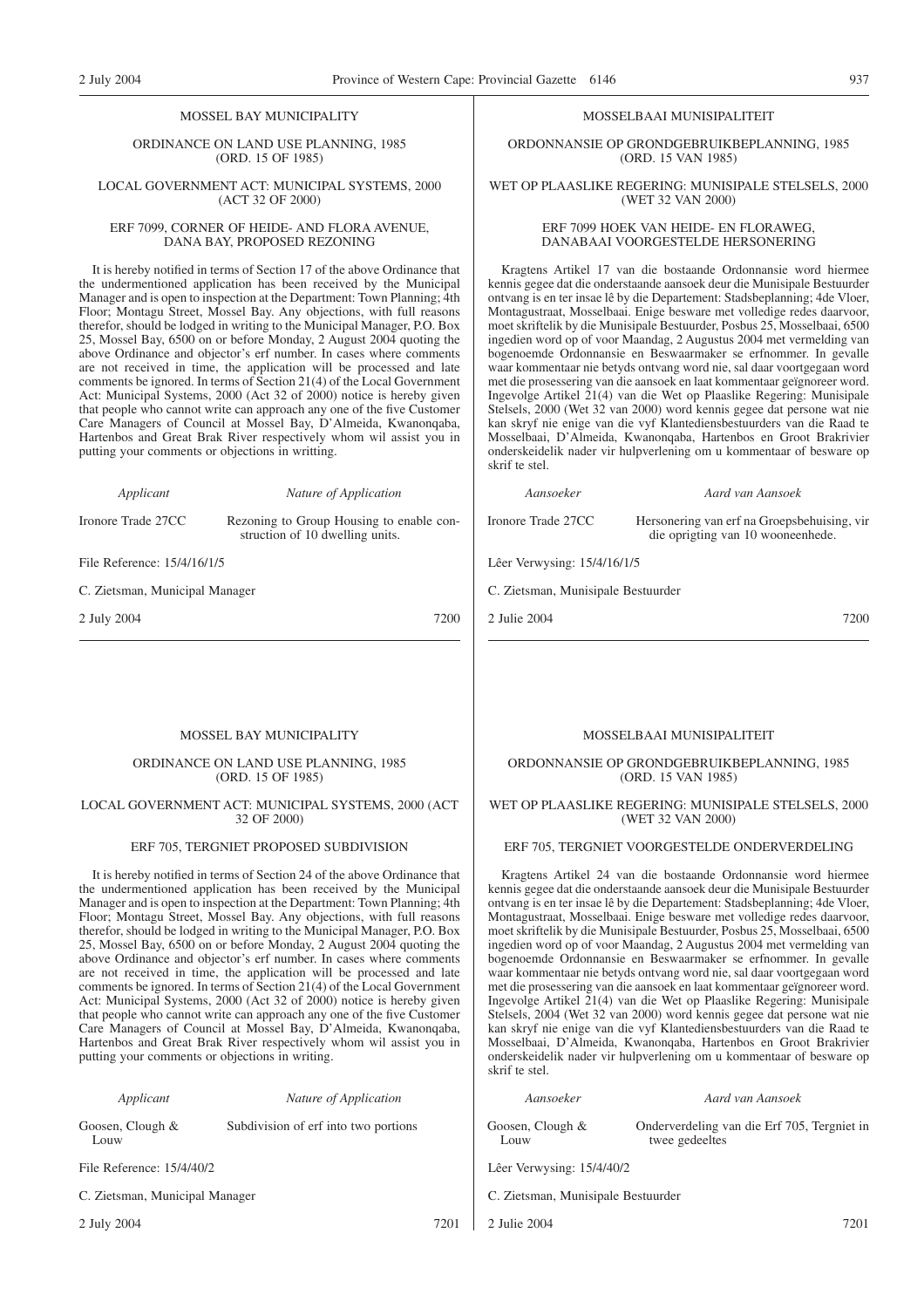MOSSEL BAY MUNICIPALITY

ORDINANCE ON LAND USE PLANNING, 1985 (ORD. 15 OF 1985)

LOCAL GOVERNMENT ACT: MUNICIPAL SYSTEMS, 2000 (ACT 32 OF 2000)

ERF 7099, CORNER OF HEIDE- AND FLORA AVENUE, DANA BAY, PROPOSED REZONING

It is hereby notified in terms of Section 17 of the above Ordinance that the undermentioned application has been received by the Municipal Manager and is open to inspection at the Department: Town Planning; 4th Floor; Montagu Street, Mossel Bay. Any objections, with full reasons therefor, should be lodged in writing to the Municipal Manager, P.O. Box 25, Mossel Bay, 6500 on or before Monday, 2 August 2004 quoting the above Ordinance and objector's erf number. In cases where comments are not received in time, the application will be processed and late comments be ignored. In terms of Section 21(4) of the Local Government Act: Municipal Systems, 2000 (Act 32 of 2000) notice is hereby given that people who cannot write can approach any one of the five Customer Care Managers of Council at Mossel Bay, D'Almeida, Kwanonqaba, Hartenbos and Great Brak River respectively whom wil assist you in putting your comments or objections in writting.

| *Applicant* | *Nature of Application* |
|---|---|
| Ironore Trade 27CC | Rezoning to Group Housing to enable construction of 10 dwelling units. |

File Reference: 15/4/16/1/5

C. Zietsman, Municipal Manager

2 July 2004 7200

---

MOSSELBAAI MUNISIPALITEIT

ORDONNANSIE OP GRONDGEBRUIKBEPLANNING, 1985 (ORD. 15 VAN 1985)

WET OP PLAASLIKE REGERING: MUNISIPALE STELSELS, 2000 (WET 32 VAN 2000)

ERF 7099 HOEK VAN HEIDE- EN FLORAWEG, DANABAAI VOORGESTELDE HERSONERING

Kragtens Artikel 17 van die bostaande Ordonnansie word hiermee kennis gegee dat die onderstaande aansoek deur die Munisipale Bestuurder ontvang is en ter insae lê by die Departement: Stadsbeplanning; 4de Vloer, Montagustraat, Mosselbaai. Enige besware met volledige redes daarvoor, moet skriftelik by die Munisipale Bestuurder, Posbus 25, Mosselbaai, 6500 ingedien word op of voor Maandag, 2 Augustus 2004 met vermelding van bogenoemde Ordonnansie en Beswaarmaker se erfnommer. In gevalle waar kommentaar nie betyds ontvang word nie, sal daar voortgegaan word met die prosessering van die aansoek en laat kommentaar geïgnoreer word. Ingevolge Artikel 21(4) van die Wet op Plaaslike Regering: Munisipale Stelsels, 2000 (Wet 32 van 2000) word kennis gegee dat persone wat nie kan skryf nie enige van die vyf Klantediensbestuurders van die Raad te Mosselbaai, D'Almeida, Kwanonqaba, Hartenbos en Groot Brakrivier onderskeidelik nader vir hulpverlening om u kommentaar of besware op skrif te stel.

| *Aansoeker* | *Aard van Aansoek* |
|---|---|
| Ironore Trade 27CC | Hersonering van erf na Groepsbehuising, vir die oprigting van 10 wooneenhede. |

Lêer Verwysing: 15/4/16/1/5

C. Zietsman, Munisipale Bestuurder

2 Julie 2004 7200

---

MOSSEL BAY MUNICIPALITY

ORDINANCE ON LAND USE PLANNING, 1985 (ORD. 15 OF 1985)

LOCAL GOVERNMENT ACT: MUNICIPAL SYSTEMS, 2000 (ACT 32 OF 2000)

ERF 705, TERGNIET PROPOSED SUBDIVISION

It is hereby notified in terms of Section 24 of the above Ordinance that the undermentioned application has been received by the Municipal Manager and is open to inspection at the Department: Town Planning; 4th Floor; Montagu Street, Mossel Bay. Any objections, with full reasons therefor, should be lodged in writing to the Municipal Manager, P.O. Box 25, Mossel Bay, 6500 on or before Monday, 2 August 2004 quoting the above Ordinance and objector's erf number. In cases where comments are not received in time, the application will be processed and late comments be ignored. In terms of Section 21(4) of the Local Government Act: Municipal Systems, 2000 (Act 32 of 2000) notice is hereby given that people who cannot write can approach any one of the five Customer Care Managers of Council at Mossel Bay, D'Almeida, Kwanonqaba, Hartenbos and Great Brak River respectively whom wil assist you in putting your comments or objections in writing.

| *Applicant* | *Nature of Application* |
|---|---|
| Goosen, Clough & Louw | Subdivision of erf into two portions |

File Reference: 15/4/40/2

C. Zietsman, Municipal Manager

2 July 2004 7201

---

MOSSELBAAI MUNISIPALITEIT

ORDONNANSIE OP GRONDGEBRUIKBEPLANNING, 1985 (ORD. 15 VAN 1985)

WET OP PLAASLIKE REGERING: MUNISIPALE STELSELS, 2000 (WET 32 VAN 2000)

ERF 705, TERGNIET VOORGESTELDE ONDERVERDELING

Kragtens Artikel 24 van die bostaande Ordonnansie word hiermee kennis gegee dat die onderstaande aansoek deur die Munisipale Bestuurder ontvang is en ter insae lê by die Departement: Stadsbeplanning; 4de Vloer, Montagustraat, Mosselbaai. Enige besware met volledige redes daarvoor, moet skriftelik by die Munisipale Bestuurder, Posbus 25, Mosselbaai, 6500 ingedien word op of voor Maandag, 2 Augustus 2004 met vermelding van bogenoemde Ordonnansie en Beswaarmaker se erfnommer. In gevalle waar kommentaar nie betyds ontvang word nie, sal daar voortgegaan word met die prosessering van die aansoek en laat kommentaar geïgnoreer word. Ingevolge Artikel 21(4) van die Wet op Plaaslike Regering: Munisipale Stelsels, 2004 (Wet 32 van 2000) word kennis gegee dat persone wat nie kan skryf nie enige van die vyf Klantediensbestuurders van die Raad te Mosselbaai, D'Almeida, Kwanonqaba, Hartenbos en Groot Brakrivier onderskeidelik nader vir hulpverlening om u kommentaar of besware op skrif te stel.

| *Aansoeker* | *Aard van Aansoek* |
|---|---|
| Goosen, Clough & Louw | Onderverdeling van die Erf 705, Tergniet in twee gedeeltes |

Lêer Verwysing: 15/4/40/2

C. Zietsman, Munisipale Bestuurder

2 Julie 2004 7201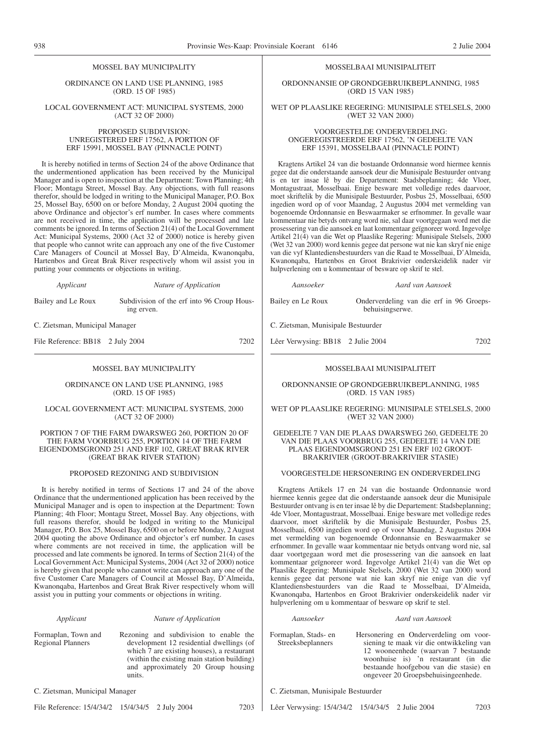MOSSEL BAY MUNICIPALITY

ORDINANCE ON LAND USE PLANNING, 1985
(ORD. 15 OF 1985)

LOCAL GOVERNMENT ACT: MUNICIPAL SYSTEMS, 2000
(ACT 32 OF 2000)

PROPOSED SUBDIVISION:
UNREGISTERED ERF 17562, A PORTION OF
ERF 15991, MOSSEL BAY (PINNACLE POINT)

It is hereby notified in terms of Section 24 of the above Ordinance that the undermentioned application has been received by the Municipal Manager and is open to inspection at the Department: Town Planning; 4th Floor; Montagu Street, Mossel Bay. Any objections, with full reasons therefor, should be lodged in writing to the Municipal Manager, P.O. Box 25, Mossel Bay, 6500 on or before Monday, 2 August 2004 quoting the above Ordinance and objector's erf number. In cases where comments are not received in time, the application will be processed and late comments be ignored. In terms of Section 21(4) of the Local Government Act: Municipal Systems, 2000 (Act 32 of 2000) notice is hereby given that people who cannot write can approach any one of the five Customer Care Managers of Council at Mossel Bay, D'Almeida, Kwanonqaba, Hartenbos and Great Brak River respectively whom wil assist you in putting your comments or objections in writing.

| *Applicant* | *Nature of Application* |
|---|---|
| Bailey and Le Roux | Subdivision of the erf into 96 Croup Housing erven. |

C. Zietsman, Municipal Manager

File Reference: BB18 2 July 2004 7202

---

MOSSELBAAI MUNISIPALITEIT

ORDONNANSIE OP GRONDGEBRUIKBEPLANNING, 1985
(ORD 15 VAN 1985)

WET OP PLAASLIKE REGERING: MUNISIPALE STELSELS, 2000
(WET 32 VAN 2000)

VOORGESTELDE ONDERVERDELING:
ONGEREGISTREERDE ERF 17562, 'N GEDEELTE VAN
ERF 15391, MOSSELBAAI (PINNACLE POINT)

Kragtens Artikel 24 van die bostaande Ordonnansie word hiermee kennis gegee dat die onderstaande aansoek deur die Munisipale Bestuurder ontvang is en ter insae lê by die Departement: Stadsbeplanning; 4de Vloer, Montagustraat, Mosselbaai. Enige besware met volledige redes daarvoor, moet skriftelik by die Munisipale Bestuurder, Posbus 25, Mosselbaai, 6500 ingedien word op of voor Maandag, 2 Augustus 2004 met vermelding van bogenoemde Ordonnansie en Beswaarmaker se erfnommer. In gevalle waar kommentaar nie betyds ontvang word nie, sal daar voortgegaan word met die prosessering van die aansoek en laat kommentaar geïgnoreer word. Ingevolge Artikel 21(4) van die Wet op Plaaslike Regering: Munisipale Stelsels, 2000 (Wet 32 van 2000) word kennis gegee dat persone wat nie kan skryf nie enige van die vyf Klantediensbestuurders van die Raad te Mosselbaai, D'Almeida, Kwanonqaba, Hartenbos en Groot Brakrivier onderskeidelik nader vir hulpverlening om u kommentaar of besware op skrif te stel.

| *Aansoeker* | *Aard van Aansoek* |
|---|---|
| Bailey en Le Roux | Onderverdeling van die erf in 96 Groepsbehuisingserwe. |

C. Zietsman, Munisipale Bestuurder

Lêer Verwysing: BB18 2 Julie 2004 7202

---

MOSSEL BAY MUNICIPALITY

ORDINANCE ON LAND USE PLANNING, 1985
(ORD. 15 OF 1985)

LOCAL GOVERNMENT ACT: MUNICIPAL SYSTEMS, 2000
(ACT 32 OF 2000)

PORTION 7 OF THE FARM DWARSWEG 260, PORTION 20 OF THE FARM VOORBRUG 255, PORTION 14 OF THE FARM EIGENDOMSGROND 251 AND ERF 102, GREAT BRAK RIVER (GREAT BRAK RIVER STATION)

PROPOSED REZONING AND SUBDIVISION

It is hereby notified in terms of Sections 17 and 24 of the above Ordinance that the undermentioned application has been received by the Municipal Manager and is open to inspection at the Department: Town Planning; 4th Floor; Montagu Street, Mossel Bay. Any objections, with full reasons therefor, should be lodged in writing to the Municipal Manager, P.O. Box 25, Mossel Bay, 6500 on or before Monday, 2 August 2004 quoting the above Ordinance and objector's erf number. In cases where comments are not received in time, the application will be processed and late comments be ignored. In terms of Section 21(4) of the Local Government Act: Municipal Systems, 2004 (Act 32 of 2000) notice is hereby given that people who cannot write can approach any one of the five Customer Care Managers of Council at Mossel Bay, D'Almeida, Kwanonqaba, Hartenbos and Great Brak River respectively whom will assist you in putting your comments or objections in writing.

| *Applicant* | *Nature of Application* |
|---|---|
| Formaplan, Town and Regional Planners | Rezoning and subdivision to enable the development 12 residential dwellings (of which 7 are existing houses), a restaurant (within the existing main station building) and approximately 20 Group housing units. |

C. Zietsman, Municipal Manager

File Reference: 15/4/34/2 15/4/34/5 2 July 2004 7203

---

MOSSELBAAI MUNISIPALITEIT

ORDONNANSIE OP GRONDGEBRUIKBEPLANNING, 1985
(ORD. 15 VAN 1985)

WET OP PLAASLIKE REGERING: MUNISIPALE STELSELS, 2000
(WET 32 VAN 2000)

GEDEELTE 7 VAN DIE PLAAS DWARSWEG 260, GEDEELTE 20 VAN DIE PLAAS VOORBRUG 255, GEDEELTE 14 VAN DIE PLAAS EIGENDOMSGROND 251 EN ERF 102 GROOT-BRAKRIVIER (GROOT-BRAKRIVIER STASIE)

VOORGESTELDE HERSONERING EN ONDERVERDELING

Kragtens Artikels 17 en 24 van die bostaande Ordonnansie word hiermee kennis gegee dat die onderstaande aansoek deur die Munisipale Bestuurder ontvang is en ter insae lê by die Departement: Stadsbeplanning; 4de Vloer, Montagustraat, Mosselbaai. Enige besware met volledige redes daarvoor, moet skriftelik by die Munisipale Bestuurder, Posbus 25, Mosselbaai, 6500 ingedien word op of voor Maandag, 2 Augustus 2004 met vermelding van bogenoemde Ordonnansie en Beswaarmaker se erfnommer. In gevalle waar kommentaar nie betyds ontvang word nie, sal daar voortgegaan word met die prosessering van die aansoek en laat kommentaar geïgnoreer word. Ingevolge Artikel 21(4) van die Wet op Plaaslike Regering: Munisipale Stelsels, 2000 (Wet 32 van 2000) word kennis gegee dat persone wat nie kan skryf nie enige van die vyf Klantediensbestuurders van die Raad te Mosselbaai, D'Almeida, Kwanonqaba, Hartenbos en Groot Brakrivier onderskeidelik nader vir hulpverlening om u kommentaar of besware op skrif te stel.

| *Aansoeker* | *Aard van Aansoek* |
|---|---|
| Formaplan, Stads- en Streeksbeplanners | Hersonering en Onderverdeling om voorsiening te maak vir die ontwikkeling van 12 wooneenhede (waarvan 7 bestaande woonhuise is) 'n restaurant (in die bestaande hoofgebou van die stasie) en ongeveer 20 Groepsbehuisingeenhede. |

C. Zietsman, Munisipale Bestuurder

Lêer Verwysing: 15/4/34/2 15/4/34/5 2 Julie 2004 7203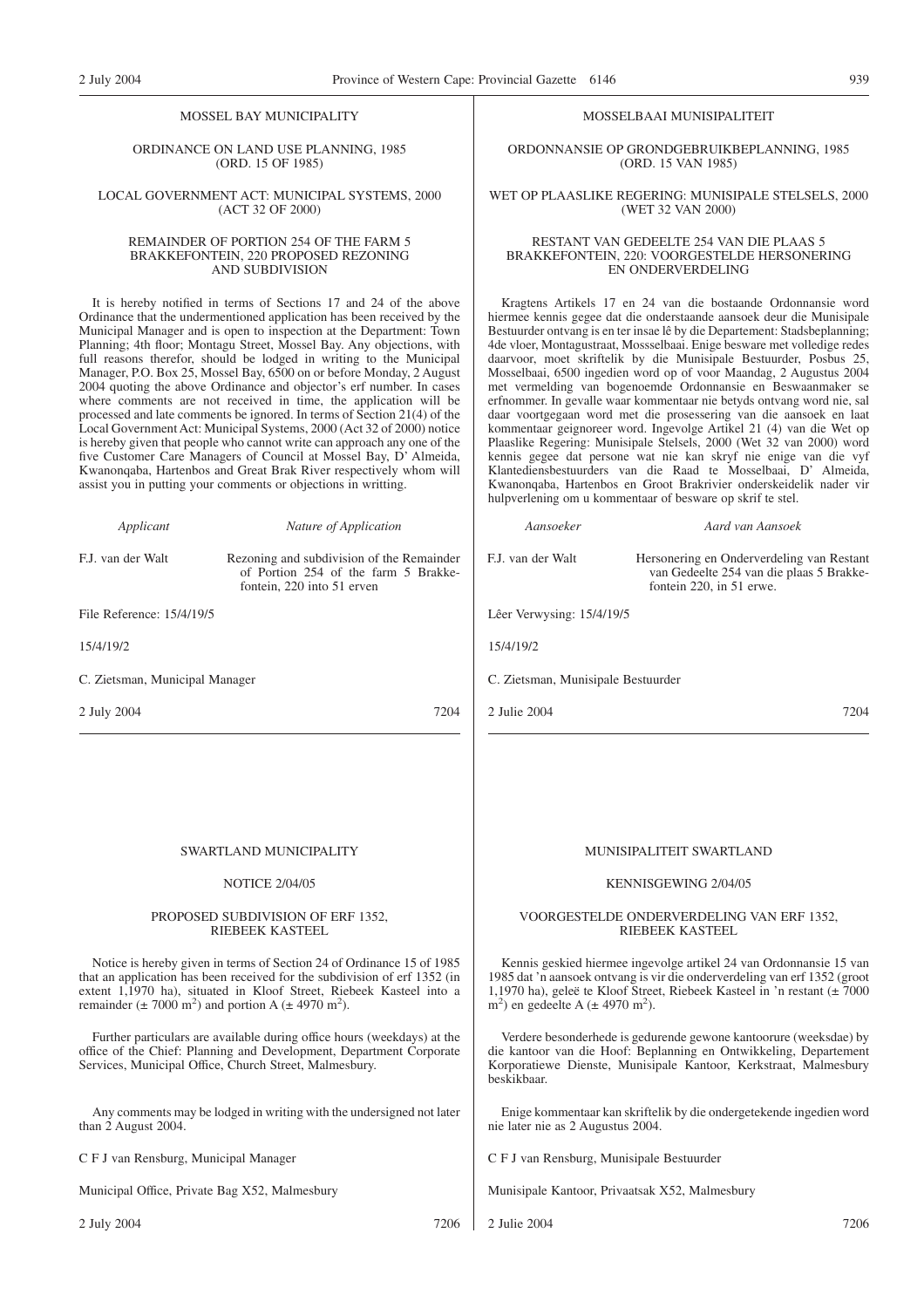MOSSEL BAY MUNICIPALITY

ORDINANCE ON LAND USE PLANNING, 1985 (ORD. 15 OF 1985)

LOCAL GOVERNMENT ACT: MUNICIPAL SYSTEMS, 2000 (ACT 32 OF 2000)

REMAINDER OF PORTION 254 OF THE FARM 5 BRAKKEFONTEIN, 220 PROPOSED REZONING AND SUBDIVISION

It is hereby notified in terms of Sections 17 and 24 of the above Ordinance that the undermentioned application has been received by the Municipal Manager and is open to inspection at the Department: Town Planning; 4th floor; Montagu Street, Mossel Bay. Any objections, with full reasons therefor, should be lodged in writing to the Municipal Manager, P.O. Box 25, Mossel Bay, 6500 on or before Monday, 2 August 2004 quoting the above Ordinance and objector's erf number. In cases where comments are not received in time, the application will be processed and late comments be ignored. In terms of Section 21(4) of the Local Government Act: Municipal Systems, 2000 (Act 32 of 2000) notice is hereby given that people who cannot write can approach any one of the five Customer Care Managers of Council at Mossel Bay, D' Almeida, Kwanonqaba, Hartenbos and Great Brak River respectively whom will assist you in putting your comments or objections in writting.

| *Applicant* | *Nature of Application* |
|---|---|
| F.J. van der Walt | Rezoning and subdivision of the Remainder of Portion 254 of the farm 5 Brakkefontein, 220 into 51 erven |

File Reference: 15/4/19/5

15/4/19/2

C. Zietsman, Municipal Manager

2 July 2004 7204

---

MOSSELBAAI MUNISIPALITEIT

ORDONNANSIE OP GRONDGEBRUIKBEPLANNING, 1985 (ORD. 15 VAN 1985)

WET OP PLAASLIKE REGERING: MUNISIPALE STELSELS, 2000 (WET 32 VAN 2000)

RESTANT VAN GEDEELTE 254 VAN DIE PLAAS 5 BRAKKEFONTEIN, 220: VOORGESTELDE HERSONERING EN ONDERVERDELING

Kragtens Artikels 17 en 24 van die bostaande Ordonnansie word hiermee kennis gegee dat die onderstaande aansoek deur die Munisipale Bestuurder ontvang is en ter insae lê by die Departement: Stadsbeplanning; 4de vloer, Montagustraat, Mossselbaai. Enige besware met volledige redes daarvoor, moet skriftelik by die Munisipale Bestuurder, Posbus 25, Mosselbaai, 6500 ingedien word op of voor Maandag, 2 Augustus 2004 met vermelding van bogenoemde Ordonnansie en Beswaanmaker se erfnommer. In gevalle waar kommentaar nie betyds ontvang word nie, sal daar voortgegaan word met die prosessering van die aansoek en laat kommentaar geignoreer word. Ingevolge Artikel 21 (4) van die Wet op Plaaslike Regering: Munisipale Stelsels, 2000 (Wet 32 van 2000) word kennis gegee dat persone wat nie kan skryf nie enige van die vyf Klantediensbestuurders van die Raad te Mosselbaai, D' Almeida, Kwanonqaba, Hartenbos en Groot Brakrivier onderskeidelik nader vir hulpverlening om u kommentaar of besware op skrif te stel.

| *Aansoeker* | *Aard van Aansoek* |
|---|---|
| F.J. van der Walt | Hersonering en Onderverdeling van Restant van Gedeelte 254 van die plaas 5 Brakkefontein 220, in 51 erwe. |

Lêer Verwysing: 15/4/19/5

15/4/19/2

C. Zietsman, Munisipale Bestuurder

2 Julie 2004 7204

---

SWARTLAND MUNICIPALITY

NOTICE 2/04/05

PROPOSED SUBDIVISION OF ERF 1352, RIEBEEK KASTEEL

Notice is hereby given in terms of Section 24 of Ordinance 15 of 1985 that an application has been received for the subdivision of erf 1352 (in extent 1,1970 ha), situated in Kloof Street, Riebeek Kasteel into a remainder (± 7000 m$^2$) and portion A (± 4970 m$^2$).

Further particulars are available during office hours (weekdays) at the office of the Chief: Planning and Development, Department Corporate Services, Municipal Office, Church Street, Malmesbury.

Any comments may be lodged in writing with the undersigned not later than 2 August 2004.

C F J van Rensburg, Municipal Manager

Municipal Office, Private Bag X52, Malmesbury

2 July 2004 7206

---

MUNISIPALITEIT SWARTLAND

KENNISGEWING 2/04/05

VOORGESTELDE ONDERVERDELING VAN ERF 1352, RIEBEEK KASTEEL

Kennis geskied hiermee ingevolge artikel 24 van Ordonnansie 15 van 1985 dat 'n aansoek ontvang is vir die onderverdeling van erf 1352 (groot 1,1970 ha), geleë te Kloof Street, Riebeek Kasteel in 'n restant (± 7000 m$^2$) en gedeelte A (± 4970 m$^2$).

Verdere besonderhede is gedurende gewone kantoorure (weeksdae) by die kantoor van die Hoof: Beplanning en Ontwikkeling, Departement Korporatiewe Dienste, Munisipale Kantoor, Kerkstraat, Malmesbury beskikbaar.

Enige kommentaar kan skriftelik by die ondergetekende ingedien word nie later nie as 2 Augustus 2004.

C F J van Rensburg, Munisipale Bestuurder

Munisipale Kantoor, Privaatsak X52, Malmesbury

2 Julie 2004 7206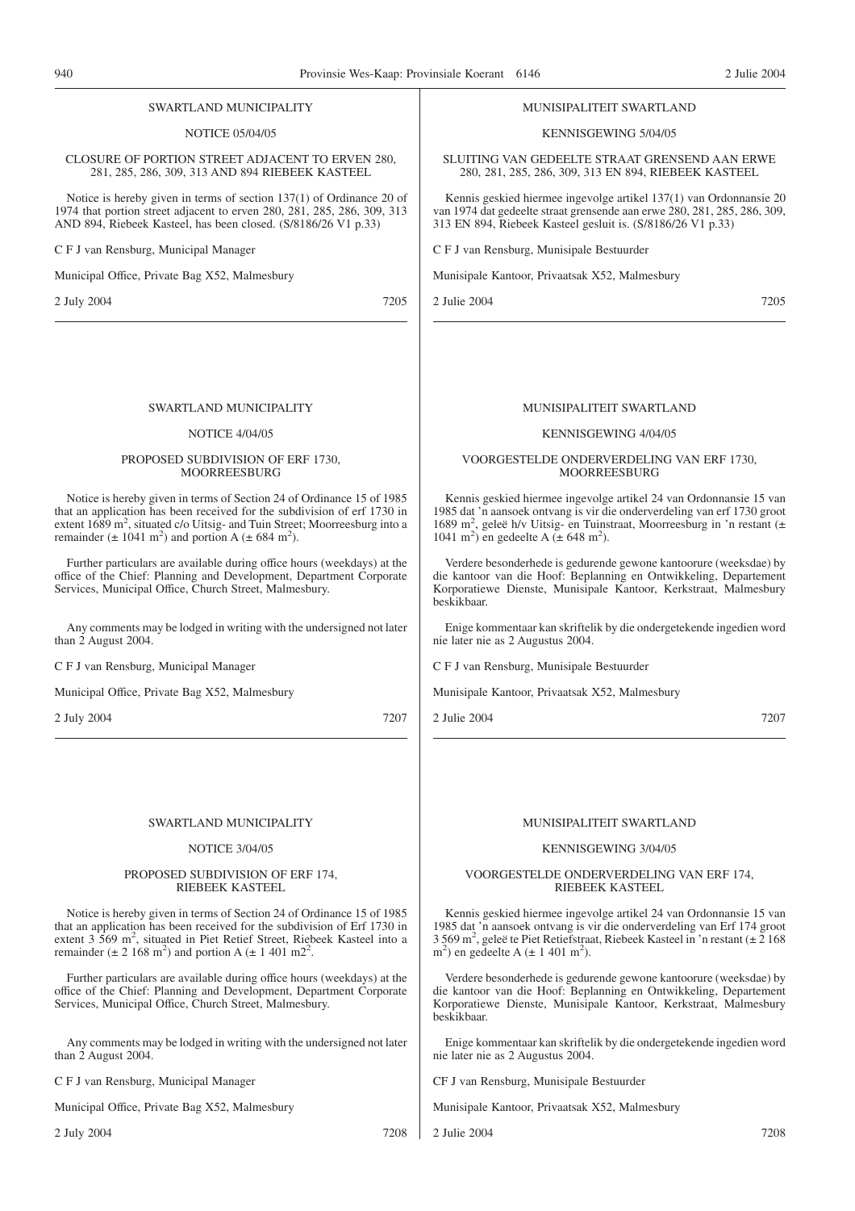SWARTLAND MUNICIPALITY

NOTICE 05/04/05

CLOSURE OF PORTION STREET ADJACENT TO ERVEN 280, 281, 285, 286, 309, 313 AND 894 RIEBEEK KASTEEL

Notice is hereby given in terms of section 137(1) of Ordinance 20 of 1974 that portion street adjacent to erven 280, 281, 285, 286, 309, 313 AND 894, Riebeek Kasteel, has been closed. (S/8186/26 V1 p.33)

C F J van Rensburg, Municipal Manager

Municipal Office, Private Bag X52, Malmesbury

2 July 2004 7205

---

MUNISIPALITEIT SWARTLAND

KENNISGEWING 5/04/05

SLUITING VAN GEDEELTE STRAAT GRENSEND AAN ERWE 280, 281, 285, 286, 309, 313 EN 894, RIEBEEK KASTEEL

Kennis geskied hiermee ingevolge artikel 137(1) van Ordonnansie 20 van 1974 dat gedeelte straat grensende aan erwe 280, 281, 285, 286, 309, 313 EN 894, Riebeek Kasteel gesluit is. (S/8186/26 V1 p.33)

C F J van Rensburg, Munisipale Bestuurder

Munisipale Kantoor, Privaatsak X52, Malmesbury

2 Julie 2004 7205

---

SWARTLAND MUNICIPALITY

NOTICE 4/04/05

PROPOSED SUBDIVISION OF ERF 1730, MOORREESBURG

Notice is hereby given in terms of Section 24 of Ordinance 15 of 1985 that an application has been received for the subdivision of erf 1730 in extent 1689 m$^2$, situated c/o Uitsig- and Tuin Street; Moorreesburg into a remainder (± 1041 m$^2$) and portion A (± 684 m$^2$).

Further particulars are available during office hours (weekdays) at the office of the Chief: Planning and Development, Department Corporate Services, Municipal Office, Church Street, Malmesbury.

Any comments may be lodged in writing with the undersigned not later than 2 August 2004.

C F J van Rensburg, Municipal Manager

Municipal Office, Private Bag X52, Malmesbury

2 July 2004 7207

---

MUNISIPALITEIT SWARTLAND

KENNISGEWING 4/04/05

VOORGESTELDE ONDERVERDELING VAN ERF 1730, MOORREESBURG

Kennis geskied hiermee ingevolge artikel 24 van Ordonnansie 15 van 1985 dat 'n aansoek ontvang is vir die onderverdeling van erf 1730 groot 1689 m$^2$, geleë h/v Uitsig- en Tuinstraat, Moorreesburg in 'n restant (± 1041 m$^2$) en gedeelte A (± 648 m$^2$).

Verdere besonderhede is gedurende gewone kantoorure (weeksdae) by die kantoor van die Hoof: Beplanning en Ontwikkeling, Departement Korporatiewe Dienste, Munisipale Kantoor, Kerkstraat, Malmesbury beskikbaar.

Enige kommentaar kan skriftelik by die ondergetekende ingedien word nie later nie as 2 Augustus 2004.

C F J van Rensburg, Munisipale Bestuurder

Munisipale Kantoor, Privaatsak X52, Malmesbury

2 Julie 2004 7207

---

SWARTLAND MUNICIPALITY

NOTICE 3/04/05

PROPOSED SUBDIVISION OF ERF 174, RIEBEEK KASTEEL

Notice is hereby given in terms of Section 24 of Ordinance 15 of 1985 that an application has been received for the subdivision of Erf 1730 in extent 3 569 m$^2$, situated in Piet Retief Street, Riebeek Kasteel into a remainder (± 2 168 m$^2$) and portion A (± 1 401 m$^2$.

Further particulars are available during office hours (weekdays) at the office of the Chief: Planning and Development, Department Corporate Services, Municipal Office, Church Street, Malmesbury.

Any comments may be lodged in writing with the undersigned not later than 2 August 2004.

C F J van Rensburg, Municipal Manager

Municipal Office, Private Bag X52, Malmesbury

2 July 2004 7208

---

MUNISIPALITEIT SWARTLAND

KENNISGEWING 3/04/05

VOORGESTELDE ONDERVERDELING VAN ERF 174, RIEBEEK KASTEEL

Kennis geskied hiermee ingevolge artikel 24 van Ordonnansie 15 van 1985 dat 'n aansoek ontvang is vir die onderverdeling van Erf 174 groot 3 569 m$^2$, geleë te Piet Retiefstraat, Riebeek Kasteel in 'n restant (± 2 168 m$^2$) en gedeelte A (± 1 401 m$^2$).

Verdere besonderhede is gedurende gewone kantoorure (weeksdae) by die kantoor van die Hoof: Beplanning en Ontwikkeling, Departement Korporatiewe Dienste, Munisipale Kantoor, Kerkstraat, Malmesbury beskikbaar.

Enige kommentaar kan skriftelik by die ondergetekende ingedien word nie later nie as 2 Augustus 2004.

CF J van Rensburg, Munisipale Bestuurder

Munisipale Kantoor, Privaatsak X52, Malmesbury

2 Julie 2004 7208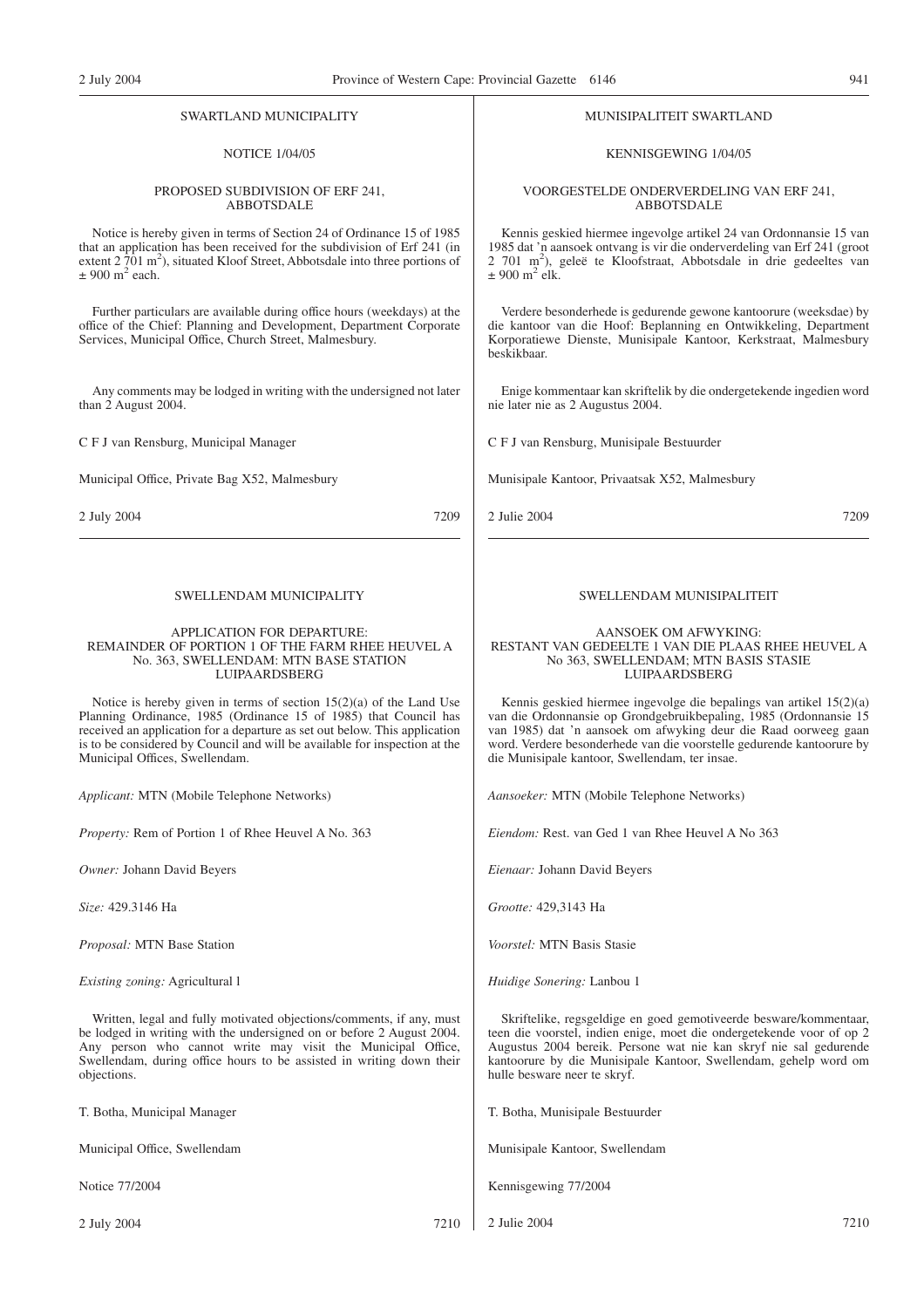SWARTLAND MUNICIPALITY

NOTICE 1/04/05

PROPOSED SUBDIVISION OF ERF 241, ABBOTSDALE

Notice is hereby given in terms of Section 24 of Ordinance 15 of 1985 that an application has been received for the subdivision of Erf 241 (in extent 2 701 $m^2$), situated Kloof Street, Abbotsdale into three portions of ± 900 $m^2$ each.

Further particulars are available during office hours (weekdays) at the office of the Chief: Planning and Development, Department Corporate Services, Municipal Office, Church Street, Malmesbury.

Any comments may be lodged in writing with the undersigned not later than 2 August 2004.

C F J van Rensburg, Municipal Manager

Municipal Office, Private Bag X52, Malmesbury

2 July 2004 7209

---

MUNISIPALITEIT SWARTLAND

KENNISGEWING 1/04/05

VOORGESTELDE ONDERVERDELING VAN ERF 241, ABBOTSDALE

Kennis geskied hiermee ingevolge artikel 24 van Ordonnansie 15 van 1985 dat 'n aansoek ontvang is vir die onderverdeling van Erf 241 (groot 2 701 $m^2$), geleë te Kloofstraat, Abbotsdale in drie gedeeltes van ± 900 $m^2$ elk.

Verdere besonderhede is gedurende gewone kantoorure (weeksdae) by die kantoor van die Hoof: Beplanning en Ontwikkeling, Department Korporatiewe Dienste, Munisipale Kantoor, Kerkstraat, Malmesbury beskikbaar.

Enige kommentaar kan skriftelik by die ondergetekende ingedien word nie later nie as 2 Augustus 2004.

C F J van Rensburg, Munisipale Bestuurder

Munisipale Kantoor, Privaatsak X52, Malmesbury

2 Julie 2004 7209

---

SWELLENDAM MUNICIPALITY

APPLICATION FOR DEPARTURE: REMAINDER OF PORTION 1 OF THE FARM RHEE HEUVEL A No. 363, SWELLENDAM: MTN BASE STATION LUIPAARDSBERG

Notice is hereby given in terms of section 15(2)(a) of the Land Use Planning Ordinance, 1985 (Ordinance 15 of 1985) that Council has received an application for a departure as set out below. This application is to be considered by Council and will be available for inspection at the Municipal Offices, Swellendam.

*Applicant:* MTN (Mobile Telephone Networks)

*Property:* Rem of Portion 1 of Rhee Heuvel A No. 363

*Owner:* Johann David Beyers

*Size:* 429.3146 Ha

*Proposal:* MTN Base Station

*Existing zoning:* Agricultural l

Written, legal and fully motivated objections/comments, if any, must be lodged in writing with the undersigned on or before 2 August 2004. Any person who cannot write may visit the Municipal Office, Swellendam, during office hours to be assisted in writing down their objections.

T. Botha, Municipal Manager

Municipal Office, Swellendam

Notice 77/2004

2 July 2004 7210

---

SWELLENDAM MUNISIPALITEIT

AANSOEK OM AFWYKING: RESTANT VAN GEDEELTE 1 VAN DIE PLAAS RHEE HEUVEL A No 363, SWELLENDAM; MTN BASIS STASIE LUIPAARDSBERG

Kennis geskied hiermee ingevolge die bepalings van artikel 15(2)(a) van die Ordonnansie op Grondgebruikbepaling, 1985 (Ordonnansie 15 van 1985) dat 'n aansoek om afwyking deur die Raad oorweeg gaan word. Verdere besonderhede van die voorstelle gedurende kantoorure by die Munisipale kantoor, Swellendam, ter insae.

*Aansoeker:* MTN (Mobile Telephone Networks)

*Eiendom:* Rest. van Ged 1 van Rhee Heuvel A No 363

*Eienaar:* Johann David Beyers

*Grootte:* 429,3143 Ha

*Voorstel:* MTN Basis Stasie

*Huidige Sonering:* Lanbou 1

Skriftelike, regsgeldige en goed gemotiveerde besware/kommentaar, teen die voorstel, indien enige, moet die ondergetekende voor of op 2 Augustus 2004 bereik. Persone wat nie kan skryf nie sal gedurende kantoorure by die Munisipale Kantoor, Swellendam, gehelp word om hulle besware neer te skryf.

T. Botha, Munisipale Bestuurder

Munisipale Kantoor, Swellendam

Kennisgewing 77/2004

2 Julie 2004 7210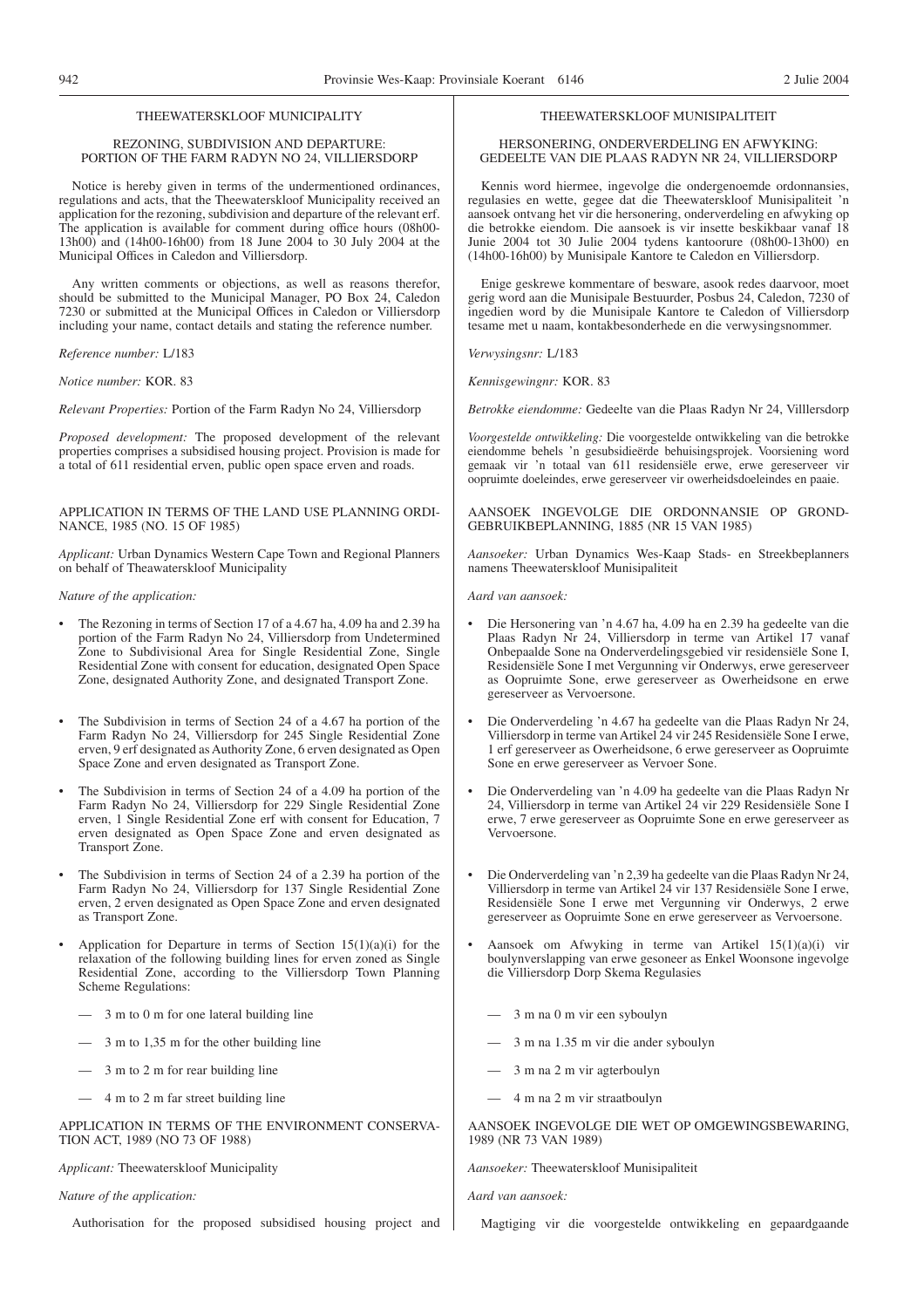THEEWATERSKLOOF MUNICIPALITY

REZONING, SUBDIVISION AND DEPARTURE: PORTION OF THE FARM RADYN NO 24, VILLIERSDORP

Notice is hereby given in terms of the undermentioned ordinances, regulations and acts, that the Theewaterskloof Municipality received an application for the rezoning, subdivision and departure of the relevant erf. The application is available for comment during office hours (08h00-13h00) and (14h00-16h00) from 18 June 2004 to 30 July 2004 at the Municipal Offices in Caledon and Villiersdorp.

Any written comments or objections, as well as reasons therefor, should be submitted to the Municipal Manager, PO Box 24, Caledon 7230 or submitted at the Municipal Offices in Caledon or Villiersdorp including your name, contact details and stating the reference number.

*Reference number:* L/183

*Notice number:* KOR. 83

*Relevant Properties:* Portion of the Farm Radyn No 24, Villiersdorp

*Proposed development:* The proposed development of the relevant properties comprises a subsidised housing project. Provision is made for a total of 611 residential erven, public open space erven and roads.

APPLICATION IN TERMS OF THE LAND USE PLANNING ORDINANCE, 1985 (NO. 15 OF 1985)

*Applicant:* Urban Dynamics Western Cape Town and Regional Planners on behalf of Theawaterskloof Municipality

*Nature of the application:*

- The Rezoning in terms of Section 17 of a 4.67 ha, 4.09 ha and 2.39 ha portion of the Farm Radyn No 24, Villiersdorp from Undetermined Zone to Subdivisional Area for Single Residential Zone, Single Residential Zone with consent for education, designated Open Space Zone, designated Authority Zone, and designated Transport Zone.
- The Subdivision in terms of Section 24 of a 4.67 ha portion of the Farm Radyn No 24, Villiersdorp for 245 Single Residential Zone erven, 9 erf designated as Authority Zone, 6 erven designated as Open Space Zone and erven designated as Transport Zone.
- The Subdivision in terms of Section 24 of a 4.09 ha portion of the Farm Radyn No 24, Villiersdorp for 229 Single Residential Zone erven, 1 Single Residential Zone erf with consent for Education, 7 erven designated as Open Space Zone and erven designated as Transport Zone.
- The Subdivision in terms of Section 24 of a 2.39 ha portion of the Farm Radyn No 24, Villiersdorp for 137 Single Residential Zone erven, 2 erven designated as Open Space Zone and erven designated as Transport Zone.
- Application for Departure in terms of Section 15(1)(a)(i) for the relaxation of the following building lines for erven zoned as Single Residential Zone, according to the Villiersdorp Town Planning Scheme Regulations:
    - 3 m to 0 m for one lateral building line
    - 3 m to 1,35 m for the other building line
    - 3 m to 2 m for rear building line
    - 4 m to 2 m far street building line

APPLICATION IN TERMS OF THE ENVIRONMENT CONSERVATION ACT, 1989 (NO 73 OF 1988)

*Applicant:* Theewaterskloof Municipality

*Nature of the application:*

Authorisation for the proposed subsidised housing project and

THEEWATERSKLOOF MUNISIPALITEIT

HERSONERING, ONDERVERDELING EN AFWYKING: GEDEELTE VAN DIE PLAAS RADYN NR 24, VILLIERSDORP

Kennis word hiermee, ingevolge die ondergenoemde ordonnansies, regulasies en wette, gegee dat die Theewaterskloof Munisipaliteit 'n aansoek ontvang het vir die hersonering, onderverdeling en afwyking op die betrokke eiendom. Die aansoek is vir insette beskikbaar vanaf 18 Junie 2004 tot 30 Julie 2004 tydens kantoorure (08h00-13h00) en (14h00-16h00) by Munisipale Kantore te Caledon en Villiersdorp.

Enige geskrewe kommentare of besware, asook redes daarvoor, moet gerig word aan die Munisipale Bestuurder, Posbus 24, Caledon, 7230 of ingedien word by die Munisipale Kantore te Caledon of Villiersdorp tesame met u naam, kontakbesonderhede en die verwysingsnommer.

*Verwysingsnr:* L/183

*Kennisgewingnr:* KOR. 83

*Betrokke eiendomme:* Gedeelte van die Plaas Radyn Nr 24, Villlersdorp

*Voorgestelde ontwikkeling:* Die voorgestelde ontwikkeling van die betrokke eiendomme behels 'n gesubsidieërde behuisingsprojek. Voorsiening word gemaak vir 'n totaal van 611 residensiële erwe, erwe gereserveer vir oopruimte doeleindes, erwe gereserveer vir owerheidsdoeleindes en paaie.

AANSOEK INGEVOLGE DIE ORDONNANSIE OP GRONDGEBRUIKBEPLANNING, 1885 (NR 15 VAN 1985)

*Aansoeker:* Urban Dynamics Wes-Kaap Stads- en Streekbeplanners namens Theewaterskloof Munisipaliteit

*Aard van aansoek:*

- Die Hersonering van 'n 4.67 ha, 4.09 ha en 2.39 ha gedeelte van die Plaas Radyn Nr 24, Villiersdorp in terme van Artikel 17 vanaf Onbepaalde Sone na Onderverdelingsgebied vir residensiële Sone I, Residensiële Sone I met Vergunning vir Onderwys, erwe gereserveer as Oopruimte Sone, erwe gereserveer as Owerheidsone en erwe gereserveer as Vervoersone.
- Die Onderverdeling 'n 4.67 ha gedeelte van die Plaas Radyn Nr 24, Villiersdorp in terme van Artikel 24 vir 245 Residensiële Sone I erwe, 1 erf gereserveer as Owerheidsone, 6 erwe gereserveer as Oopruimte Sone en erwe gereserveer as Vervoer Sone.
- Die Onderverdeling van 'n 4.09 ha gedeelte van die Plaas Radyn Nr 24, Villiersdorp in terme van Artikel 24 vir 229 Residensiële Sone I erwe, 7 erwe gereserveer as Oopruimte Sone en erwe gereserveer as Vervoersone.
- Die Onderverdeling van 'n 2,39 ha gedeelte van die Plaas Radyn Nr 24, Villiersdorp in terme van Artikel 24 vir 137 Residensiële Sone I erwe, Residensiële Sone I erwe met Vergunning vir Onderwys, 2 erwe gereserveer as Oopruimte Sone en erwe gereserveer as Vervoersone.
- Aansoek om Afwyking in terme van Artikel 15(1)(a)(i) vir boulynverslapping van erwe gesoneer as Enkel Woonsone ingevolge die Villiersdorp Dorp Skema Regulasies
    - 3 m na 0 m vir een syboulyn
    - 3 m na 1.35 m vir die ander syboulyn
    - 3 m na 2 m vir agterboulyn
    - 4 m na 2 m vir straatboulyn

AANSOEK INGEVOLGE DIE WET OP OMGEWINGSBEWARING, 1989 (NR 73 VAN 1989)

*Aansoeker:* Theewaterskloof Munisipaliteit

*Aard van aansoek:*

Magtiging vir die voorgestelde ontwikkeling en gepaardgaande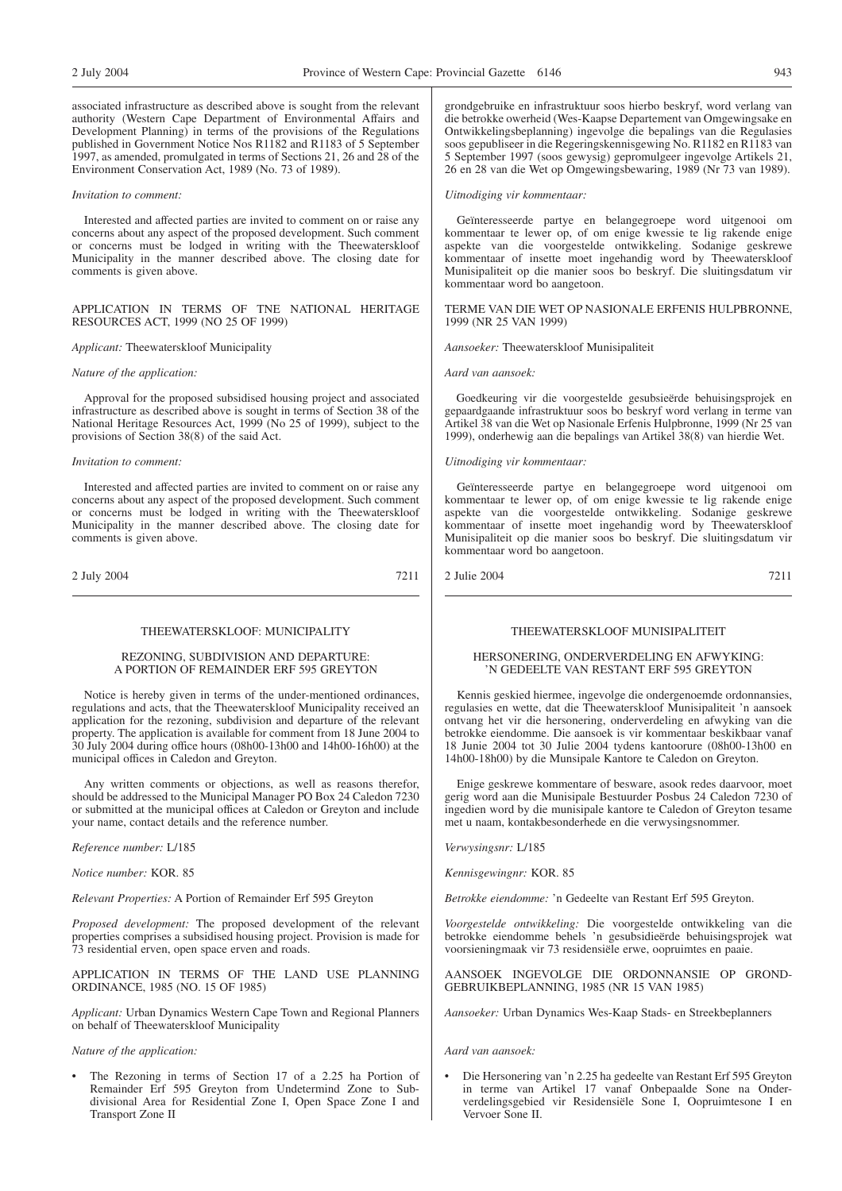associated infrastructure as described above is sought from the relevant authority (Western Cape Department of Environmental Affairs and Development Planning) in terms of the provisions of the Regulations published in Government Notice Nos R1182 and R1183 of 5 September 1997, as amended, promulgated in terms of Sections 21, 26 and 28 of the Environment Conservation Act, 1989 (No. 73 of 1989).

*Invitation to comment:*

Interested and affected parties are invited to comment on or raise any concerns about any aspect of the proposed development. Such comment or concerns must be lodged in writing with the Theewaterskloof Municipality in the manner described above. The closing date for comments is given above.

APPLICATION IN TERMS OF TNE NATIONAL HERITAGE RESOURCES ACT, 1999 (NO 25 OF 1999)

*Applicant:* Theewaterskloof Municipality

*Nature of the application:*

Approval for the proposed subsidised housing project and associated infrastructure as described above is sought in terms of Section 38 of the National Heritage Resources Act, 1999 (No 25 of 1999), subject to the provisions of Section 38(8) of the said Act.

*Invitation to comment:*

Interested and affected parties are invited to comment on or raise any concerns about any aspect of the proposed development. Such comment or concerns must be lodged in writing with the Theewaterskloof Municipality in the manner described above. The closing date for comments is given above.

2 July 2004 7211

grondgebruike en infrastruktuur soos hierbo beskryf, word verlang van die betrokke owerheid (Wes-Kaapse Departement van Omgewingsake en Ontwikkelingsbeplanning) ingevolge die bepalings van die Regulasies soos gepubliseer in die Regeringskennisgewing No. R1182 en R1183 van 5 September 1997 (soos gewysig) gepromulgeer ingevolge Artikels 21, 26 en 28 van die Wet op Omgewingsbewaring, 1989 (Nr 73 van 1989).

*Uitnodiging vir kommentaar:*

Geïnteresseerde partye en belangegroepe word uitgenooi om kommentaar te lewer op, of om enige kwessie te lig rakende enige aspekte van die voorgestelde ontwikkeling. Sodanige geskrewe kommentaar of insette moet ingehandig word by Theewaterskloof Munisipaliteit op die manier soos bo beskryf. Die sluitingsdatum vir kommentaar word bo aangetoon.

TERME VAN DIE WET OP NASIONALE ERFENIS HULPBRONNE, 1999 (NR 25 VAN 1999)

*Aansoeker:* Theewaterskloof Munisipaliteit

*Aard van aansoek:*

Goedkeuring vir die voorgestelde gesubsieërde behuisingsprojek en gepaardgaande infrastruktuur soos bo beskryf word verlang in terme van Artikel 38 van die Wet op Nasionale Erfenis Hulpbronne, 1999 (Nr 25 van 1999), onderhewig aan die bepalings van Artikel 38(8) van hierdie Wet.

*Uitnodiging vir kommentaar:*

Geïnteresseerde partye en belangegroepe word uitgenooi om kommentaar te lewer op, of om enige kwessie te lig rakende enige aspekte van die voorgestelde ontwikkeling. Sodanige geskrewe kommentaar of insette moet ingehandig word by Theewaterskloof Munisipaliteit op die manier soos bo beskryf. Die sluitingsdatum vir kommentaar word bo aangetoon.

2 Julie 2004 7211

---

## THEEWATERSKLOOF: MUNICIPALITY

### REZONING, SUBDIVISION AND DEPARTURE: A PORTION OF REMAINDER ERF 595 GREYTON

Notice is hereby given in terms of the under-mentioned ordinances, regulations and acts, that the Theewaterskloof Municipality received an application for the rezoning, subdivision and departure of the relevant property. The application is available for comment from 18 June 2004 to 30 July 2004 during office hours (08h00-13h00 and 14h00-16h00) at the municipal offices in Caledon and Greyton.

Any written comments or objections, as well as reasons therefor, should be addressed to the Municipal Manager PO Box 24 Caledon 7230 or submitted at the municipal offices at Caledon or Greyton and include your name, contact details and the reference number.

*Reference number:* L/185

*Notice number:* KOR. 85

*Relevant Properties:* A Portion of Remainder Erf 595 Greyton

*Proposed development:* The proposed development of the relevant properties comprises a subsidised housing project. Provision is made for 73 residential erven, open space erven and roads.

APPLICATION IN TERMS OF THE LAND USE PLANNING ORDINANCE, 1985 (NO. 15 OF 1985)

*Applicant:* Urban Dynamics Western Cape Town and Regional Planners on behalf of Theewaterskloof Municipality

*Nature of the application:*

- The Rezoning in terms of Section 17 of a 2.25 ha Portion of Remainder Erf 595 Greyton from Undetermind Zone to Subdivisional Area for Residential Zone I, Open Space Zone I and Transport Zone II

## THEEWATERSKLOOF MUNISIPALITEIT

### HERSONERING, ONDERVERDELING EN AFWYKING: 'N GEDEELTE VAN RESTANT ERF 595 GREYTON

Kennis geskied hiermee, ingevolge die ondergenoemde ordonnansies, regulasies en wette, dat die Theewaterskloof Munisipaliteit 'n aansoek ontvang het vir die hersonering, onderverdeling en afwyking van die betrokke eiendomme. Die aansoek is vir kommentaar beskikbaar vanaf 18 Junie 2004 tot 30 Julie 2004 tydens kantoorure (08h00-13h00 en 14h00-18h00) by die Munsipale Kantore te Caledon en Greyton.

Enige geskrewe kommentare of besware, asook redes daarvoor, moet gerig word aan die Munisipale Bestuurder Posbus 24 Caledon 7230 of ingedien word by die munisipale kantore te Caledon of Greyton tesame met u naam, kontakbesonderhede en die verwysingsnommer.

*Verwysingsnr:* L/185

*Kennisgewingnr:* KOR. 85

*Betrokke eiendomme:* 'n Gedeelte van Restant Erf 595 Greyton.

*Voorgestelde ontwikkeling:* Die voorgestelde ontwikkeling van die betrokke eiendomme behels 'n gesubsidieërde behuisingsprojek wat voorsieningmaak vir 73 residensiële erwe, oopruimtes en paaie.

AANSOEK INGEVOLGE DIE ORDONNANSIE OP GROND-GEBRUIKBEPLANNING, 1985 (NR 15 VAN 1985)

*Aansoeker:* Urban Dynamics Wes-Kaap Stads- en Streekbeplanners

*Aard van aansoek:*

- Die Hersonering van 'n 2.25 ha gedeelte van Restant Erf 595 Greyton in terme van Artikel 17 vanaf Onbepaalde Sone na Onderverdelingsgebied vir Residensiële Sone I, Oopruimtesone I en Vervoer Sone II.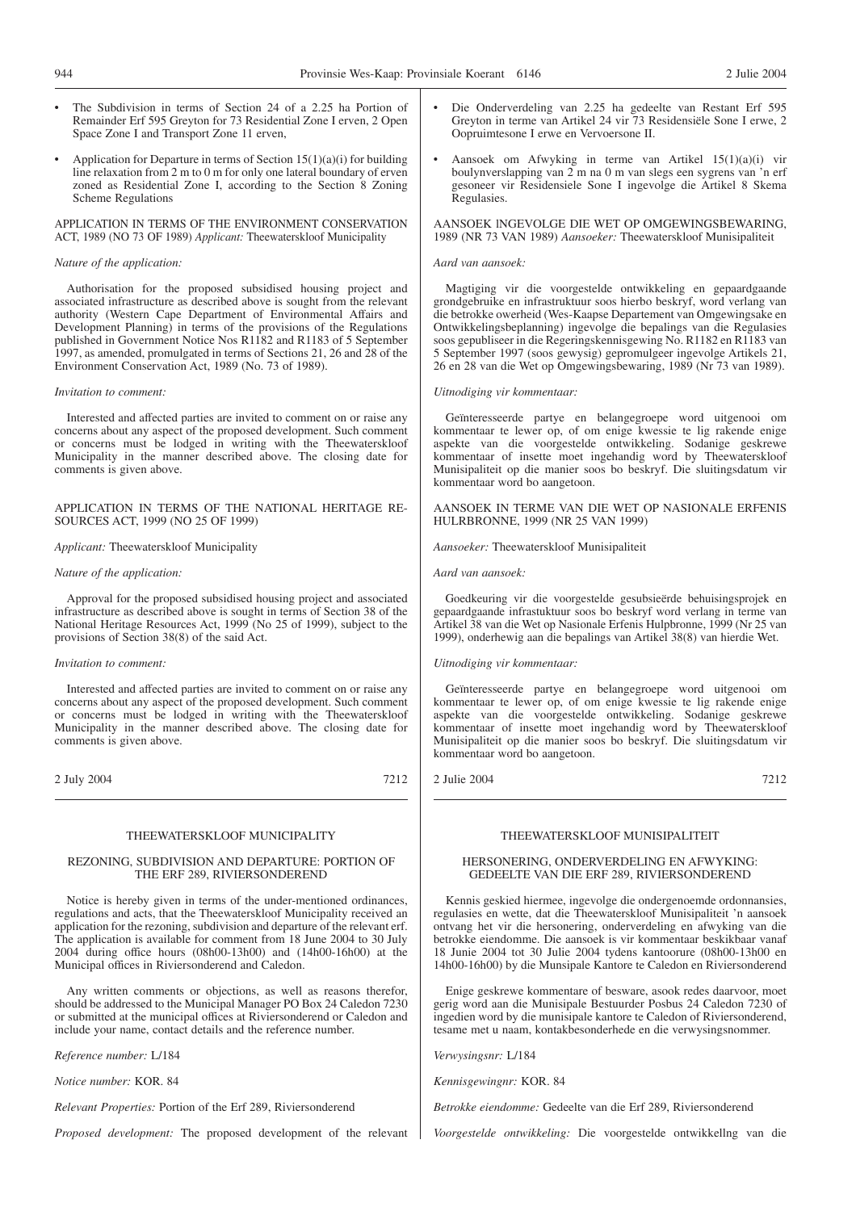- The Subdivision in terms of Section 24 of a 2.25 ha Portion of Remainder Erf 595 Greyton for 73 Residential Zone I erven, 2 Open Space Zone I and Transport Zone 11 erven,
- Application for Departure in terms of Section 15(1)(a)(i) for building line relaxation from 2 m to 0 m for only one lateral boundary of erven zoned as Residential Zone I, according to the Section 8 Zoning Scheme Regulations

APPLICATION IN TERMS OF THE ENVIRONMENT CONSERVATION ACT, 1989 (NO 73 OF 1989) *Applicant:* Theewaterskloof Municipality

*Nature of the application:*

Authorisation for the proposed subsidised housing project and associated infrastructure as described above is sought from the relevant authority (Western Cape Department of Environmental Affairs and Development Planning) in terms of the provisions of the Regulations published in Government Notice Nos R1182 and R1183 of 5 September 1997, as amended, promulgated in terms of Sections 21, 26 and 28 of the Environment Conservation Act, 1989 (No. 73 of 1989).

*Invitation to comment:*

Interested and affected parties are invited to comment on or raise any concerns about any aspect of the proposed development. Such comment or concerns must be lodged in writing with the Theewaterskloof Municipality in the manner described above. The closing date for comments is given above.

APPLICATION IN TERMS OF THE NATIONAL HERITAGE RESOURCES ACT, 1999 (NO 25 OF 1999)

*Applicant:* Theewaterskloof Municipality

*Nature of the application:*

Approval for the proposed subsidised housing project and associated infrastructure as described above is sought in terms of Section 38 of the National Heritage Resources Act, 1999 (No 25 of 1999), subject to the provisions of Section 38(8) of the said Act.

*Invitation to comment:*

Interested and affected parties are invited to comment on or raise any concerns about any aspect of the proposed development. Such comment or concerns must be lodged in writing with the Theewaterskloof Municipality in the manner described above. The closing date for comments is given above.

2 July 2004 7212

---

- Die Onderverdeling van 2.25 ha gedeelte van Restant Erf 595 Greyton in terme van Artikel 24 vir 73 Residensiële Sone I erwe, 2 Oopruimtesone I erwe en Vervoersone II.
- Aansoek om Afwyking in terme van Artikel 15(1)(a)(i) vir boulynverslapping van 2 m na 0 m van slegs een sygrens van 'n erf gesoneer vir Residensiele Sone I ingevolge die Artikel 8 Skema Regulasies.

AANSOEK INGEVOLGE DIE WET OP OMGEWINGSBEWARING, 1989 (NR 73 VAN 1989) *Aansoeker:* Theewaterskloof Munisipaliteit

*Aard van aansoek:*

Magtiging vir die voorgestelde ontwikkeling en gepaardgaande grondgebruike en infrastruktuur soos hierbo beskryf, word verlang van die betrokke owerheid (Wes-Kaapse Departement van Omgewingsake en Ontwikkelingsbeplanning) ingevolge die bepalings van die Regulasies soos gepubliseer in die Regeringskennisgewing No. R1182 en R1183 van 5 September 1997 (soos gewysig) gepromulgeer ingevolge Artikels 21, 26 en 28 van die Wet op Omgewingsbewaring, 1989 (Nr 73 van 1989).

*Uitnodiging vir kommentaar:*

Geïnteresseerde partye en belangegroepe word uitgenooi om kommentaar te lewer op, of om enige kwessie te lig rakende enige aspekte van die voorgestelde ontwikkeling. Sodanige geskrewe kommentaar of insette moet ingehandig word by Theewaterskloof Munisipaliteit op die manier soos bo beskryf. Die sluitingsdatum vir kommentaar word bo aangetoon.

AANSOEK IN TERME VAN DIE WET OP NASIONALE ERFENIS HULRBRONNE, 1999 (NR 25 VAN 1999)

*Aansoeker:* Theewaterskloof Munisipaliteit

*Aard van aansoek:*

Goedkeuring vir die voorgestelde gesubsieërde behuisingsprojek en gepaardgaande infrastuktuur soos bo beskryf word verlang in terme van Artikel 38 van die Wet op Nasionale Erfenis Hulpbronne, 1999 (Nr 25 van 1999), onderhewig aan die bepalings van Artikel 38(8) van hierdie Wet.

*Uitnodiging vir kommentaar:*

Geïnteresseerde partye en belangegroepe word uitgenooi om kommentaar te lewer op, of om enige kwessie te lig rakende enige aspekte van die voorgestelde ontwikkeling. Sodanige geskrewe kommentaar of insette moet ingehandig word by Theewaterskloof Munisipaliteit op die manier soos bo beskryf. Die sluitingsdatum vir kommentaar word bo aangetoon.

2 Julie 2004 7212

---

THEEWATERSKLOOF MUNICIPALITY

REZONING, SUBDIVISION AND DEPARTURE: PORTION OF THE ERF 289, RIVIERSONDEREND

Notice is hereby given in terms of the under-mentioned ordinances, regulations and acts, that the Theewaterskloof Municipality received an application for the rezoning, subdivision and departure of the relevant erf. The application is available for comment from 18 June 2004 to 30 July 2004 during office hours (08h00-13h00) and (14h00-16h00) at the Municipal offices in Riviersonderend and Caledon.

Any written comments or objections, as well as reasons therefor, should be addressed to the Municipal Manager PO Box 24 Caledon 7230 or submitted at the municipal offices at Riviersonderend or Caledon and include your name, contact details and the reference number.

*Reference number:* L/184

*Notice number:* KOR. 84

*Relevant Properties:* Portion of the Erf 289, Riviersonderend

*Proposed development:* The proposed development of the relevant

---

THEEWATERSKLOOF MUNISIPALITEIT

HERSONERING, ONDERVERDELING EN AFWYKING: GEDEELTE VAN DIE ERF 289, RIVIERSONDEREND

Kennis geskied hiermee, ingevolge die ondergenoemde ordonnansies, regulasies en wette, dat die Theewaterskloof Munisipaliteit 'n aansoek ontvang het vir die hersonering, onderverdeling en afwyking van die betrokke eiendomme. Die aansoek is vir kommentaar beskikbaar vanaf 18 Junie 2004 tot 30 Julie 2004 tydens kantoorure (08h00-13h00 en 14h00-16h00) by die Munsipale Kantore te Caledon en Riviersonderend

Enige geskrewe kommentare of besware, asook redes daarvoor, moet gerig word aan die Munisipale Bestuurder Posbus 24 Caledon 7230 of ingedien word by die munisipale kantore te Caledon of Riviersonderend, tesame met u naam, kontakbesonderhede en die verwysingsnommer.

*Verwysingsnr:* L/184

*Kennisgewingnr:* KOR. 84

*Betrokke eiendomme:* Gedeelte van die Erf 289, Riviersonderend

*Voorgestelde ontwikkeling:* Die voorgestelde ontwikkellng van die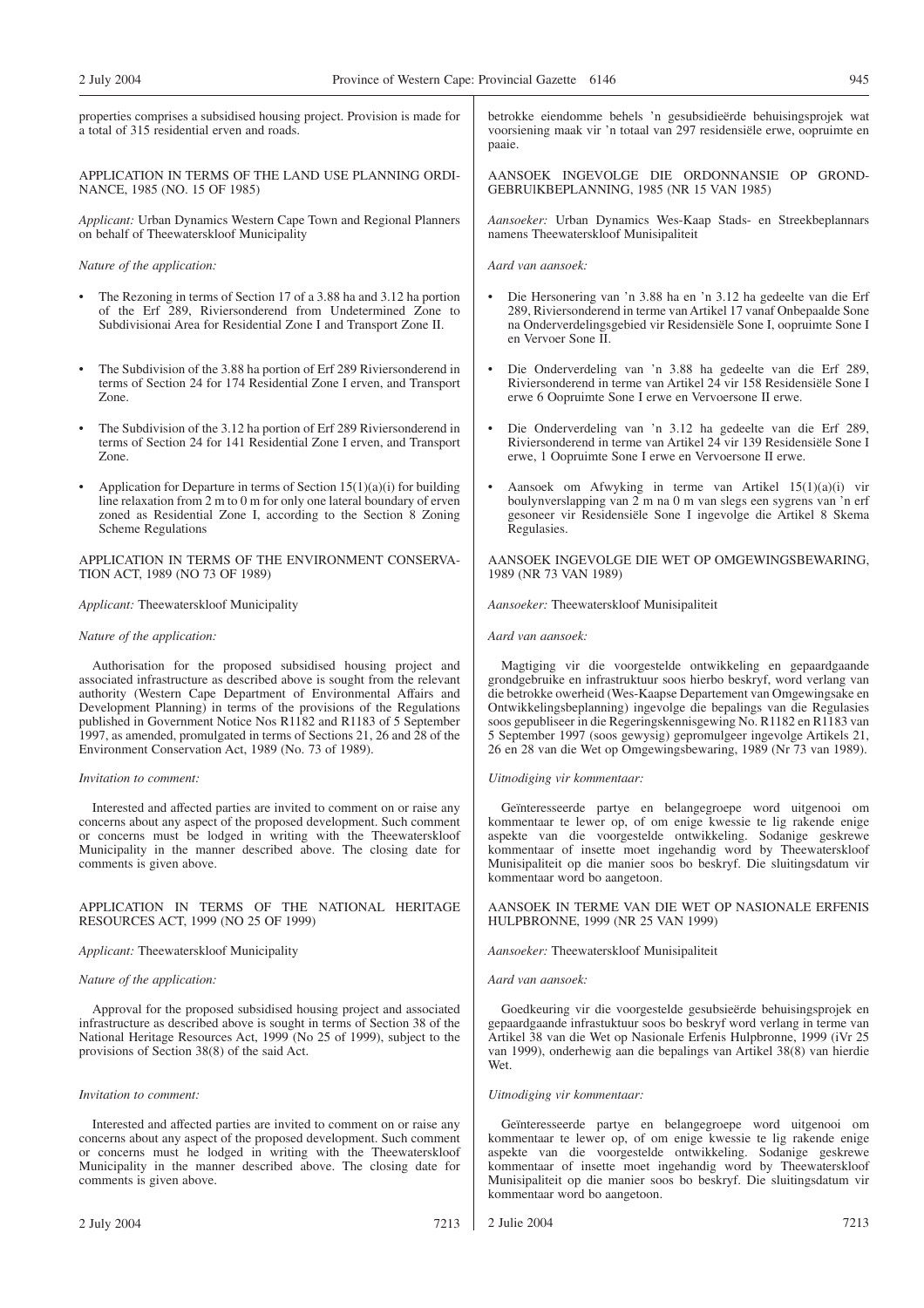properties comprises a subsidised housing project. Provision is made for a total of 315 residential erven and roads.

APPLICATION IN TERMS OF THE LAND USE PLANNING ORDINANCE, 1985 (NO. 15 OF 1985)

*Applicant:* Urban Dynamics Western Cape Town and Regional Planners on behalf of Theewaterskloof Municipality

*Nature of the application:*

- The Rezoning in terms of Section 17 of a 3.88 ha and 3.12 ha portion of the Erf 289, Riviersonderend from Undetermined Zone to Subdivisionai Area for Residential Zone I and Transport Zone II.
- The Subdivision of the 3.88 ha portion of Erf 289 Riviersonderend in terms of Section 24 for 174 Residential Zone I erven, and Transport Zone.
- The Subdivision of the 3.12 ha portion of Erf 289 Riviersonderend in terms of Section 24 for 141 Residential Zone I erven, and Transport Zone.
- Application for Departure in terms of Section 15(1)(a)(i) for building line relaxation from 2 m to 0 m for only one lateral boundary of erven zoned as Residential Zone I, according to the Section 8 Zoning Scheme Regulations

APPLICATION IN TERMS OF THE ENVIRONMENT CONSERVATION ACT, 1989 (NO 73 OF 1989)

*Applicant:* Theewaterskloof Municipality

*Nature of the application:*

Authorisation for the proposed subsidised housing project and associated infrastructure as described above is sought from the relevant authority (Western Cape Department of Environmental Affairs and Development Planning) in terms of the provisions of the Regulations published in Government Notice Nos R1182 and R1183 of 5 September 1997, as amended, promulgated in terms of Sections 21, 26 and 28 of the Environment Conservation Act, 1989 (No. 73 of 1989).

*Invitation to comment:*

Interested and affected parties are invited to comment on or raise any concerns about any aspect of the proposed development. Such comment or concerns must be lodged in writing with the Theewaterskloof Municipality in the manner described above. The closing date for comments is given above.

APPLICATION IN TERMS OF THE NATIONAL HERITAGE RESOURCES ACT, 1999 (NO 25 OF 1999)

*Applicant:* Theewaterskloof Municipality

*Nature of the application:*

Approval for the proposed subsidised housing project and associated infrastructure as described above is sought in terms of Section 38 of the National Heritage Resources Act, 1999 (No 25 of 1999), subject to the provisions of Section 38(8) of the said Act.

*Invitation to comment:*

Interested and affected parties are invited to comment on or raise any concerns about any aspect of the proposed development. Such comment or concerns must he lodged in writing with the Theewaterskloof Municipality in the manner described above. The closing date for comments is given above.

2 July 2004 7213

betrokke eiendomme behels 'n gesubsidieërde behuisingsprojek wat voorsiening maak vir 'n totaal van 297 residensiële erwe, oopruimte en paaie.

AANSOEK INGEVOLGE DIE ORDONNANSIE OP GRONDGEBRUIKBEPLANNING, 1985 (NR 15 VAN 1985)

*Aansoeker:* Urban Dynamics Wes-Kaap Stads- en Streekbeplannars namens Theewaterskloof Munisipaliteit

*Aard van aansoek:*

- Die Hersonering van 'n 3.88 ha en 'n 3.12 ha gedeelte van die Erf 289, Riviersonderend in terme van Artikel 17 vanaf Onbepaalde Sone na Onderverdelingsgebied vir Residensiële Sone I, oopruimte Sone I en Vervoer Sone II.
- Die Onderverdeling van 'n 3.88 ha gedeelte van die Erf 289, Riviersonderend in terme van Artikel 24 vir 158 Residensiële Sone I erwe 6 Oopruimte Sone I erwe en Vervoersone II erwe.
- Die Onderverdeling van 'n 3.12 ha gedeelte van die Erf 289, Riviersonderend in terme van Artikel 24 vir 139 Residensiële Sone I erwe, 1 Oopruimte Sone I erwe en Vervoersone II erwe.
- Aansoek om Afwyking in terme van Artikel 15(1)(a)(i) vir boulynverslapping van 2 m na 0 m van slegs een sygrens van 'n erf gesoneer vir Residensiële Sone I ingevolge die Artikel 8 Skema Regulasies.

AANSOEK INGEVOLGE DIE WET OP OMGEWINGSBEWARING, 1989 (NR 73 VAN 1989)

*Aansoeker:* Theewaterskloof Munisipaliteit

*Aard van aansoek:*

Magtiging vir die voorgestelde ontwikkeling en gepaardgaande grondgebruike en infrastruktuur soos hierbo beskryf, word verlang van die betrokke owerheid (Wes-Kaapse Departement van Omgewingsake en Ontwikkelingsbeplanning) ingevolge die bepalings van die Regulasies soos gepubliseer in die Regeringskennisgewing No. R1182 en R1183 van 5 September 1997 (soos gewysig) gepromulgeer ingevolge Artikels 21, 26 en 28 van die Wet op Omgewingsbewaring, 1989 (Nr 73 van 1989).

*Uitnodiging vir kommentaar:*

Geïnteresseerde partye en belangegroepe word uitgenooi om kommentaar te lewer op, of om enige kwessie te lig rakende enige aspekte van die voorgestelde ontwikkeling. Sodanige geskrewe kommentaar of insette moet ingehandig word by Theewaterskloof Munisipaliteit op die manier soos bo beskryf. Die sluitingsdatum vir kommentaar word bo aangetoon.

AANSOEK IN TERME VAN DIE WET OP NASIONALE ERFENIS HULPBRONNE, 1999 (NR 25 VAN 1999)

*Aansoeker:* Theewaterskloof Munisipaliteit

*Aard van aansoek:*

Goedkeuring vir die voorgestelde gesubsieërde behuisingsprojek en gepaardgaande infrastuktuur soos bo beskryf word verlang in terme van Artikel 38 van die Wet op Nasionale Erfenis Hulpbronne, 1999 (iVr 25 van 1999), onderhewig aan die bepalings van Artikel 38(8) van hierdie Wet.

*Uitnodiging vir kommentaar:*

Geïnteresseerde partye en belangegroepe word uitgenooi om kommentaar te lewer op, of om enige kwessie te lig rakende enige aspekte van die voorgestelde ontwikkeling. Sodanige geskrewe kommentaar of insette moet ingehandig word by Theewaterskloof Munisipaliteit op die manier soos bo beskryf. Die sluitingsdatum vir kommentaar word bo aangetoon.

2 Julie 2004 7213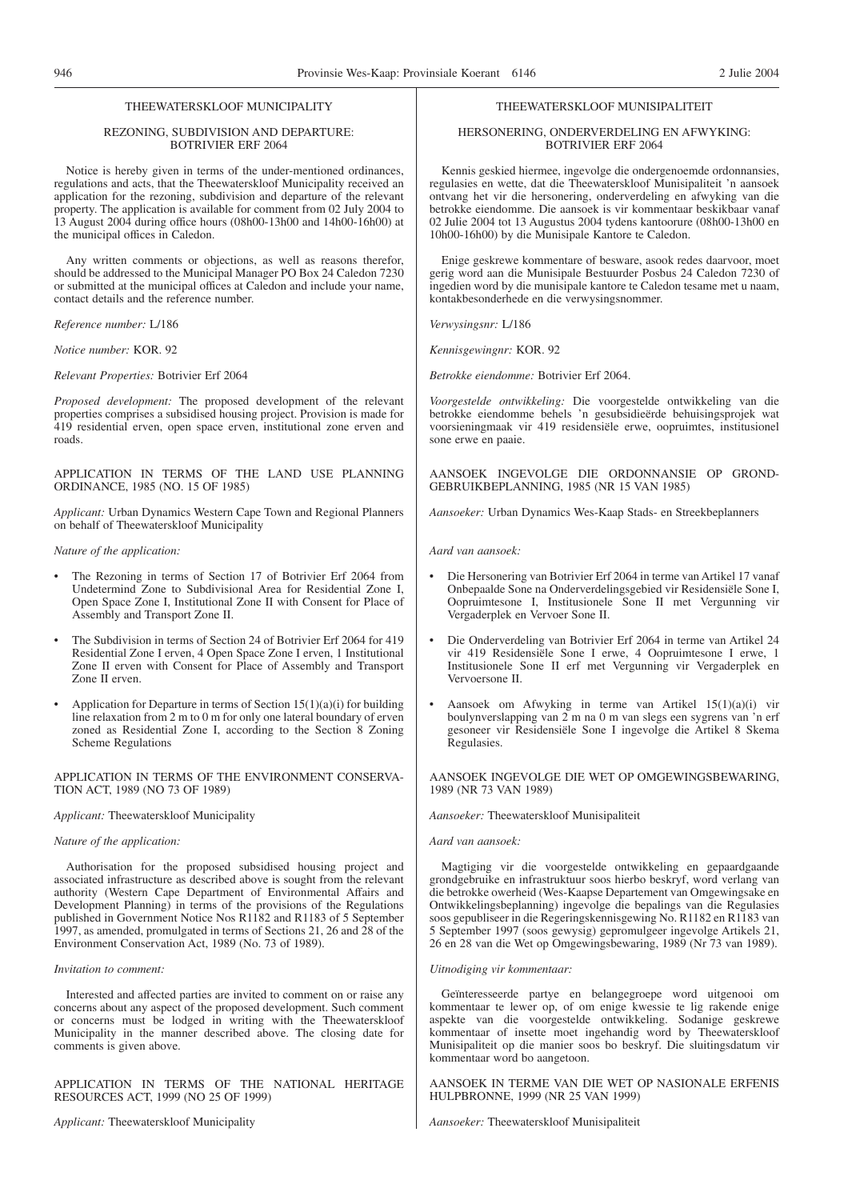## THEEWATERSKLOOF MUNICIPALITY

### REZONING, SUBDIVISION AND DEPARTURE: BOTRIVIER ERF 2064

Notice is hereby given in terms of the under-mentioned ordinances, regulations and acts, that the Theewaterskloof Municipality received an application for the rezoning, subdivision and departure of the relevant property. The application is available for comment from 02 July 2004 to 13 August 2004 during office hours (08h00-13h00 and 14h00-16h00) at the municipal offices in Caledon.

Any written comments or objections, as well as reasons therefor, should be addressed to the Municipal Manager PO Box 24 Caledon 7230 or submitted at the municipal offices at Caledon and include your name, contact details and the reference number.

*Reference number:* L/186

*Notice number:* KOR. 92

*Relevant Properties:* Botrivier Erf 2064

*Proposed development:* The proposed development of the relevant properties comprises a subsidised housing project. Provision is made for 419 residential erven, open space erven, institutional zone erven and roads.

APPLICATION IN TERMS OF THE LAND USE PLANNING ORDINANCE, 1985 (NO. 15 OF 1985)

*Applicant:* Urban Dynamics Western Cape Town and Regional Planners on behalf of Theewaterskloof Municipality

*Nature of the application:*

- The Rezoning in terms of Section 17 of Botrivier Erf 2064 from Undetermind Zone to Subdivisional Area for Residential Zone I, Open Space Zone I, Institutional Zone II with Consent for Place of Assembly and Transport Zone II.
- The Subdivision in terms of Section 24 of Botrivier Erf 2064 for 419 Residential Zone I erven, 4 Open Space Zone I erven, 1 Institutional Zone II erven with Consent for Place of Assembly and Transport Zone II erven.
- Application for Departure in terms of Section 15(1)(a)(i) for building line relaxation from 2 m to 0 m for only one lateral boundary of erven zoned as Residential Zone I, according to the Section 8 Zoning Scheme Regulations

APPLICATION IN TERMS OF THE ENVIRONMENT CONSERVATION ACT, 1989 (NO 73 OF 1989)

*Applicant:* Theewaterskloof Municipality

*Nature of the application:*

Authorisation for the proposed subsidised housing project and associated infrastructure as described above is sought from the relevant authority (Western Cape Department of Environmental Affairs and Development Planning) in terms of the provisions of the Regulations published in Government Notice Nos R1182 and R1183 of 5 September 1997, as amended, promulgated in terms of Sections 21, 26 and 28 of the Environment Conservation Act, 1989 (No. 73 of 1989).

*Invitation to comment:*

Interested and affected parties are invited to comment on or raise any concerns about any aspect of the proposed development. Such comment or concerns must be lodged in writing with the Theewaterskloof Municipality in the manner described above. The closing date for comments is given above.

APPLICATION IN TERMS OF THE NATIONAL HERITAGE RESOURCES ACT, 1999 (NO 25 OF 1999)

*Applicant:* Theewaterskloof Municipality

## THEEWATERSKLOOF MUNISIPALITEIT

### HERSONERING, ONDERVERDELING EN AFWYKING: BOTRIVIER ERF 2064

Kennis geskied hiermee, ingevolge die ondergenoemde ordonnansies, regulasies en wette, dat die Theewaterskloof Munisipaliteit 'n aansoek ontvang het vir die hersonering, onderverdeling en afwyking van die betrokke eiendomme. Die aansoek is vir kommentaar beskikbaar vanaf 02 Julie 2004 tot 13 Augustus 2004 tydens kantoorure (08h00-13h00 en 10h00-16h00) by die Munisipale Kantore te Caledon.

Enige geskrewe kommentare of besware, asook redes daarvoor, moet gerig word aan die Munisipale Bestuurder Posbus 24 Caledon 7230 of ingedien word by die munisipale kantore te Caledon tesame met u naam, kontakbesonderhede en die verwysingsnommer.

*Verwysingsnr:* L/186

*Kennisgewingnr:* KOR. 92

*Betrokke eiendomme:* Botrivier Erf 2064.

*Voorgestelde ontwikkeling:* Die voorgestelde ontwikkeling van die betrokke eiendomme behels 'n gesubsidieërde behuisingsprojek wat voorsieningmaak vir 419 residensiële erwe, oopruimtes, institusionel sone erwe en paaie.

AANSOEK INGEVOLGE DIE ORDONNANSIE OP GRONDGEBRUIKBEPLANNING, 1985 (NR 15 VAN 1985)

*Aansoeker:* Urban Dynamics Wes-Kaap Stads- en Streekbeplanners

*Aard van aansoek:*

- Die Hersonering van Botrivier Erf 2064 in terme van Artikel 17 vanaf Onbepaalde Sone na Onderverdelingsgebied vir Residensiële Sone I, Oopruimtesone I, Institusionele Sone II met Vergunning vir Vergaderplek en Vervoer Sone II.
- Die Onderverdeling van Botrivier Erf 2064 in terme van Artikel 24 vir 419 Residensiële Sone I erwe, 4 Oopruimtesone I erwe, 1 Institusionele Sone II erf met Vergunning vir Vergaderplek en Vervoersone II.
- Aansoek om Afwyking in terme van Artikel 15(1)(a)(i) vir boulynverslapping van 2 m na 0 m vir slegs een sygrens van 'n erf gesoneer vir Residensiële Sone I ingevolge die Artikel 8 Skema Regulasies.

AANSOEK INGEVOLGE DIE WET OP OMGEWINGSBEWARING, 1989 (NR 73 VAN 1989)

*Aansoeker:* Theewaterskloof Munisipaliteit

*Aard van aansoek:*

Magtiging vir die voorgestelde ontwikkeling en gepaardgaande grondgebruike en infrastruktuur soos hierbo beskryf, word verlang van die betrokke owerheid (Wes-Kaapse Departement van Omgewingsake en Ontwikkelingsbeplanning) ingevolge die bepalings van die Regulasies soos gepubliseer in die Regeringskennisgewing No. R1182 en R1183 van 5 September 1997 (soos gewysig) gepromulgeer ingevolge Artikels 21, 26 en 28 van die Wet op Omgewingsbewaring, 1989 (Nr 73 van 1989).

*Uitnodiging vir kommentaar:*

Geïnteresseerde partye en belangegroepe word uitgenooi om kommentaar te lewer op, of om enige kwessie te lig rakende enige aspekte van die voorgestelde ontwikkeling. Sodanige geskrewe kommentaar of insette moet ingehandig word by Theewaterskloof Munisipaliteit op die manier soos bo beskryf. Die sluitingsdatum vir kommentaar word bo aangetoon.

AANSOEK IN TERME VAN DIE WET OP NASIONALE ERFENIS HULPBRONNE, 1999 (NR 25 VAN 1999)

*Aansoeker:* Theewaterskloof Munisipaliteit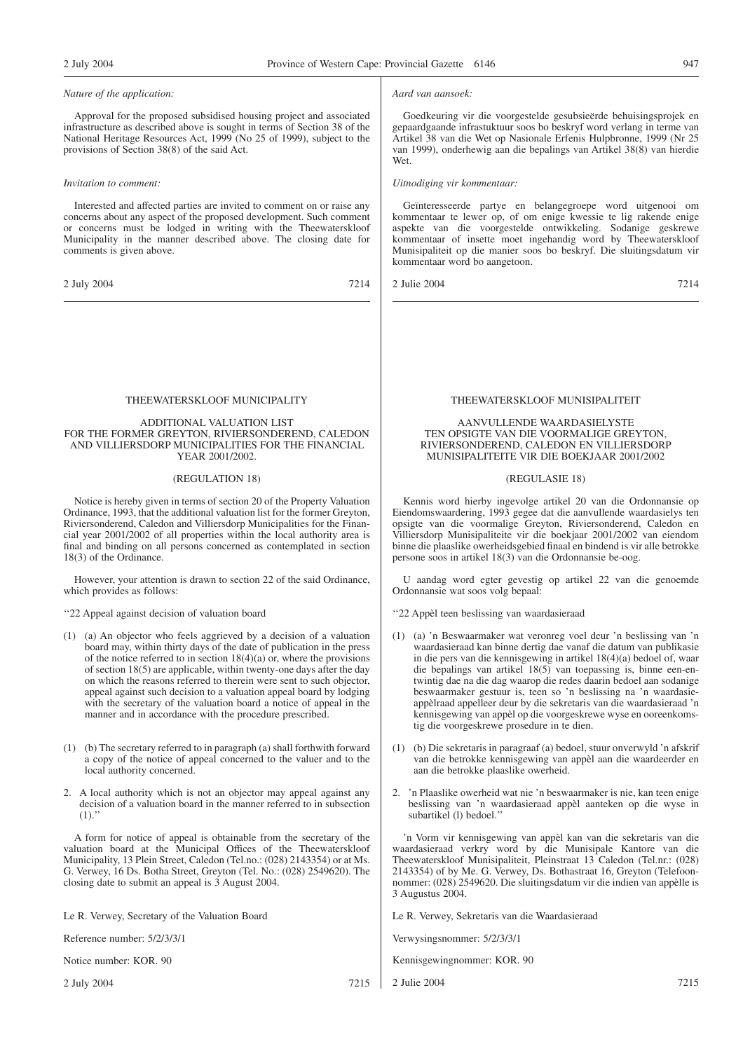*Nature of the application:*

Approval for the proposed subsidised housing project and associated infrastructure as described above is sought in terms of Section 38 of the National Heritage Resources Act, 1999 (No 25 of 1999), subject to the provisions of Section 38(8) of the said Act.

*Invitation to comment:*

Interested and affected parties are invited to comment on or raise any concerns about any aspect of the proposed development. Such comment or concerns must be lodged in writing with the Theewaterskloof Municipality in the manner described above. The closing date for comments is given above.

2 July 2004 7214

*Aard van aansoek:*

Goedkeuring vir die voorgestelde gesubsieërde behuisingsprojek en gepaardgaande infrastuktuur soos bo beskryf word verlang in terme van Artikel 38 van die Wet op Nasionale Erfenis Hulpbronne, 1999 (Nr 25 van 1999), onderhewig aan die bepalings van Artikel 38(8) van hierdie Wet.

*Uitnodiging vir kommentaar:*

Geïnteresseerde partye en belangegroepe word uitgenooi om kommentaar te lewer op, of om enige kwessie te lig rakende enige aspekte van die voorgestelde ontwikkeling. Sodanige geskrewe kommentaar of insette moet ingehandig word by Theewaterskloof Munisipaliteit op die manier soos bo beskryf. Die sluitingsdatum vir kommentaar word bo aangetoon.

2 Julie 2004 7214

## THEEWATERSKLOOF MUNICIPALITY

### ADDITIONAL VALUATION LIST FOR THE FORMER GREYTON, RIVIERSONDEREND, CALEDON AND VILLIERSDORP MUNICIPALITIES FOR THE FINANCIAL YEAR 2001/2002.

(REGULATION 18)

Notice is hereby given in terms of section 20 of the Property Valuation Ordinance, 1993, that the additional valuation list for the former Greyton, Riviersonderend, Caledon and Villiersdorp Municipalities for the Financial year 2001/2002 of all properties within the local authority area is final and binding on all persons concerned as contemplated in section 18(3) of the Ordinance.

However, your attention is drawn to section 22 of the said Ordinance, which provides as follows:

''22 Appeal against decision of valuation board

(1) (a) An objector who feels aggrieved by a decision of a valuation board may, within thirty days of the date of publication in the press of the notice referred to in section 18(4)(a) or, where the provisions of section 18(5) are applicable, within twenty-one days after the day on which the reasons referred to therein were sent to such objector, appeal against such decision to a valuation appeal board by lodging with the secretary of the valuation board a notice of appeal in the manner and in accordance with the procedure prescribed.

(1) (b) The secretary referred to in paragraph (a) shall forthwith forward a copy of the notice of appeal concerned to the valuer and to the local authority concerned.

2. A local authority which is not an objector may appeal against any decision of a valuation board in the manner referred to in subsection (1).''

A form for notice of appeal is obtainable from the secretary of the valuation board at the Municipal Offices of the Theewaterskloof Municipality, 13 Plein Street, Caledon (Tel.no.: (028) 2143354) or at Ms. G. Verwey, 16 Ds. Botha Street, Greyton (Tel. No.: (028) 2549620). The closing date to submit an appeal is 3 August 2004.

Le R. Verwey, Secretary of the Valuation Board

Reference number: 5/2/3/3/1

Notice number: KOR. 90

2 July 2004 7215

## THEEWATERSKLOOF MUNISIPALITEIT

### AANVULLENDE WAARDASIELYSTE TEN OPSIGTE VAN DIE VOORMALIGE GREYTON, RIVIERSONDEREND, CALEDON EN VILLIERSDORP MUNISIPALITEITE VIR DIE BOEKJAAR 2001/2002

(REGULASIE 18)

Kennis word hierby ingevolge artikel 20 van die Ordonnansie op Eiendomswaardering, 1993 gegee dat die aanvullende waardasielys ten opsigte van die voormalige Greyton, Riviersonderend, Caledon en Villiersdorp Munisipaliteite vir die boekjaar 2001/2002 van eiendom binne die plaaslike owerheidsgebied finaal en bindend is vir alle betrokke persone soos in artikel 18(3) van die Ordonnansie be-oog.

U aandag word egter gevestig op artikel 22 van die genoemde Ordonnansie wat soos volg bepaal:

''22 Appèl teen beslissing van waardasieraad

(1) (a) 'n Beswaarmaker wat veronreg voel deur 'n beslissing van 'n waardasieraad kan binne dertig dae vanaf die datum van publikasie in die pers van die kennisgewing in artikel 18(4)(a) bedoel of, waar die bepalings van artikel 18(5) van toepassing is, binne een-en-twintig dae na die dag waarop die redes daarin bedoel aan sodanige beswaarmaker gestuur is, teen so 'n beslissing na 'n waardasie-appèlraad appelleer deur by die sekretaris van die waardasieraad 'n kennisgewing van appèl op die voorgeskrewe wyse en ooreenkomstig die voorgeskrewe prosedure in te dien.

(1) (b) Die sekretaris in paragraaf (a) bedoel, stuur onverwyld 'n afskrif van die betrokke kennisgewing van appèl aan die waardeerder en aan die betrokke plaaslike owerheid.

2. 'n Plaaslike owerheid wat nie 'n beswaarmaker is nie, kan teen enige beslissing van 'n waardasieraad appèl aanteken op die wyse in subartikel (l) bedoel.''

'n Vorm vir kennisgewing van appèl kan van die sekretaris van die waardasieraad verkry word by die Munisipale Kantore van die Theewaterskloof Munisipaliteit, Pleinstraat 13 Caledon (Tel.nr.: (028) 2143354) of by Me. G. Verwey, Ds. Bothastraat 16, Greyton (Telefoonnommer: (028) 2549620. Die sluitingsdatum vir die indien van appèlle is 3 Augustus 2004.

Le R. Verwey, Sekretaris van die Waardasieraad

Verwysingsnommer: 5/2/3/3/1

Kennisgewingnommer: KOR. 90

2 Julie 2004 7215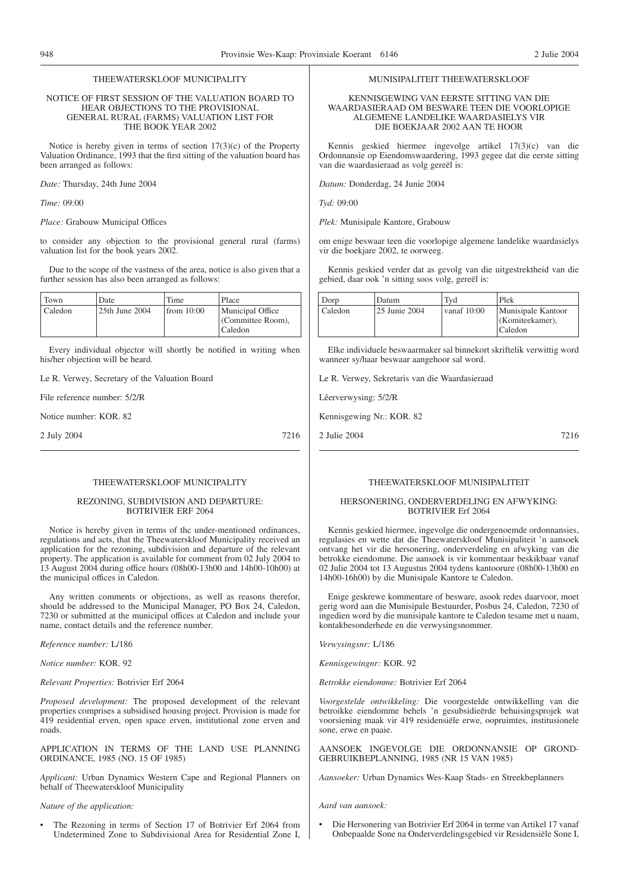THEEWATERSKLOOF MUNICIPALITY

NOTICE OF FIRST SESSION OF THE VALUATION BOARD TO HEAR OBJECTIONS TO THE PROVISIONAL GENERAL RURAL (FARMS) VALUATION LIST FOR THE BOOK YEAR 2002

Notice is hereby given in terms of section 17(3)(c) of the Property Valuation Ordinance, 1993 that the first sitting of the valuation board has been arranged as follows:

*Date:* Thursday, 24th June 2004

*Time:* 09:00

*Place:* Grabouw Municipal Offices

to consider any objection to the provisional general rural (farms) valuation list for the book years 2002.

Due to the scope of the vastness of the area, notice is also given that a further session has also been arranged as follows:

| Town | Date | Time | Place |
|---|---|---|---|
| Caledon | 25th June 2004 | from 10:00 | Municipal Office (Committee Room), Caledon |

Every individual objector will shortly be notified in writing when his/her objection will be heard.

Le R. Verwey, Secretary of the Valuation Board

File reference number: 5/2/R

Notice number: KOR. 82

2 July 2004 7216

---

MUNISIPALITEIT THEEWATERSKLOOF

KENNISGEWING VAN EERSTE SITTING VAN DIE WAARDASIERAAD OM BESWARE TEEN DIE VOORLOPIGE ALGEMENE LANDELIKE WAARDASIELYS VIR DIE BOEKJAAR 2002 AAN TE HOOR

Kennis geskied hiermee ingevolge artikel 17(3)(c) van die Ordonnansie op Eiendomswaardering, 1993 gegee dat die eerste sitting van die waardasieraad as volg gereël is:

*Datum:* Donderdag, 24 Junie 2004

*Tyd:* 09:00

*Plek:* Munisipale Kantore, Grabouw

om enige beswaar teen die voorlopige algemene landelike waardasielys vir die boekjare 2002, te oorweeg.

Kennis geskied verder dat as gevolg van die uitgestrektheid van die gebied, daar ook 'n sitting soos volg, gereël is:

| Dorp | Datum | Tyd | Plek |
|---|---|---|---|
| Caledon | 25 Junie 2004 | vanaf 10:00 | Munisipale Kantoor (Komiteekamer), Caledon |

Elke individuele beswaarmaker sal binnekort skriftelik verwittig word wanneer sy/haar beswaar aangehoor sal word.

Le R. Verwey, Sekretaris van die Waardasieraad

Lêerverwysing: 5/2/R

Kennisgewing Nr.: KOR. 82

2 Julie 2004 7216

---

THEEWATERSKLOOF MUNICIPALITY

REZONING, SUBDIVISION AND DEPARTURE: BOTRIVIER ERF 2064

Notice is hereby given in terms of thc under-mentioned ordinances, regulations and acts, that the Theewaterskloof Municipality received an application for the rezoning, subdivision and departure of the relevant property. The application is available for comment from 02 July 2004 to 13 August 2004 during office hours (08h00-13h00 and 14h00-10h00) at the municipal offices in Caledon.

Any written comments or objections, as well as reasons therefor, should be addressed to the Municipal Manager, PO Box 24, Caledon, 7230 or submitted at the municipal offices at Caledon and include your name, contact details and the reference number.

*Reference number:* L/186

*Notice number:* KOR. 92

*Relevant Properties:* Botrivier Erf 2064

*Proposed development:* The proposed development of the relevant properties comprises a subsidised housing project. Provision is made for 419 residential erven, open space erven, institutional zone erven and roads.

APPLICATION IN TERMS OF THE LAND USE PLANNING ORDINANCE, 1985 (NO. 15 OF 1985)

*Applicant:* Urban Dynamics Western Cape and Regional Planners on behalf of Theewaterskloof Municipality

*Nature of the application:*

- The Rezoning in terms of Section 17 of Botrivier Erf 2064 from Undetermined Zone to Subdivisional Area for Residential Zone I,

---

THEEWATERSKLOOF MUNISIPALITEIT

HERSONERING, ONDERVERDELING EN AFWYKING: BOTRIVIER Erf 2064

Kennis geskied hiermee, ingevolge die ondergenoemde ordonnansies, regulasies en wette dat die Theewaterskloof Munisipaliteit 'n aansoek ontvang het vir die hersonering, onderverdeling en afwyking van die betrokke eiendomme. Die aansoek is vir kommentaar beskikbaar vanaf 02 Julie 2004 tot 13 Augustus 2004 tydens kantoorure (08h00-13h00 en 14h00-16h00) by die Munisipale Kantore te Caledon.

Enige geskrewe kommentare of besware, asook redes daarvoor, moet gerig word aan die Munisipale Bestuurder, Posbus 24, Caledon, 7230 of ingedien word by die munisipale kantore te Caledon tesame met u naam, kontakbesonderhede en die verwysingsnommer.

*Verwysingsnr:* L/186

*Kennisgewingnr:* KOR. 92

*Betrokke eiendomme:* Botrivier Erf 2064

*Voorgestelde ontwikkeling:* Die voorgestelde ontwikkelling van die betroikke eiendomme behels 'n gesubsidieërde behuisingsprojek wat voorsiening maak vir 419 residensiële erwe, oopruimtes, institusionele sone, erwe en paaie.

AANSOEK INGEVOLGE DIE ORDONNANSIE OP GROND-GEBRUIKBEPLANNING, 1985 (NR 15 VAN 1985)

*Aansoeker:* Urban Dynamics Wes-Kaap Stads- en Streekbeplanners

*Aard van aansoek:*

- Die Hersonering van Botrivier Erf 2064 in terme van Artikel 17 vanaf Onbepaalde Sone na Onderverdelingsgebied vir Residensiële Sone I,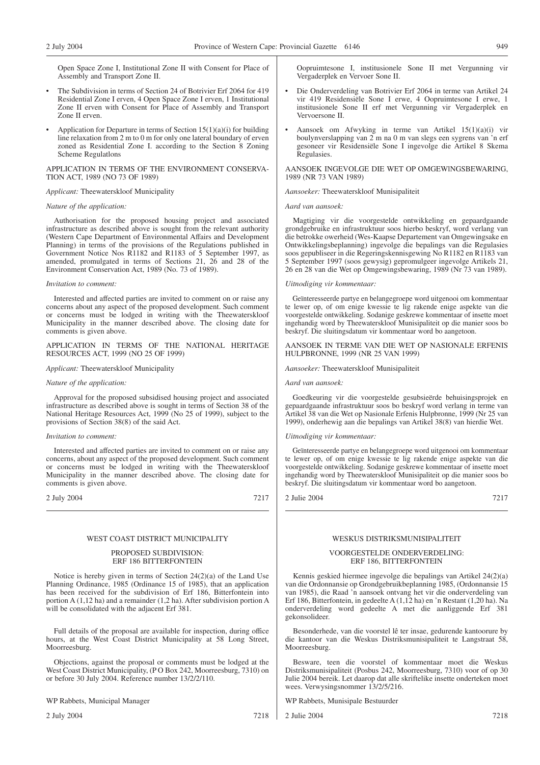Open Space Zone I, Institutional Zone II with Consent for Place of Assembly and Transport Zone II.

- The Subdivision in terms of Section 24 of Botrivier Erf 2064 for 419 Residential Zone I erven, 4 Open Space Zone I erven, 1 Institutional Zone II erven with Consent for Place of Assembly and Transport Zone II erven.
- Application for Departure in terms of Section 15(1)(a)(i) for building line relaxation from 2 m to 0 m for only one lateral boundary of erven zoned as Residential Zone I. according to the Section 8 Zoning Scheme Regulatlons

APPLICATION IN TERMS OF THE ENVIRONMENT CONSERVATION ACT, 1989 (NO 73 OF 1989)

*Applicant:* Theewaterskloof Municipality

*Nature of the application:*

Authorisation for the proposed housing project and associated infrastructure as described above is sought from the relevant authority (Western Cape Department of Environmental Affairs and Development Planning) in terms of the provisions of the Regulations published in Government Notice Nos R1182 and R1183 of 5 September 1997, as amended, promulgated in terms of Sections 21, 26 and 28 of the Environment Conservation Act, 1989 (No. 73 of 1989).

*Invitation to comment:*

Interested and affected parties are invited to comment on or raise any concerns about any aspect of the proposed development. Such comment or concerns must be lodged in writing with the Theewaterskloof Municipality in the manner described above. The closing date for comments is given above.

APPLICATION IN TERMS OF THE NATIONAL HERITAGE RESOURCES ACT, 1999 (NO 25 OF 1999)

*Applicant:* Theewaterskloof Municipality

*Nature of the application:*

Approval for the proposed subsidised housing project and associated infrastructure as described above is sought in terms of Section 38 of the National Heritage Resources Act, 1999 (No 25 of 1999), subject to the provisions of Section 38(8) of the said Act.

*Invitation to comment:*

Interested and affected parties are invited to comment on or raise any concerns, about any aspect of the proposed development. Such comment or concerns must be lodged in writing with the Theewaterskloof Municipality in the manner described above. The closing date for comments is given above.

2 July 2004 — 7217

Oopruimtesone I, institusionele Sone II met Vergunning vir Vergaderplek en Vervoer Sone II.

- Die Onderverdeling van Botrivier Erf 2064 in terme van Artikel 24 vir 419 Residensiële Sone I erwe, 4 Oopruimtesone I erwe, 1 institusionele Sone II erf met Vergunning vir Vergaderplek en Vervoersone II.
- Aansoek om Afwyking in terme van Artikel 15(1)(a)(i) vir boulynverslapping van 2 m na 0 m van slegs een sygrens van 'n erf gesoneer vir Residensiële Sone I ingevolge die Artikel 8 Skema Regulasies.

AANSOEK INGEVOLGE DIE WET OP OMGEWINGSBEWARING, 1989 (NR 73 VAN 1989)

*Aansoeker:* Theewaterskloof Munisipaliteit

*Aard van aansoek:*

Magtiging vir die voorgestelde ontwikkeling en gepaardgaande grondgebruike en infrastruktuur soos hierbo beskryf, word verlang van die betrokke owerheid (Wes-Kaapse Departement van Omgewingsake en Ontwikkelingsbeplanning) ingevolge die bepalings van die Regulasies soos gepubliseer in die Regeringskennisgewing No R1182 en R1183 van 5 September 1997 (soos gewysig) gepromulgeer ingevolge Artikels 21, 26 en 28 van die Wet op Omgewingsbewaring, 1989 (Nr 73 van 1989).

*Uitnodiging vir kommentaar:*

Geïnteresseerde partye en belangegroepe word uitgenooi om kommentaar te lewer op, of om enige kwessie te lig rakende enige aspekte van die voorgestelde ontwikkeling. Sodanige geskrewe kommentaar of insette moet ingehandig word by Theewaterskloof Munisipaliteit op die manier soos bo beskryf. Die sluitingsdatum vir kommentaar word bo aangetoon.

AANSOEK IN TERME VAN DIE WET OP NASIONALE ERFENIS HULPBRONNE, 1999 (NR 25 VAN 1999)

*Aansoeker:* Theewaterskloof Munisipaliteit

*Aard van aansoek:*

Goedkeuring vir die voorgestelde gesubsieërde behuisingsprojek en gepaardgaande infrastruktuur soos bo beskryf word verlang in terme van Artikel 38 van die Wet op Nasionale Erfenis Hulpbronne, 1999 (Nr 25 van 1999), onderhewig aan die bepalings van Artikel 38(8) van hierdie Wet.

*Uitnodiging vir kommentaar:*

Geïnteresseerde partye en belangegroepe word uitgenooi om kommentaar te lewer op, of om enige kwessie te lig rakende enige aspekte van die voorgestelde ontwikkeling. Sodanige geskrewe kommentaar of insette moet ingehandig word by Theewaterskloof Munisipaliteit op die manier soos bo beskryf. Die sluitingsdatum vir kommentaar word bo aangetoon.

2 Julie 2004 — 7217

---

WEST COAST DISTRICT MUNICIPALITY

PROPOSED SUBDIVISION: ERF 186 BITTERFONTEIN

Notice is hereby given in terms of Section 24(2)(a) of the Land Use Planning Ordinance, 1985 (Ordinance 15 of 1985), that an application has been received for the subdivision of Erf 186, Bitterfontein into portion A (1,12 ha) and a remainder (1,2 ha). After subdivision portion A will be consolidated with the adjacent Erf 381.

Full details of the proposal are available for inspection, during office hours, at the West Coast District Municipality at 58 Long Street, Moorreesburg.

Objections, against the proposal or comments must be lodged at the West Coast District Municipality, (P O Box 242, Moorreesburg, 7310) on or before 30 July 2004. Reference number 13/2/2/110.

WP Rabbets, Municipal Manager

2 July 2004 — 7218

WESKUS DISTRIKSMUNISIPALITEIT

VOORGESTELDE ONDERVERDELING: ERF 186, BITTERFONTEIN

Kennis geskied hiermee ingevolge die bepalings van Artikel 24(2)(a) van die Ordonnansie op Grondgebruikbeplanning 1985, (Ordonnansie 15 van 1985), die Raad 'n aansoek ontvang het vir die onderverdeling van Erf 186, Bitterfontein, in gedeelte A (1,12 ha) en 'n Restant (1,20 ha). Na onderverdeling word gedeelte A met die aanliggende Erf 381 gekonsolideer.

Besonderhede, van die voorstel lê ter insae, gedurende kantoorure by die kantoor van die Weskus Distriksmunisipaliteit te Langstraat 58, Moorreesburg.

Besware, teen die voorstel of kommentaar moet die Weskus Distriksmunisipaliteit (Posbus 242, Moorreesburg, 7310) voor of op 30 Julie 2004 bereik. Let daarop dat alle skriftelike insette onderteken moet wees. Verwysingsnommer 13/2/5/216.

WP Rabbets, Munisipale Bestuurder

2 Julie 2004 — 7218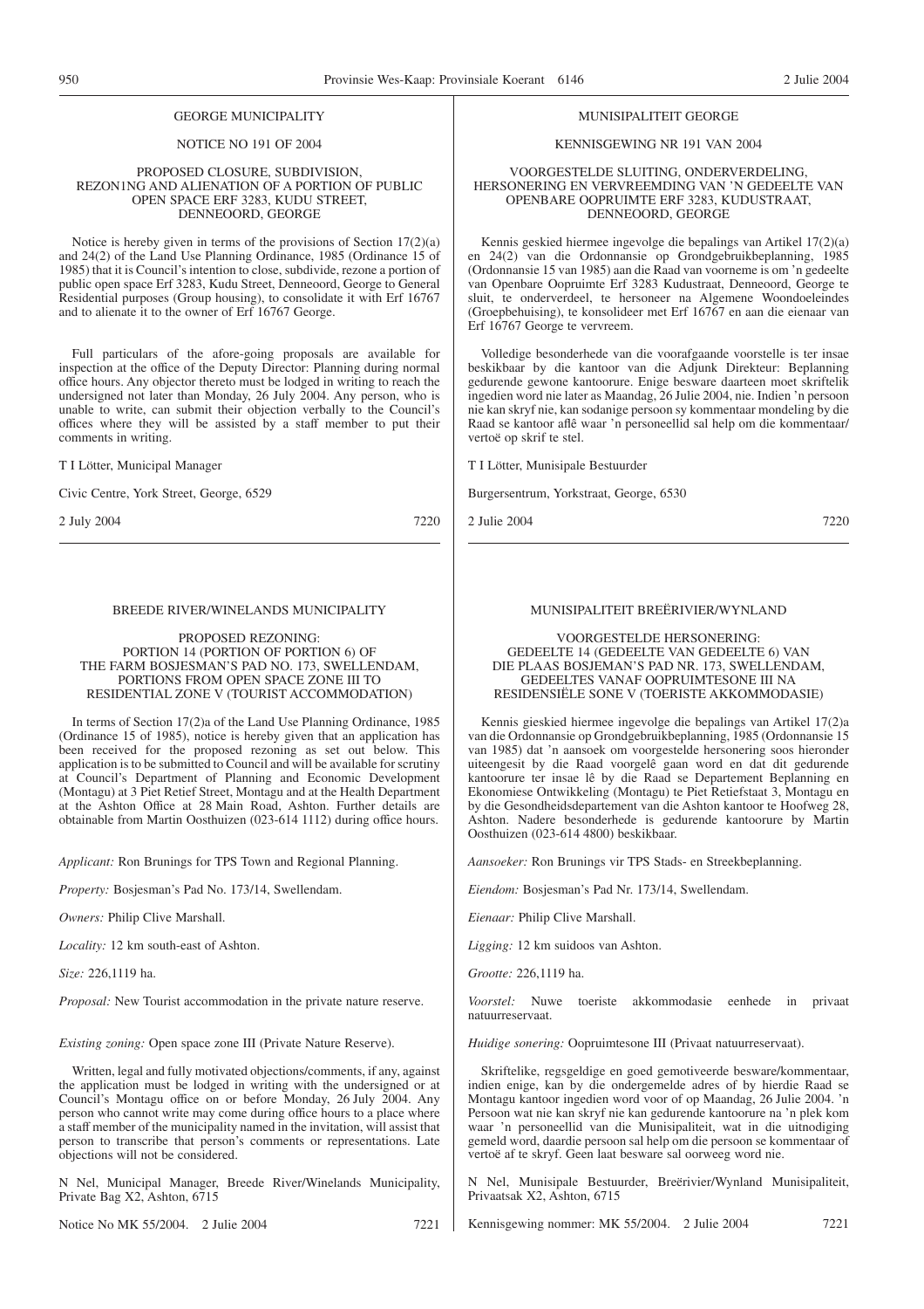GEORGE MUNICIPALITY

NOTICE NO 191 OF 2004

PROPOSED CLOSURE, SUBDIVISION, REZON1NG AND ALIENATION OF A PORTION OF PUBLIC OPEN SPACE ERF 3283, KUDU STREET, DENNEOORD, GEORGE

Notice is hereby given in terms of the provisions of Section 17(2)(a) and 24(2) of the Land Use Planning Ordinance, 1985 (Ordinance 15 of 1985) that it is Council's intention to close, subdivide, rezone a portion of public open space Erf 3283, Kudu Street, Denneoord, George to General Residential purposes (Group housing), to consolidate it with Erf 16767 and to alienate it to the owner of Erf 16767 George.

Full particulars of the afore-going proposals are available for inspection at the office of the Deputy Director: Planning during normal office hours. Any objector thereto must be lodged in writing to reach the undersigned not later than Monday, 26 July 2004. Any person, who is unable to write, can submit their objection verbally to the Council's offices where they will be assisted by a staff member to put their comments in writing.

T I Lötter, Municipal Manager

Civic Centre, York Street, George, 6529

2 July 2004 7220

MUNISIPALITEIT GEORGE

KENNISGEWING NR 191 VAN 2004

VOORGESTELDE SLUITING, ONDERVERDELING, HERSONERING EN VERVREEMDING VAN 'N GEDEELTE VAN OPENBARE OOPRUIMTE ERF 3283, KUDUSTRAAT, DENNEOORD, GEORGE

Kennis geskied hiermee ingevolge die bepalings van Artikel 17(2)(a) en 24(2) van die Ordonnansie op Grondgebruikbeplanning, 1985 (Ordonnansie 15 van 1985) aan die Raad van voorneme is om 'n gedeelte van Openbare Oopruimte Erf 3283 Kudustraat, Denneoord, George te sluit, te onderverdeel, te hersoneer na Algemene Woondoeleindes (Groepbehuising), te konsolideer met Erf 16767 en aan die eienaar van Erf 16767 George te vervreem.

Volledige besonderhede van die voorafgaande voorstelle is ter insae beskikbaar by die kantoor van die Adjunk Direkteur: Beplanning gedurende gewone kantoorure. Enige besware daarteen moet skriftelik ingedien word nie later as Maandag, 26 Julie 2004, nie. Indien 'n persoon nie kan skryf nie, kan sodanige persoon sy kommentaar mondeling by die Raad se kantoor aflê waar 'n personeellid sal help om die kommentaar/vertoë op skrif te stel.

T I Lötter, Munisipale Bestuurder

Burgersentrum, Yorkstraat, George, 6530

2 Julie 2004 7220

BREEDE RIVER/WINELANDS MUNICIPALITY

PROPOSED REZONING: PORTION 14 (PORTION OF PORTION 6) OF THE FARM BOSJESMAN'S PAD NO. 173, SWELLENDAM, PORTIONS FROM OPEN SPACE ZONE III TO RESIDENTIAL ZONE V (TOURIST ACCOMMODATION)

In terms of Section 17(2)a of the Land Use Planning Ordinance, 1985 (Ordinance 15 of 1985), notice is hereby given that an application has been received for the proposed rezoning as set out below. This application is to be submitted to Council and will be available for scrutiny at Council's Department of Planning and Economic Development (Montagu) at 3 Piet Retief Street, Montagu and at the Health Department at the Ashton Office at 28 Main Road, Ashton. Further details are obtainable from Martin Oosthuizen (023-614 1112) during office hours.

*Applicant:* Ron Brunings for TPS Town and Regional Planning.

*Property:* Bosjesman's Pad No. 173/14, Swellendam.

*Owners:* Philip Clive Marshall.

*Locality:* 12 km south-east of Ashton.

*Size:* 226,1119 ha.

*Proposal:* New Tourist accommodation in the private nature reserve.

*Existing zoning:* Open space zone III (Private Nature Reserve).

Written, legal and fully motivated objections/comments, if any, against the application must be lodged in writing with the undersigned or at Council's Montagu office on or before Monday, 26 July 2004. Any person who cannot write may come during office hours to a place where a staff member of the municipality named in the invitation, will assist that person to transcribe that person's comments or representations. Late objections will not be considered.

N Nel, Municipal Manager, Breede River/Winelands Municipality, Private Bag X2, Ashton, 6715

Notice No MK 55/2004. 2 Julie 2004 7221

MUNISIPALITEIT BREËRIVIER/WYNLAND

VOORGESTELDE HERSONERING: GEDEELTE 14 (GEDEELTE VAN GEDEELTE 6) VAN DIE PLAAS BOSJEMAN'S PAD NR. 173, SWELLENDAM, GEDEELTES VANAF OOPRUIMTESONE III NA RESIDENSIËLE SONE V (TOERISTE AKKOMMODASIE)

Kennis gieskied hiermee ingevolge die bepalings van Artikel 17(2)a van die Ordonnansie op Grondgebruikbeplanning, 1985 (Ordonnansie 15 van 1985) dat 'n aansoek om voorgestelde hersonering soos hieronder uiteengesit by die Raad voorgelê gaan word en dat dit gedurende kantoorure ter insae lê by die Raad se Departement Beplanning en Ekonomiese Ontwikkeling (Montagu) te Piet Retiefstaat 3, Montagu en by die Gesondheidsdepartement van die Ashton kantoor te Hoofweg 28, Ashton. Nadere besonderhede is gedurende kantoorure by Martin Oosthuizen (023-614 4800) beskikbaar.

*Aansoeker:* Ron Brunings vir TPS Stads- en Streekbeplanning.

*Eiendom:* Bosjesman's Pad Nr. 173/14, Swellendam.

*Eienaar:* Philip Clive Marshall.

*Ligging:* 12 km suidoos van Ashton.

*Grootte:* 226,1119 ha.

*Voorstel:* Nuwe toeriste akkommodasie eenhede in privaat natuurreservaat.

*Huidige sonering:* Oopruimtesone III (Privaat natuurreservaat).

Skriftelike, regsgeldige en goed gemotiveerde besware/kommentaar, indien enige, kan by die ondergemelde adres of by hierdie Raad se Montagu kantoor ingedien word voor of op Maandag, 26 Julie 2004. 'n Persoon wat nie kan skryf nie kan gedurende kantoorure na 'n plek kom waar 'n personeellid van die Munisipaliteit, wat in die uitnodiging gemeld word, daardie persoon sal help om die persoon se kommentaar of vertoë af te skryf. Geen laat besware sal oorweeg word nie.

N Nel, Munisipale Bestuurder, Breërivier/Wynland Munisipaliteit, Privaatsak X2, Ashton, 6715

Kennisgewing nommer: MK 55/2004. 2 Julie 2004 7221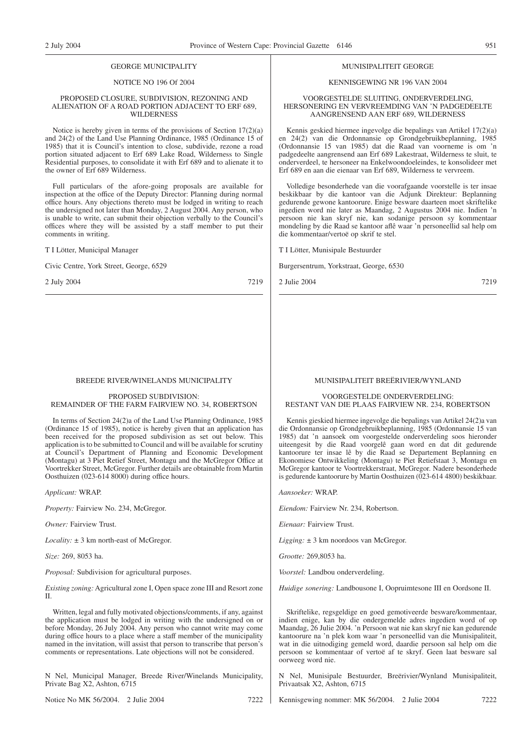GEORGE MUNICIPALITY

NOTICE NO 196 Of 2004

PROPOSED CLOSURE, SUBDIVISION, REZONING AND ALIENATION OF A ROAD PORTION ADJACENT TO ERF 689, WILDERNESS

Notice is hereby given in terms of the provisions of Section 17(2)(a) and 24(2) of the Land Use Planning Ordinance, 1985 (Ordinance 15 of 1985) that it is Council's intention to close, subdivide, rezone a road portion situated adjacent to Erf 689 Lake Road, Wilderness to Single Residential purposes, to consolidate it with Erf 689 and to alienate it to the owner of Erf 689 Wilderness.

Full particulars of the afore-going proposals are available for inspection at the office of the Deputy Director: Planning during normal office hours. Any objections thereto must be lodged in writing to reach the undersigned not later than Monday, 2 August 2004. Any person, who is unable to write, can submit their objection verbally to the Council's offices where they will be assisted by a staff member to put their comments in writing.

T I Lötter, Municipal Manager

Civic Centre, York Street, George, 6529

2 July 2004 7219

---

MUNISIPALITEIT GEORGE

KENNISGEWING NR 196 VAN 2004

VOORGESTELDE SLUITING, ONDERVERDELING, HERSONERING EN VERVREEMDING VAN 'N PADGEDEELTE AANGRENSEND AAN ERF 689, WILDERNESS

Kennis geskied hiermee ingevolge die bepalings van Artikel 17(2)(a) en 24(2) van die Ordonnansie op Grondgebruikbeplanning, 1985 (Ordonnansie 15 van 1985) dat die Raad van voorneme is om 'n padgedeelte aangrensend aan Erf 689 Lakestraat, Wilderness te sluit, te onderverdeel, te hersoneer na Enkelwoondoeleindes, te konsolideer met Erf 689 en aan die eienaar van Erf 689, Wilderness te vervreem.

Volledige besonderhede van die voorafgaande voorstelle is ter insae beskikbaar by die kantoor van die Adjunk Direkteur: Beplanning gedurende gewone kantoorure. Enige besware daarteen moet skriftelike ingedien word nie later as Maandag, 2 Augustus 2004 nie. Indien 'n persoon nie kan skryf nie, kan sodanige persoon sy kommentaar mondeling by die Raad se kantoor aflê waar 'n personeellid sal help om die kommentaar/vertoë op skrif te stel.

T I Lötter, Munisipale Bestuurder

Burgersentrum, Yorkstraat, George, 6530

2 Julie 2004 7219

---

BREEDE RIVER/WINELANDS MUNICIPALITY

PROPOSED SUBDIVISION:
REMAINDER OF THE FARM FAIRVIEW NO. 34, ROBERTSON

In terms of Section 24(2)a of the Land Use Planning Ordinance, 1985 (Ordinance 15 of 1985), notice is hereby given that an application has been received for the proposed subdivision as set out below. This application is to be submitted to Council and will be available for scrutiny at Council's Department of Planning and Economic Development (Montagu) at 3 Piet Retief Street, Montagu and the McGregor Office at Voortrekker Street, McGregor. Further details are obtainable from Martin Oosthuizen (023-614 8000) during office hours.

*Applicant:* WRAP.

*Property:* Fairview No. 234, McGregor.

*Owner:* Fairview Trust.

*Locality:* ± 3 km north-east of McGregor.

*Size:* 269, 8053 ha.

*Proposal:* Subdivision for agricultural purposes.

*Existing zoning:* Agricultural zone I, Open space zone III and Resort zone II.

Written, legal and fully motivated objections/comments, if any, against the application must be lodged in writing with the undersigned on or before Monday, 26 July 2004. Any person who cannot write may come during office hours to a place where a staff member of the municipality named in the invitation, will assist that person to transcribe that person's comments or representations. Late objections will not be considered.

N Nel, Municipal Manager, Breede River/Winelands Municipality, Private Bag X2, Ashton, 6715

Notice No MK 56/2004. 2 Julie 2004 7222

---

MUNISIPALITEIT BREËRIVIER/WYNLAND

VOORGESTELDE ONDERVERDELING:
RESTANT VAN DIE PLAAS FAIRVIEW NR. 234, ROBERTSON

Kennis gieskied hiermee ingevolge die bepalings van Artikel 24(2)a van die Ordonnansie op Grondgebruikbeplanning, 1985 (Ordonnansie 15 van 1985) dat 'n aansoek om voorgestelde onderverdeling soos hieronder uiteengesit by die Raad voorgelê gaan word en dat dit gedurende kantoorure ter insae lê by die Raad se Departement Beplanning en Ekonomiese Ontwikkeling (Montagu) te Piet Retiefstaat 3, Montagu en McGregor kantoor te Voortrekkerstraat, McGregor. Nadere besonderhede is gedurende kantoorure by Martin Oosthuizen (023-614 4800) beskikbaar.

*Aansoeker:* WRAP.

*Eiendom:* Fairview Nr. 234, Robertson.

*Eienaar:* Fairview Trust.

*Ligging:* ± 3 km noordoos van McGregor.

*Grootte:* 269,8053 ha.

*Voorstel:* Landbou onderverdeling.

*Huidige sonering:* Landbousone I, Oopruimtesone III en Oordsone II.

Skriftelike, regsgeldige en goed gemotiveerde besware/kommentaar, indien enige, kan by die ondergemelde adres ingedien word of op Maandag, 26 Julie 2004. 'n Persoon wat nie kan skryf nie kan gedurende kantoorure na 'n plek kom waar 'n personeellid van die Munisipaliteit, wat in die uitnodiging gemeld word, daardie persoon sal help om die persoon se kommentaar of vertoë af te skryf. Geen laat besware sal oorweeg word nie.

N Nel, Munisipale Bestuurder, Breërivier/Wynland Munisipaliteit, Privaatsak X2, Ashton, 6715

Kennisgewing nommer: MK 56/2004. 2 Julie 2004 7222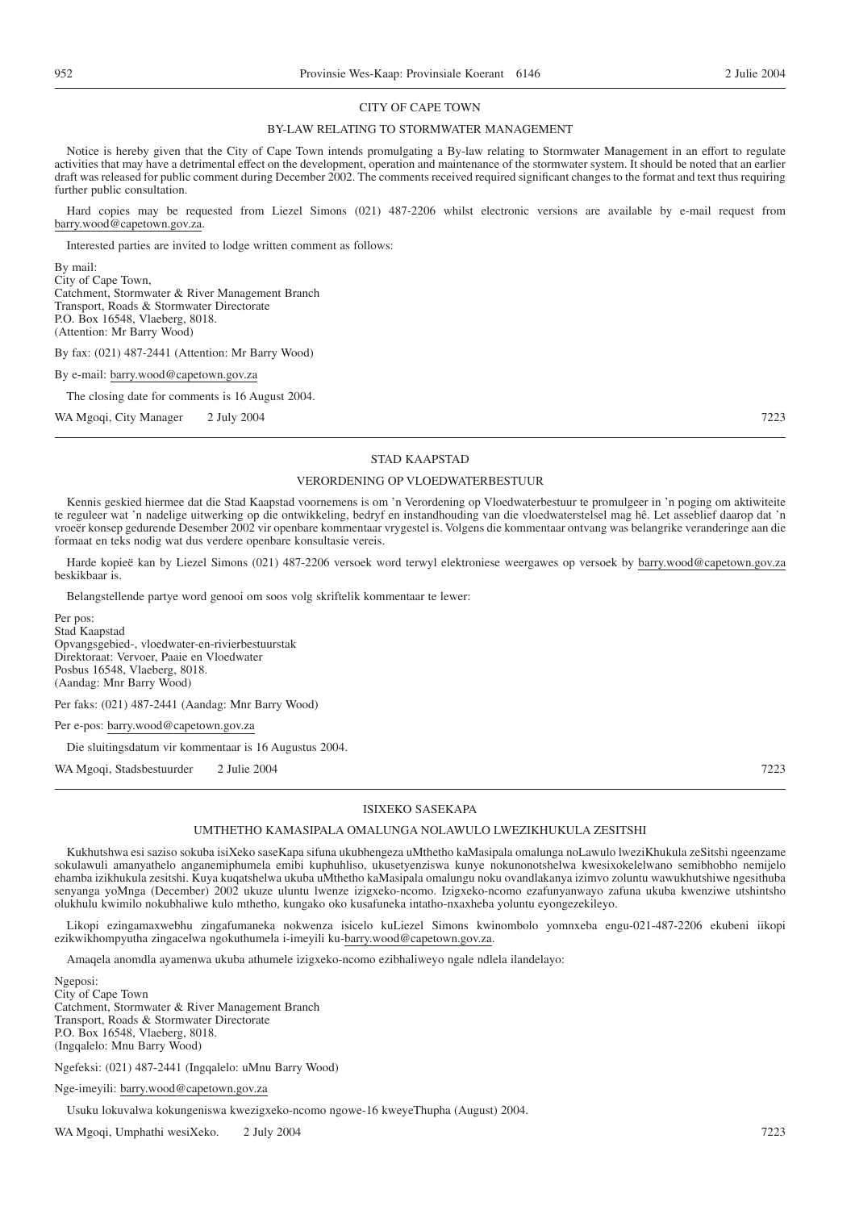## CITY OF CAPE TOWN

### BY-LAW RELATING TO STORMWATER MANAGEMENT

Notice is hereby given that the City of Cape Town intends promulgating a By-law relating to Stormwater Management in an effort to regulate activities that may have a detrimental effect on the development, operation and maintenance of the stormwater system. It should be noted that an earlier draft was released for public comment during December 2002. The comments received required significant changes to the format and text thus requiring further public consultation.

Hard copies may be requested from Liezel Simons (021) 487-2206 whilst electronic versions are available by e-mail request from barry.wood@capetown.gov.za.

Interested parties are invited to lodge written comment as follows:

By mail:
City of Cape Town,
Catchment, Stormwater & River Management Branch
Transport, Roads & Stormwater Directorate
P.O. Box 16548, Vlaeberg, 8018.
(Attention: Mr Barry Wood)

By fax: (021) 487-2441 (Attention: Mr Barry Wood)

By e-mail: barry.wood@capetown.gov.za

The closing date for comments is 16 August 2004.

WA Mgoqi, City Manager 2 July 2004 7223

---

## STAD KAAPSTAD

### VERORDENING OP VLOEDWATERBESTUUR

Kennis geskied hiermee dat die Stad Kaapstad voornemens is om 'n Verordening op Vloedwaterbestuur te promulgeer in 'n poging om aktiwiteite te reguleer wat 'n nadelige uitwerking op die ontwikkeling, bedryf en instandhouding van die vloedwaterstelsel mag hê. Let asseblief daarop dat 'n vroeër konsep gedurende Desember 2002 vir openbare kommentaar vrygestel is. Volgens die kommentaar ontvang was belangrike veranderinge aan die formaat en teks nodig wat dus verdere openbare konsultasie vereis.

Harde kopieë kan by Liezel Simons (021) 487-2206 versoek word terwyl elektroniese weergawes op versoek by barry.wood@capetown.gov.za beskikbaar is.

Belangstellende partye word genooi om soos volg skriftelik kommentaar te lewer:

Per pos:
Stad Kaapstad
Opvangsgebied-, vloedwater-en-rivierbestuurstak
Direktoraat: Vervoer, Paaie en Vloedwater
Posbus 16548, Vlaeberg, 8018.
(Aandag: Mnr Barry Wood)

Per faks: (021) 487-2441 (Aandag: Mnr Barry Wood)

Per e-pos: barry.wood@capetown.gov.za

Die sluitingsdatum vir kommentaar is 16 Augustus 2004.

WA Mgoqi, Stadsbestuurder 2 Julie 2004 7223

---

## ISIXEKO SASEKAPA

### UMTHETHO KAMASIPALA OMALUNGA NOLAWULO LWEZIKHUKULA ZESITSHI

Kukhutshwa esi saziso sokuba isiXeko saseKapa sifuna ukubhengeza uMthetho kaMasipala omalunga noLawulo lweziKhukula zeSitshi ngeenzame sokulawuli amanyathelo anganemiphumela emibi kuphuhliso, ukusetyenziswa kunye nokunonotshelwa kwesixokelelwano semibhobho nemijelo ehamba izikhukula zesitshi. Kuya kuqatshelwa ukuba uMthetho kaMasipala omalungu noku ovandlakanya izimvo zoluntu wawukhutshiwe ngesithuba senyanga yoMnga (December) 2002 ukuze uluntu lwenze izigxeko-ncomo. Izigxeko-ncomo ezafunyanwayo zafuna ukuba kwenziwe utshintsho olukhulu kwimilo nokubhaliwe kulo mthetho, kungako oko kusafuneka intatho-nxaxheba yoluntu eyongezekileyo.

Likopi ezingamaxwebhu zingafumaneka nokwenza isicelo kuLiezel Simons kwinombolo yomnxeba engu-021-487-2206 ekubeni iikopi ezikwikhompyutha zingacelwa ngokuthumela i-imeyili ku-barry.wood@capetown.gov.za.

Amaqela anomdla ayamenwa ukuba athumele izigxeko-ncomo ezibhaliweyo ngale ndlela ilandelayo:

Ngeposi:
City of Cape Town
Catchment, Stormwater & River Management Branch
Transport, Roads & Stormwater Directorate
P.O. Box 16548, Vlaeberg, 8018.
(Ingqalelo: Mnu Barry Wood)

Ngefeksi: (021) 487-2441 (Ingqalelo: uMnu Barry Wood)

Nge-imeyili: barry.wood@capetown.gov.za

Usuku lokuvalwa kokungeniswa kwezigxeko-ncomo ngowe-16 kweyeThupha (August) 2004.

WA Mgoqi, Umphathi wesiXeko. 2 July 2004 7223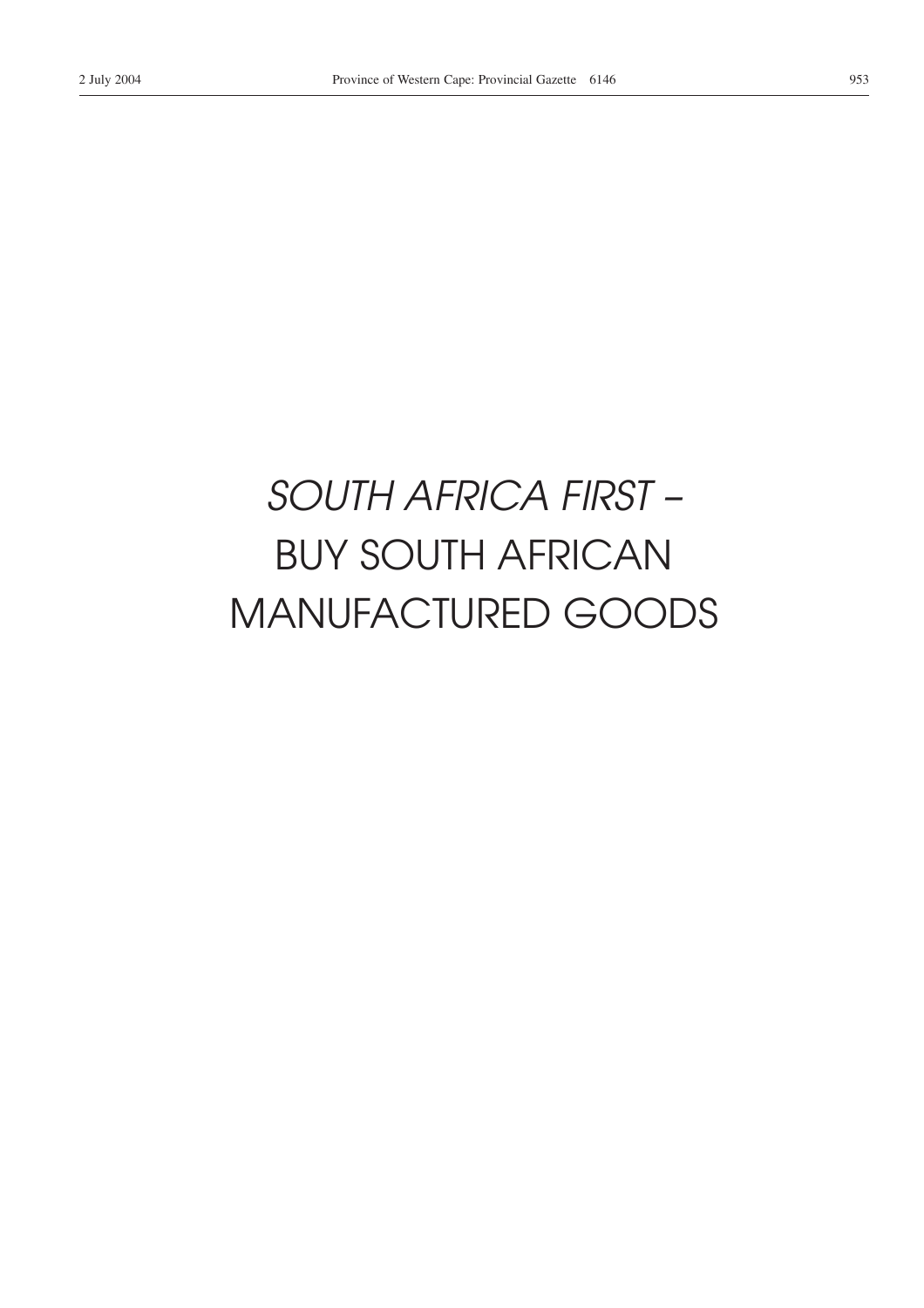*SOUTH AFRICA FIRST –*

BUY SOUTH AFRICAN MANUFACTURED GOODS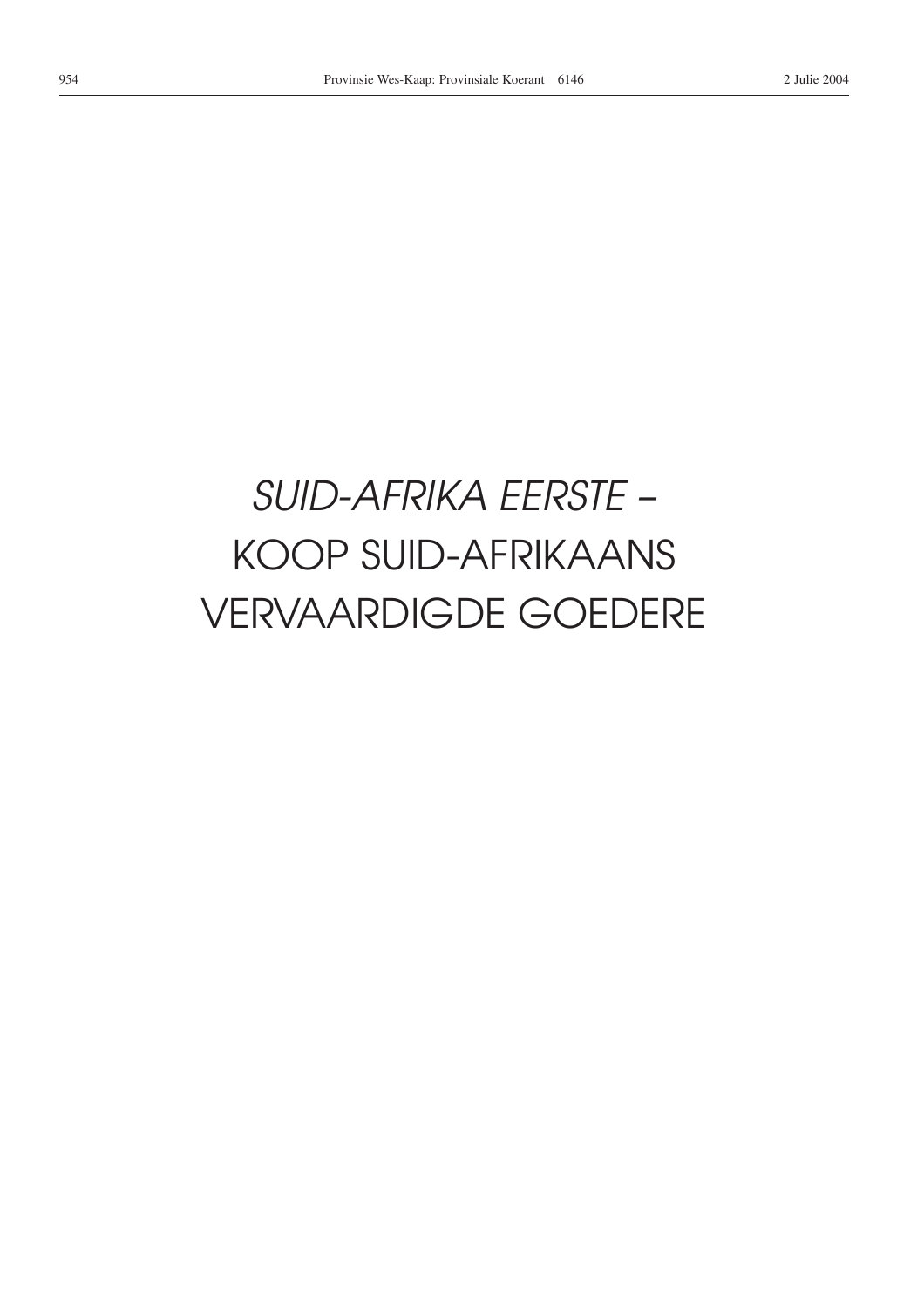*SUID-AFRIKA EERSTE –*

KOOP SUID-AFRIKAANS VERVAARDIGDE GOEDERE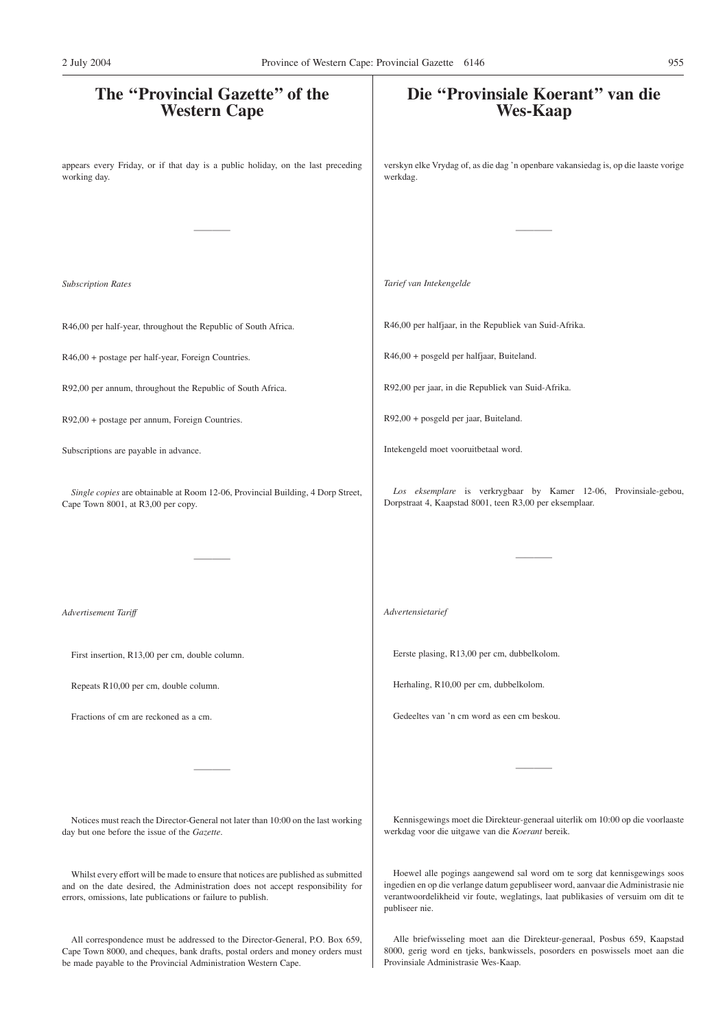# The "Provincial Gazette" of the Western Cape

appears every Friday, or if that day is a public holiday, on the last preceding working day.

---

*Subscription Rates*

R46,00 per half-year, throughout the Republic of South Africa.

R46,00 + postage per half-year, Foreign Countries.

R92,00 per annum, throughout the Republic of South Africa.

R92,00 + postage per annum, Foreign Countries.

Subscriptions are payable in advance.

*Single copies* are obtainable at Room 12-06, Provincial Building, 4 Dorp Street, Cape Town 8001, at R3,00 per copy.

---

*Advertisement Tariff*

First insertion, R13,00 per cm, double column.

Repeats R10,00 per cm, double column.

Fractions of cm are reckoned as a cm.

---

Notices must reach the Director-General not later than 10:00 on the last working day but one before the issue of the *Gazette*.

Whilst every effort will be made to ensure that notices are published as submitted and on the date desired, the Administration does not accept responsibility for errors, omissions, late publications or failure to publish.

All correspondence must be addressed to the Director-General, P.O. Box 659, Cape Town 8000, and cheques, bank drafts, postal orders and money orders must be made payable to the Provincial Administration Western Cape.

# Die "Provinsiale Koerant" van die Wes-Kaap

verskyn elke Vrydag of, as die dag 'n openbare vakansiedag is, op die laaste vorige werkdag.

---

*Tarief van Intekengelde*

R46,00 per halfjaar, in die Republiek van Suid-Afrika.

R46,00 + posgeld per halfjaar, Buiteland.

R92,00 per jaar, in die Republiek van Suid-Afrika.

R92,00 + posgeld per jaar, Buiteland.

Intekengeld moet vooruitbetaal word.

*Los eksemplare* is verkrygbaar by Kamer 12-06, Provinsiale-gebou, Dorpstraat 4, Kaapstad 8001, teen R3,00 per eksemplaar.

---

*Advertensietarief*

Eerste plasing, R13,00 per cm, dubbelkolom.

Herhaling, R10,00 per cm, dubbelkolom.

Gedeeltes van 'n cm word as een cm beskou.

---

Kennisgewings moet die Direkteur-generaal uiterlik om 10:00 op die voorlaaste werkdag voor die uitgawe van die *Koerant* bereik.

Hoewel alle pogings aangewend sal word om te sorg dat kennisgewings soos ingedien en op die verlangde datum gepubliseer word, aanvaar die Administrasie nie verantwoordelikheid vir foute, weglatings, laat publikasies of versuim om dit te publiseer nie.

Alle briefwisseling moet aan die Direkteur-generaal, Posbus 659, Kaapstad 8000, gerig word en tjeks, bankwissels, posorders en poswissels moet aan die Provinsiale Administrasie Wes-Kaap.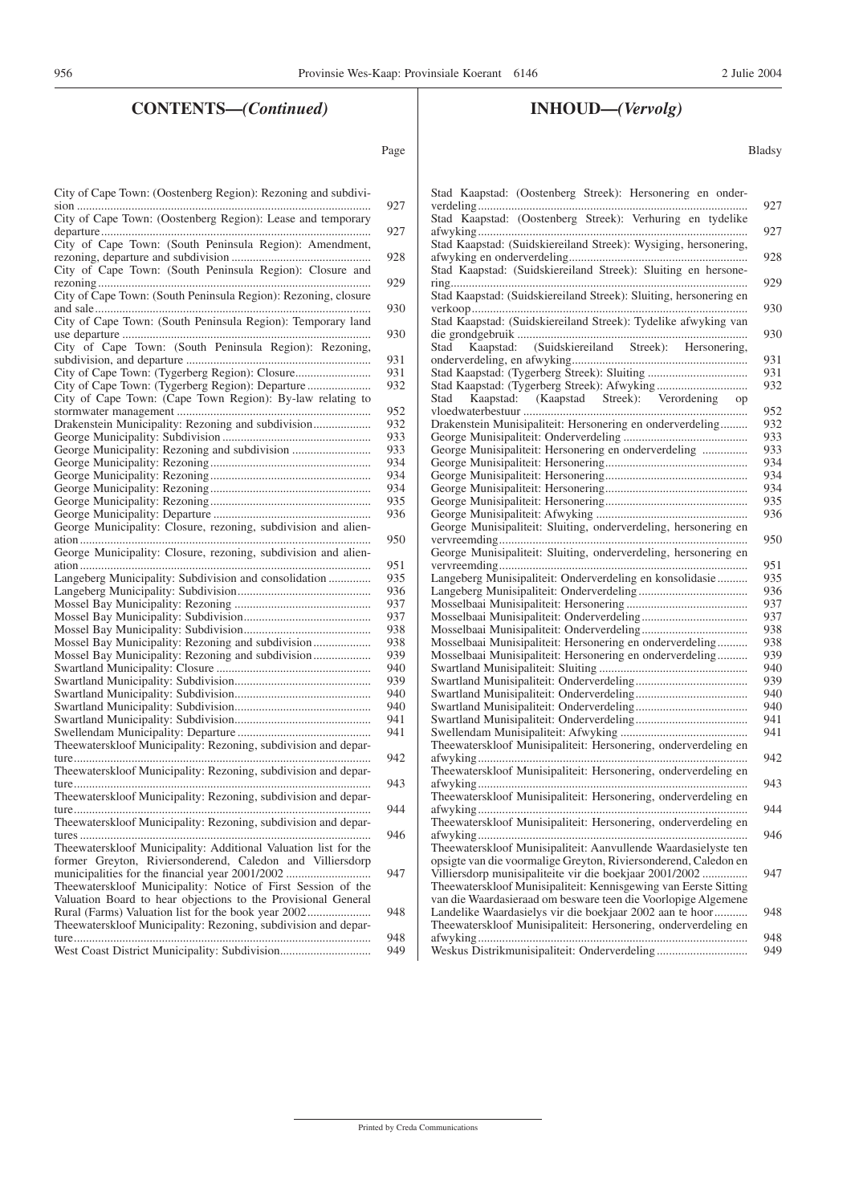## CONTENTS—*(Continued)*

| | Page |
|---|---|
| City of Cape Town: (Oostenberg Region): Rezoning and subdivision | 927 |
| City of Cape Town: (Oostenberg Region): Lease and temporary departure | 927 |
| City of Cape Town: (South Peninsula Region): Amendment, rezoning, departure and subdivision | 928 |
| City of Cape Town: (South Peninsula Region): Closure and rezoning | 929 |
| City of Cape Town: (South Peninsula Region): Rezoning, closure and sale | 930 |
| City of Cape Town: (South Peninsula Region): Temporary land use departure | 930 |
| City of Cape Town: (South Peninsula Region): Rezoning, subdivision, and departure | 931 |
| City of Cape Town: (Tygerberg Region): Closure | 931 |
| City of Cape Town: (Tygerberg Region): Departure | 932 |
| City of Cape Town: (Cape Town Region): By-law relating to stormwater management | 952 |
| Drakenstein Municipality: Rezoning and subdivision | 932 |
| George Municipality: Subdivision | 933 |
| George Municipality: Rezoning and subdivision | 933 |
| George Municipality: Rezoning | 934 |
| George Municipality: Rezoning | 934 |
| George Municipality: Rezoning | 934 |
| George Municipality: Rezoning | 935 |
| George Municipality: Departure | 936 |
| George Municipality: Closure, rezoning, subdivision and alienation | 950 |
| George Municipality: Closure, rezoning, subdivision and alienation | 951 |
| Langeberg Municipality: Subdivision and consolidation | 935 |
| Langeberg Municipality: Subdivision | 936 |
| Mossel Bay Municipality: Rezoning | 937 |
| Mossel Bay Municipality: Subdivision | 937 |
| Mossel Bay Municipality: Subdivision | 938 |
| Mossel Bay Municipality: Rezoning and subdivision | 938 |
| Mossel Bay Municipality: Rezoning and subdivision | 939 |
| Swartland Municipality: Closure | 940 |
| Swartland Municipality: Subdivision | 939 |
| Swartland Municipality: Subdivision | 940 |
| Swartland Municipality: Subdivision | 940 |
| Swartland Municipality: Subdivision | 941 |
| Swellendam Municipality: Departure | 941 |
| Theewaterskloof Municipality: Rezoning, subdivision and departure | 942 |
| Theewaterskloof Municipality: Rezoning, subdivision and departure | 943 |
| Theewaterskloof Municipality: Rezoning, subdivision and departure | 944 |
| Theewaterskloof Municipality: Rezoning, subdivision and departures | 946 |
| Theewaterskloof Municipality: Additional Valuation list for the former Greyton, Riviersonderend, Caledon and Villiersdorp municipalities for the financial year 2001/2002 | 947 |
| Theewaterskloof Municipality: Notice of First Session of the Valuation Board to hear objections to the Provisional General Rural (Farms) Valuation list for the book year 2002 | 948 |
| Theewaterskloof Municipality: Rezoning, subdivision and departure | 948 |
| West Coast District Municipality: Subdivision | 949 |

## INHOUD—*(Vervolg)*

| | Bladsy |
|---|---|
| Stad Kaapstad: (Oostenberg Streek): Hersonering en onderverdeling | 927 |
| Stad Kaapstad: (Oostenberg Streek): Verhuring en tydelike afwyking | 927 |
| Stad Kaapstad: (Suidskiereiland Streek): Wysiging, hersonering, afwyking en onderverdeling | 928 |
| Stad Kaapstad: (Suidskiereiland Streek): Sluiting en hersonering | 929 |
| Stad Kaapstad: (Suidskiereiland Streek): Sluiting, hersonering en verkoop | 930 |
| Stad Kaapstad: (Suidskiereiland Streek): Tydelike afwyking van die grondgebruik | 930 |
| Stad Kaapstad: (Suidskiereiland Streek): Hersonering, onderverdeling, en afwyking | 931 |
| Stad Kaapstad: (Tygerberg Streek): Sluiting | 931 |
| Stad Kaapstad: (Tygerberg Streek): Afwyking | 932 |
| Stad Kaapstad: (Kaapstad Streek): Verordening op vloedwaterbestuur | 952 |
| Drakenstein Munisipaliteit: Hersonering en onderverdeling | 932 |
| George Munisipaliteit: Onderverdeling | 933 |
| George Munisipaliteit: Hersonering en onderverdeling | 933 |
| George Munisipaliteit: Hersonering | 934 |
| George Munisipaliteit: Hersonering | 934 |
| George Munisipaliteit: Hersonering | 934 |
| George Munisipaliteit: Hersonering | 935 |
| George Munisipaliteit: Afwyking | 936 |
| George Munisipaliteit: Sluiting, onderverdeling, hersonering en vervreemding | 950 |
| George Munisipaliteit: Sluiting, onderverdeling, hersonering en vervreemding | 951 |
| Langeberg Munisipaliteit: Onderverdeling en konsolidasie | 935 |
| Langeberg Munisipaliteit: Onderverdeling | 936 |
| Mosselbaai Munisipaliteit: Hersonering | 937 |
| Mosselbaai Munisipaliteit: Onderverdeling | 937 |
| Mosselbaai Munisipaliteit: Onderverdeling | 938 |
| Mosselbaai Munisipaliteit: Hersonering en onderverdeling | 938 |
| Mosselbaai Munisipaliteit: Hersonering en onderverdeling | 939 |
| Swartland Munisipaliteit: Sluiting | 940 |
| Swartland Munisipaliteit: Onderverdeling | 939 |
| Swartland Munisipaliteit: Onderverdeling | 940 |
| Swartland Munisipaliteit: Onderverdeling | 940 |
| Swartland Munisipaliteit: Onderverdeling | 941 |
| Swellendam Munisipaliteit: Afwyking | 941 |
| Theewaterskloof Munisipaliteit: Hersonering, onderverdeling en afwyking | 942 |
| Theewaterskloof Munisipaliteit: Hersonering, onderverdeling en afwyking | 943 |
| Theewaterskloof Munisipaliteit: Hersonering, onderverdeling en afwyking | 944 |
| Theewaterskloof Munisipaliteit: Hersonering, onderverdeling en afwyking | 946 |
| Theewaterskloof Munisipaliteit: Aanvullende Waardasielyste ten opsigte van die voormalige Greyton, Riviersonderend, Caledon en Villiersdorp munisipaliteite vir die boekjaar 2001/2002 | 947 |
| Theewaterskloof Munisipaliteit: Kennisgewing van Eerste Sitting van die Waardasieraad om besware teen die Voorlopige Algemene Landelike Waardasielys vir die boekjaar 2002 aan te hoor | 948 |
| Theewaterskloof Munisipaliteit: Hersonering, onderverdeling en afwyking | 948 |
| Weskus Distrikmunisipaliteit: Onderverdeling | 949 |

Printed by Creda Communications